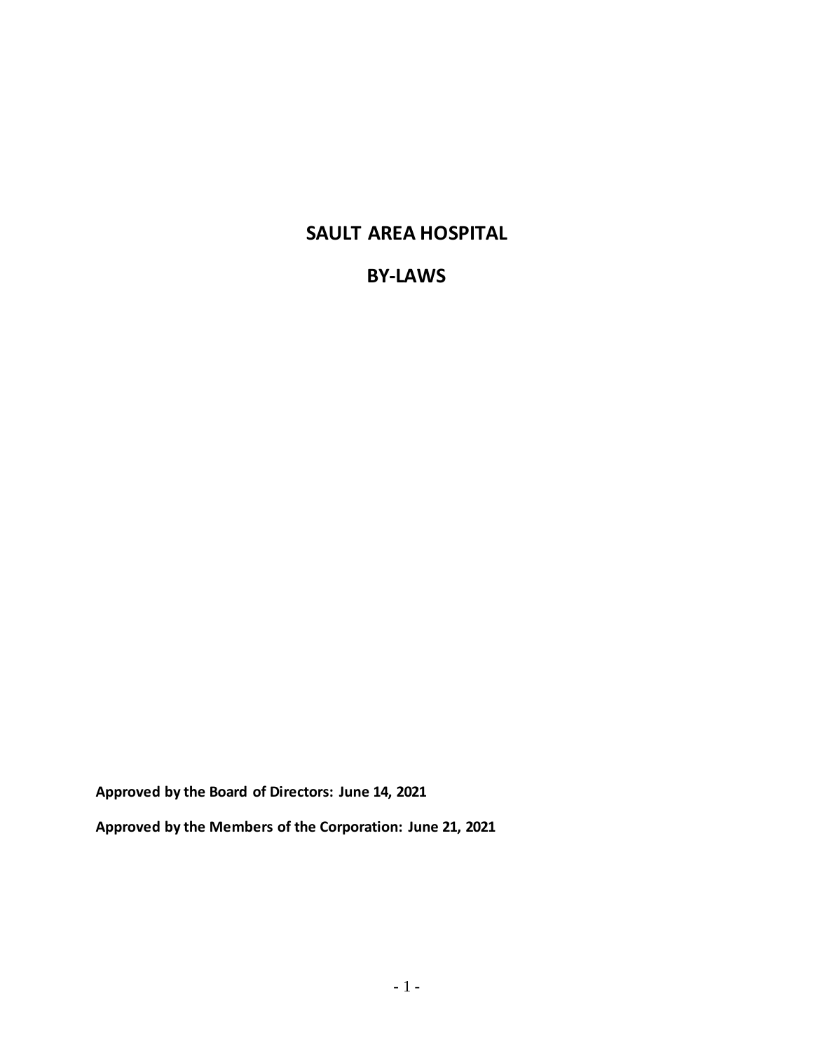# SAULT AREA HOSPITAL

# BY-LAWS

**Approved by the Board of Directors: June 14, 2021**

**Approved by the Members of the Corporation: June 21, 2021**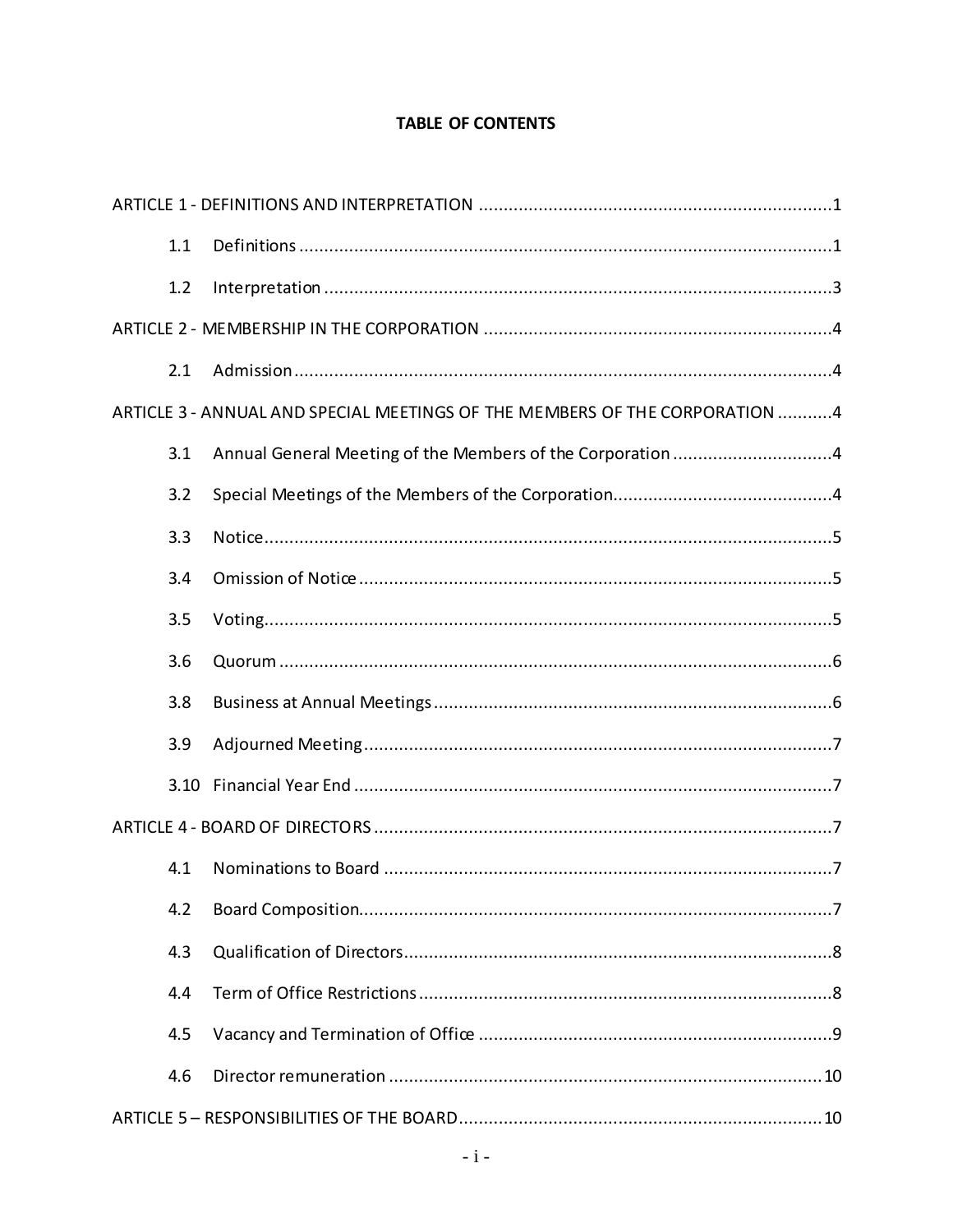**TABLE OF CONTENTS**

ARTICLE 1 - DEFINITIONS AND INTERPRETATION .......................................................................1

1.1 Definitions ..........................................................................................................1

1.2 Interpretation ......................................................................................................3

ARTICLE 2 - MEMBERSHIP IN THE CORPORATION .......................................................................4

2.1 Admission ............................................................................................................4

ARTICLE 3 - ANNUAL AND SPECIAL MEETINGS OF THE MEMBERS OF THE CORPORATION ...........4

3.1 Annual General Meeting of the Members of the Corporation ................................4

3.2 Special Meetings of the Members of the Corporation............................................4

3.3 Notice..................................................................................................................5

3.4 Omission of Notice ...............................................................................................5

3.5 Voting..................................................................................................................5

3.6 Quorum ...............................................................................................................6

3.8 Business at Annual Meetings ................................................................................6

3.9 Adjourned Meeting ..............................................................................................7

3.10 Financial Year End ................................................................................................7

ARTICLE 4 - BOARD OF DIRECTORS ............................................................................................7

4.1 Nominations to Board ..........................................................................................7

4.2 Board Composition...............................................................................................7

4.3 Qualification of Directors......................................................................................8

4.4 Term of Office Restrictions ...................................................................................8

4.5 Vacancy and Termination of Office .......................................................................9

4.6 Director remuneration .......................................................................................10

ARTICLE 5 – RESPONSIBILITIES OF THE BOARD.........................................................................10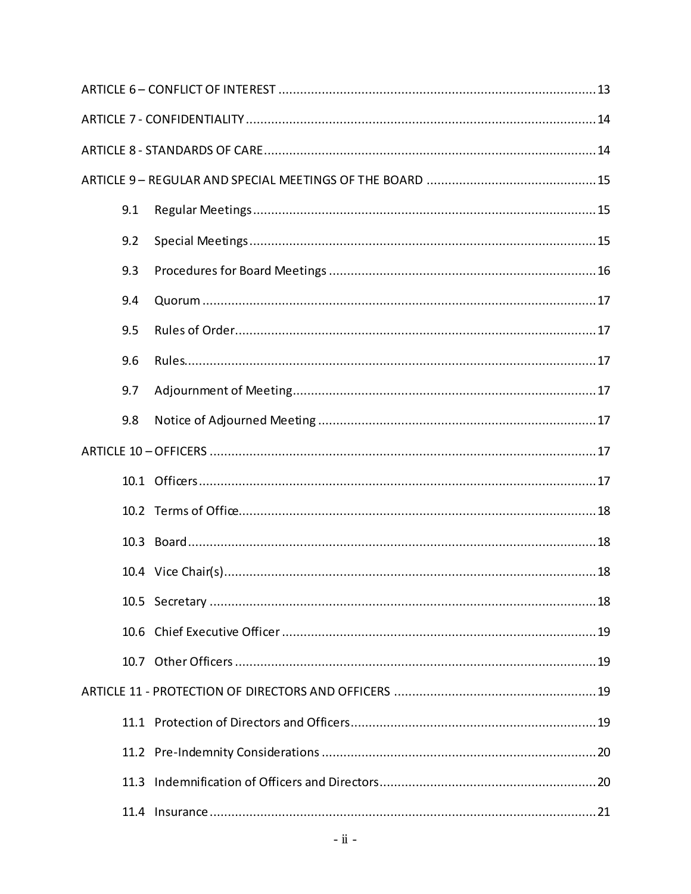ARTICLE 6 – CONFLICT OF INTEREST ........................................................................................ 13

ARTICLE 7 - CONFIDENTIALITY ................................................................................................ 14

ARTICLE 8 - STANDARDS OF CARE ........................................................................................... 14

ARTICLE 9 – REGULAR AND SPECIAL MEETINGS OF THE BOARD ............................................... 15

- 9.1 Regular Meetings ............................................................................................ 15
- 9.2 Special Meetings ............................................................................................. 15
- 9.3 Procedures for Board Meetings ....................................................................... 16
- 9.4 Quorum .......................................................................................................... 17
- 9.5 Rules of Order ................................................................................................. 17
- 9.6 Rules .............................................................................................................. 17
- 9.7 Adjournment of Meeting ................................................................................. 17
- 9.8 Notice of Adjourned Meeting .......................................................................... 17

ARTICLE 10 – OFFICERS ........................................................................................................... 17

- 10.1 Officers .......................................................................................................... 17
- 10.2 Terms of Office ............................................................................................... 18
- 10.3 Board ............................................................................................................. 18
- 10.4 Vice Chair(s) .................................................................................................... 18
- 10.5 Secretary ........................................................................................................ 18
- 10.6 Chief Executive Officer ................................................................................... 19
- 10.7 Other Officers ................................................................................................. 19

ARTICLE 11 - PROTECTION OF DIRECTORS AND OFFICERS ........................................................ 19

- 11.1 Protection of Directors and Officers ................................................................ 19
- 11.2 Pre-Indemnity Considerations ........................................................................ 20
- 11.3 Indemnification of Officers and Directors ....................................................... 20
- 11.4 Insurance ....................................................................................................... 21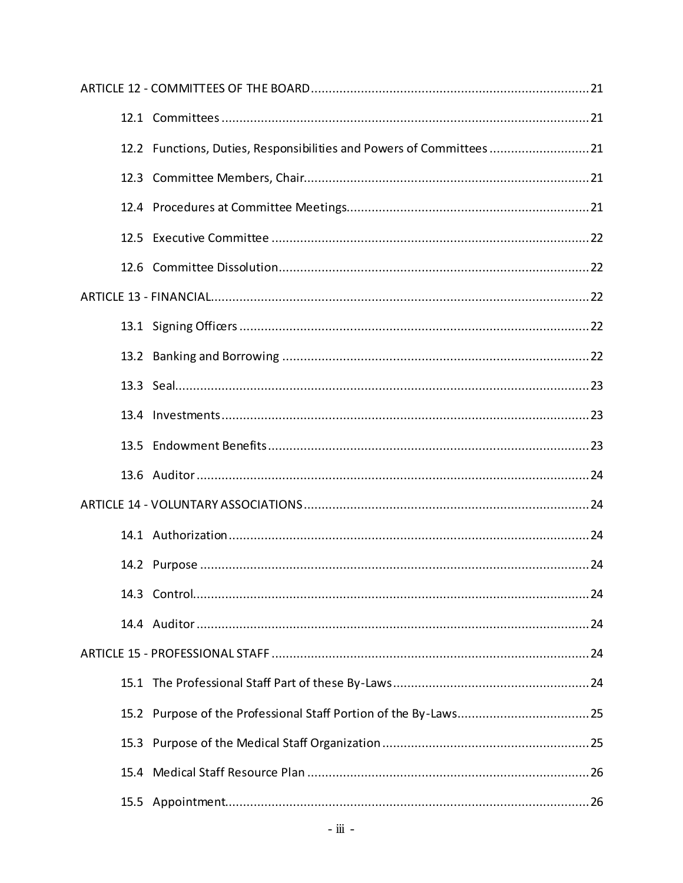ARTICLE 12 - COMMITTEES OF THE BOARD ..... 21

- 12.1 Committees ..... 21
- 12.2 Functions, Duties, Responsibilities and Powers of Committees ..... 21
- 12.3 Committee Members, Chair ..... 21
- 12.4 Procedures at Committee Meetings ..... 21
- 12.5 Executive Committee ..... 22
- 12.6 Committee Dissolution ..... 22

ARTICLE 13 - FINANCIAL ..... 22

- 13.1 Signing Officers ..... 22
- 13.2 Banking and Borrowing ..... 22
- 13.3 Seal ..... 23
- 13.4 Investments ..... 23
- 13.5 Endowment Benefits ..... 23
- 13.6 Auditor ..... 24

ARTICLE 14 - VOLUNTARY ASSOCIATIONS ..... 24

- 14.1 Authorization ..... 24
- 14.2 Purpose ..... 24
- 14.3 Control ..... 24
- 14.4 Auditor ..... 24

ARTICLE 15 - PROFESSIONAL STAFF ..... 24

- 15.1 The Professional Staff Part of these By-Laws ..... 24
- 15.2 Purpose of the Professional Staff Portion of the By-Laws ..... 25
- 15.3 Purpose of the Medical Staff Organization ..... 25
- 15.4 Medical Staff Resource Plan ..... 26
- 15.5 Appointment ..... 26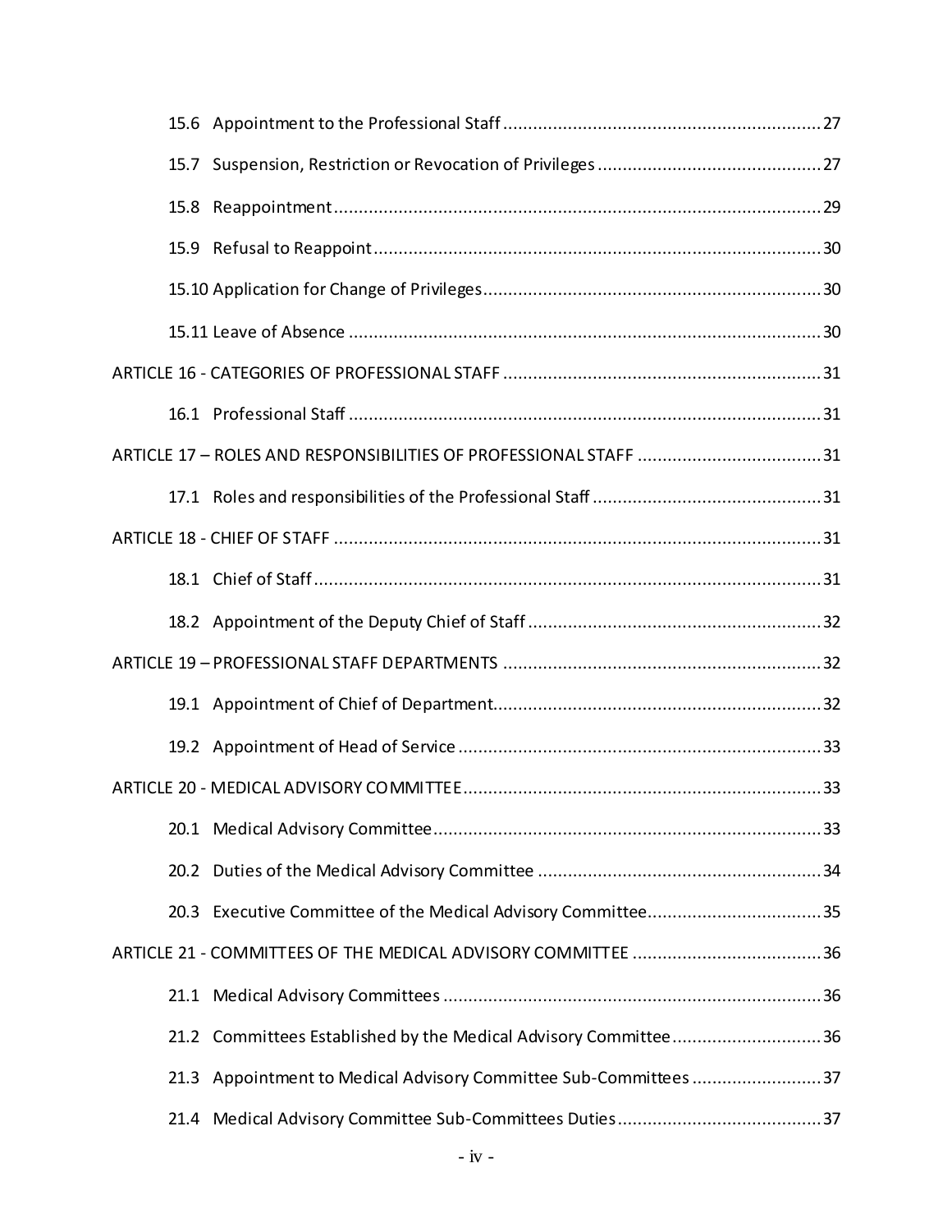15.6 Appointment to the Professional Staff ........ 27

15.7 Suspension, Restriction or Revocation of Privileges ........ 27

15.8 Reappointment ........ 29

15.9 Refusal to Reappoint ........ 30

15.10 Application for Change of Privileges ........ 30

15.11 Leave of Absence ........ 30

ARTICLE 16 - CATEGORIES OF PROFESSIONAL STAFF ........ 31

16.1 Professional Staff ........ 31

ARTICLE 17 – ROLES AND RESPONSIBILITIES OF PROFESSIONAL STAFF ........ 31

17.1 Roles and responsibilities of the Professional Staff ........ 31

ARTICLE 18 - CHIEF OF STAFF ........ 31

18.1 Chief of Staff ........ 31

18.2 Appointment of the Deputy Chief of Staff ........ 32

ARTICLE 19 – PROFESSIONAL STAFF DEPARTMENTS ........ 32

19.1 Appointment of Chief of Department ........ 32

19.2 Appointment of Head of Service ........ 33

ARTICLE 20 - MEDICAL ADVISORY COMMITTEE ........ 33

20.1 Medical Advisory Committee ........ 33

20.2 Duties of the Medical Advisory Committee ........ 34

20.3 Executive Committee of the Medical Advisory Committee ........ 35

ARTICLE 21 - COMMITTEES OF THE MEDICAL ADVISORY COMMITTEE ........ 36

21.1 Medical Advisory Committees ........ 36

21.2 Committees Established by the Medical Advisory Committee ........ 36

21.3 Appointment to Medical Advisory Committee Sub-Committees ........ 37

21.4 Medical Advisory Committee Sub-Committees Duties ........ 37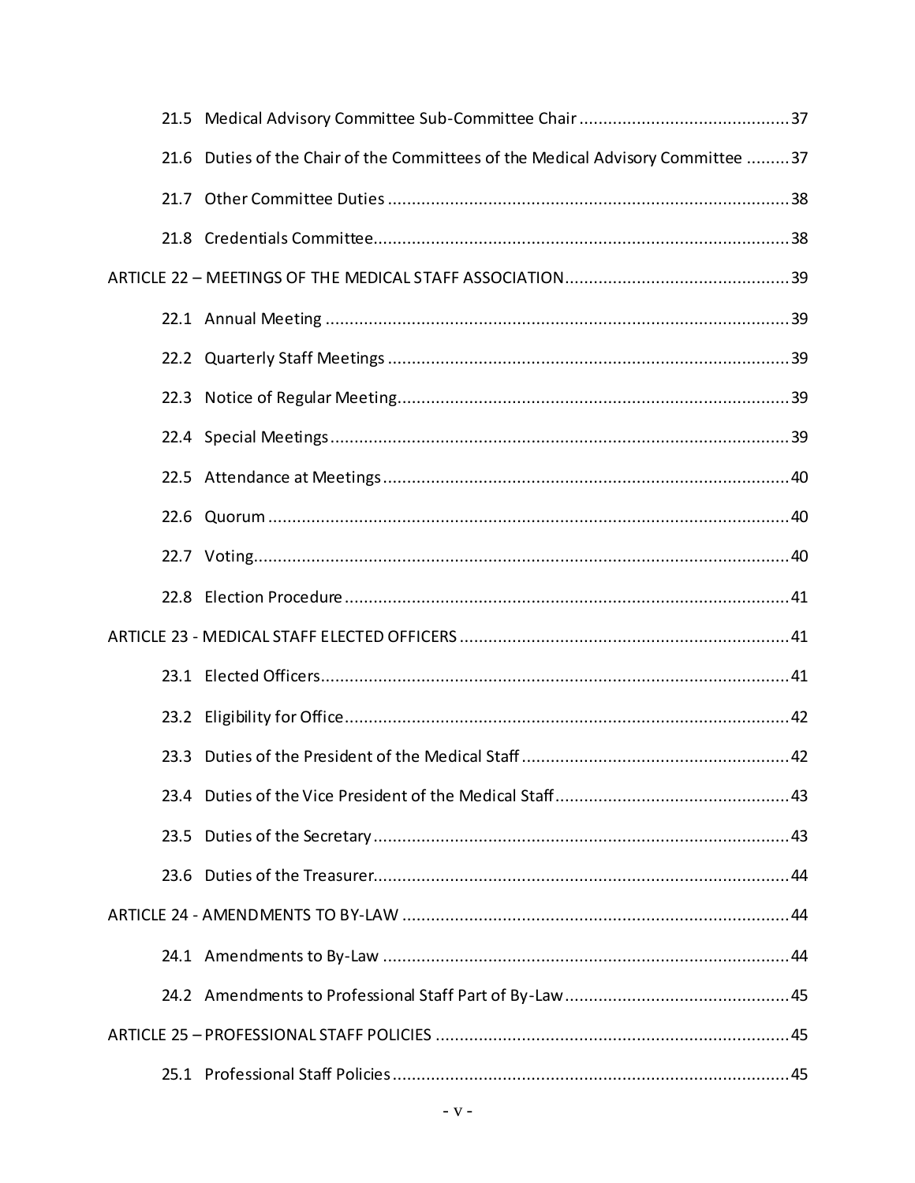21.5 Medical Advisory Committee Sub-Committee Chair ........................................ 37

21.6 Duties of the Chair of the Committees of the Medical Advisory Committee ......... 37

21.7 Other Committee Duties ........................................................................... 38

21.8 Credentials Committee.............................................................................. 38

ARTICLE 22 – MEETINGS OF THE MEDICAL STAFF ASSOCIATION............................................... 39

22.1 Annual Meeting ........................................................................................ 39

22.2 Quarterly Staff Meetings ........................................................................... 39

22.3 Notice of Regular Meeting......................................................................... 39

22.4 Special Meetings ....................................................................................... 39

22.5 Attendance at Meetings ............................................................................ 40

22.6 Quorum .................................................................................................... 40

22.7 Voting....................................................................................................... 40

22.8 Election Procedure .................................................................................... 41

ARTICLE 23 - MEDICAL STAFF ELECTED OFFICERS ..................................................................... 41

23.1 Elected Officers......................................................................................... 41

23.2 Eligibility for Office.................................................................................... 42

23.3 Duties of the President of the Medical Staff ............................................... 42

23.4 Duties of the Vice President of the Medical Staff........................................ 43

23.5 Duties of the Secretary .............................................................................. 43

23.6 Duties of the Treasurer.............................................................................. 44

ARTICLE 24 - AMENDMENTS TO BY-LAW ................................................................................. 44

24.1 Amendments to By-Law ............................................................................ 44

24.2 Amendments to Professional Staff Part of By-Law ...................................... 45

ARTICLE 25 – PROFESSIONAL STAFF POLICIES .......................................................................... 45

25.1 Professional Staff Policies .......................................................................... 45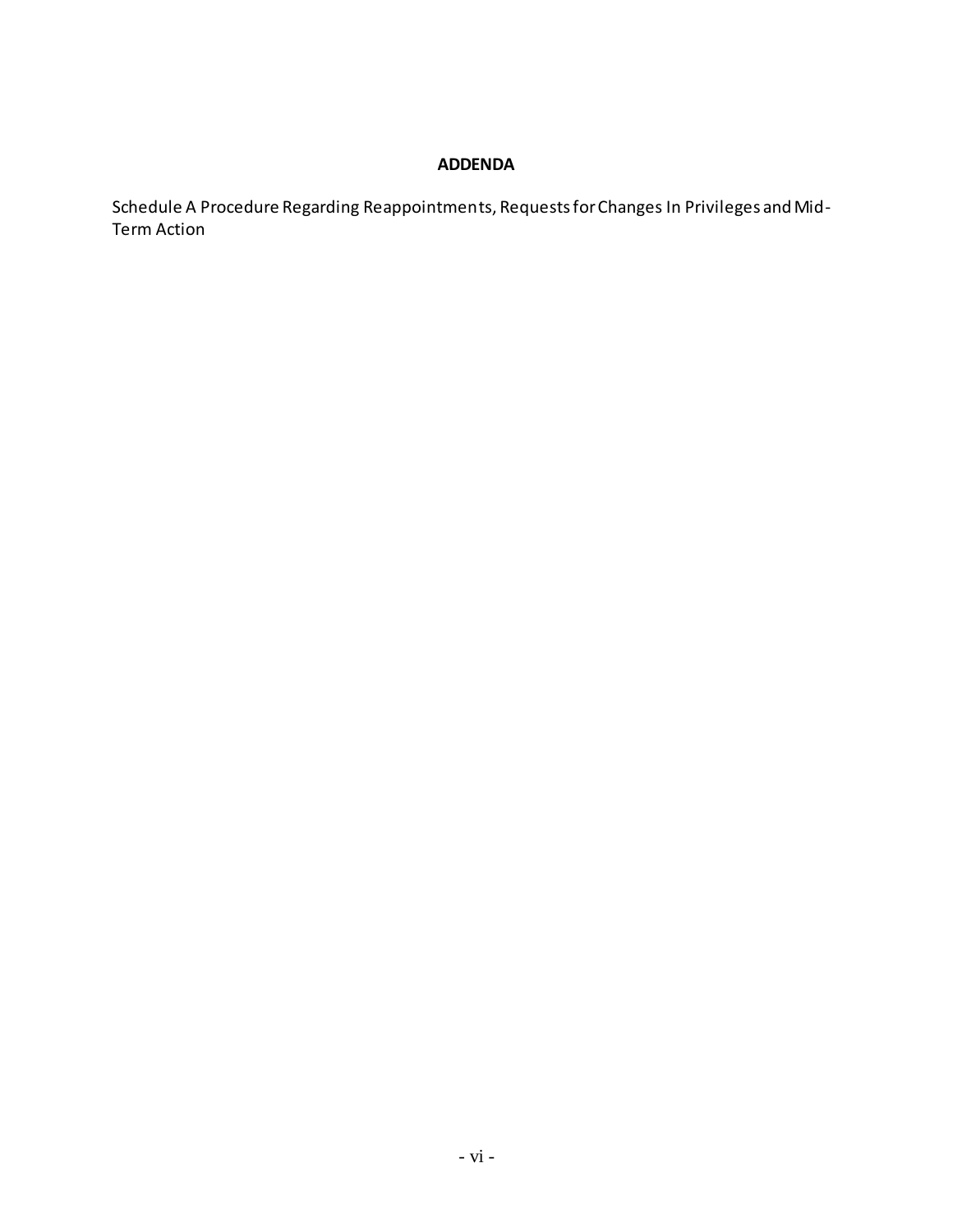**ADDENDA**

Schedule A Procedure Regarding Reappointments, Requests for Changes In Privileges and Mid-Term Action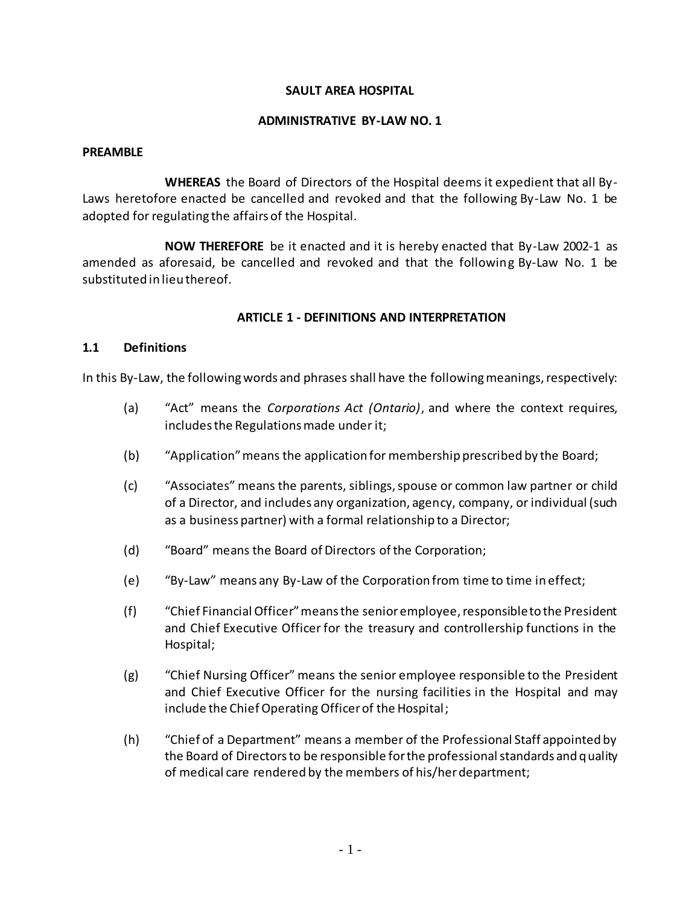**SAULT AREA HOSPITAL**

**ADMINISTRATIVE BY-LAW NO. 1**

**PREAMBLE**

**WHEREAS** the Board of Directors of the Hospital deems it expedient that all By-Laws heretofore enacted be cancelled and revoked and that the following By-Law No. 1 be adopted for regulating the affairs of the Hospital.

**NOW THEREFORE** be it enacted and it is hereby enacted that By-Law 2002-1 as amended as aforesaid, be cancelled and revoked and that the following By-Law No. 1 be substituted in lieu thereof.

## ARTICLE 1 - DEFINITIONS AND INTERPRETATION

### 1.1 Definitions

In this By-Law, the following words and phrases shall have the following meanings, respectively:

(a) "Act" means the *Corporations Act (Ontario)*, and where the context requires, includes the Regulations made under it;

(b) "Application" means the application for membership prescribed by the Board;

(c) "Associates" means the parents, siblings, spouse or common law partner or child of a Director, and includes any organization, agency, company, or individual (such as a business partner) with a formal relationship to a Director;

(d) "Board" means the Board of Directors of the Corporation;

(e) "By-Law" means any By-Law of the Corporation from time to time in effect;

(f) "Chief Financial Officer" means the senior employee, responsible to the President and Chief Executive Officer for the treasury and controllership functions in the Hospital;

(g) "Chief Nursing Officer" means the senior employee responsible to the President and Chief Executive Officer for the nursing facilities in the Hospital and may include the Chief Operating Officer of the Hospital;

(h) "Chief of a Department" means a member of the Professional Staff appointed by the Board of Directors to be responsible for the professional standards and quality of medical care rendered by the members of his/her department;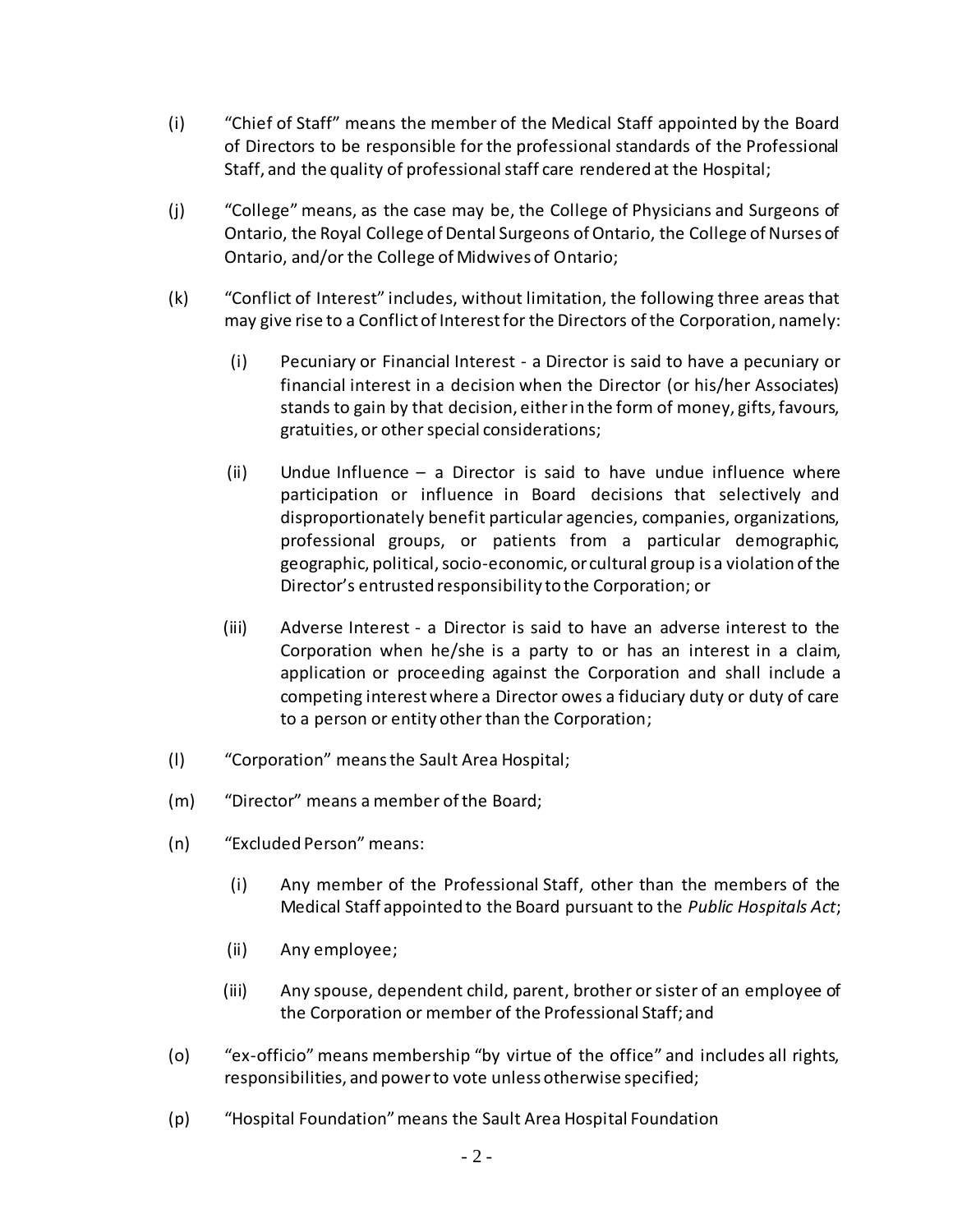(i) "Chief of Staff" means the member of the Medical Staff appointed by the Board of Directors to be responsible for the professional standards of the Professional Staff, and the quality of professional staff care rendered at the Hospital;

(j) "College" means, as the case may be, the College of Physicians and Surgeons of Ontario, the Royal College of Dental Surgeons of Ontario, the College of Nurses of Ontario, and/or the College of Midwives of Ontario;

(k) "Conflict of Interest" includes, without limitation, the following three areas that may give rise to a Conflict of Interest for the Directors of the Corporation, namely:

   (i) Pecuniary or Financial Interest - a Director is said to have a pecuniary or financial interest in a decision when the Director (or his/her Associates) stands to gain by that decision, either in the form of money, gifts, favours, gratuities, or other special considerations;

   (ii) Undue Influence – a Director is said to have undue influence where participation or influence in Board decisions that selectively and disproportionately benefit particular agencies, companies, organizations, professional groups, or patients from a particular demographic, geographic, political, socio-economic, or cultural group is a violation of the Director's entrusted responsibility to the Corporation; or

   (iii) Adverse Interest - a Director is said to have an adverse interest to the Corporation when he/she is a party to or has an interest in a claim, application or proceeding against the Corporation and shall include a competing interest where a Director owes a fiduciary duty or duty of care to a person or entity other than the Corporation;

(l) "Corporation" means the Sault Area Hospital;

(m) "Director" means a member of the Board;

(n) "Excluded Person" means:

   (i) Any member of the Professional Staff, other than the members of the Medical Staff appointed to the Board pursuant to the *Public Hospitals Act*;

   (ii) Any employee;

   (iii) Any spouse, dependent child, parent, brother or sister of an employee of the Corporation or member of the Professional Staff; and

(o) "ex-officio" means membership "by virtue of the office" and includes all rights, responsibilities, and power to vote unless otherwise specified;

(p) "Hospital Foundation" means the Sault Area Hospital Foundation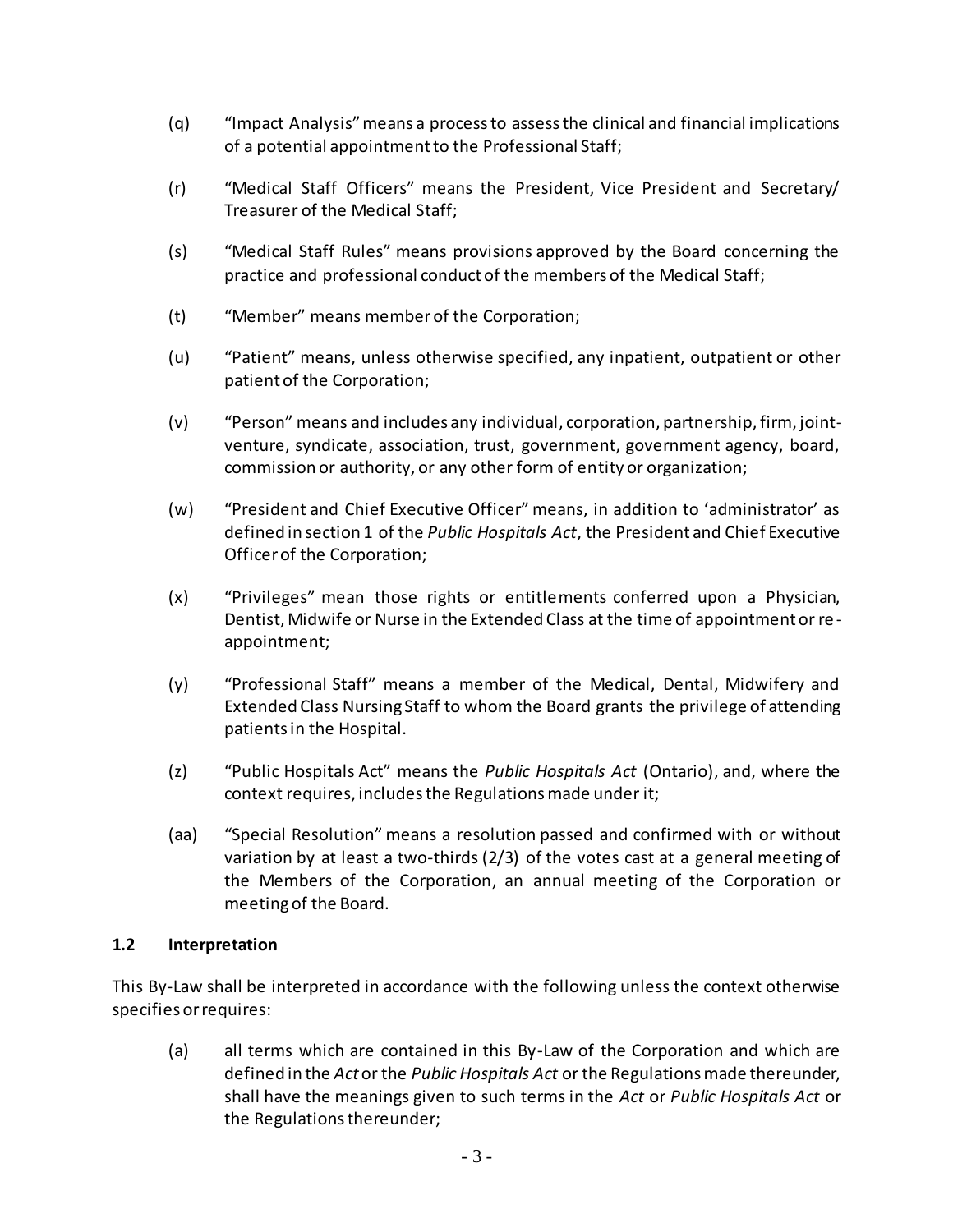(q) "Impact Analysis" means a process to assess the clinical and financial implications of a potential appointment to the Professional Staff;

(r) "Medical Staff Officers" means the President, Vice President and Secretary/ Treasurer of the Medical Staff;

(s) "Medical Staff Rules" means provisions approved by the Board concerning the practice and professional conduct of the members of the Medical Staff;

(t) "Member" means member of the Corporation;

(u) "Patient" means, unless otherwise specified, any inpatient, outpatient or other patient of the Corporation;

(v) "Person" means and includes any individual, corporation, partnership, firm, joint-venture, syndicate, association, trust, government, government agency, board, commission or authority, or any other form of entity or organization;

(w) "President and Chief Executive Officer" means, in addition to 'administrator' as defined in section 1 of the *Public Hospitals Act*, the President and Chief Executive Officer of the Corporation;

(x) "Privileges" mean those rights or entitlements conferred upon a Physician, Dentist, Midwife or Nurse in the Extended Class at the time of appointment or re-appointment;

(y) "Professional Staff" means a member of the Medical, Dental, Midwifery and Extended Class Nursing Staff to whom the Board grants the privilege of attending patients in the Hospital.

(z) "Public Hospitals Act" means the *Public Hospitals Act* (Ontario), and, where the context requires, includes the Regulations made under it;

(aa) "Special Resolution" means a resolution passed and confirmed with or without variation by at least a two-thirds (2/3) of the votes cast at a general meeting of the Members of the Corporation, an annual meeting of the Corporation or meeting of the Board.

**1.2 Interpretation**

This By-Law shall be interpreted in accordance with the following unless the context otherwise specifies or requires:

(a) all terms which are contained in this By-Law of the Corporation and which are defined in the *Act* or the *Public Hospitals Act* or the Regulations made thereunder, shall have the meanings given to such terms in the *Act* or *Public Hospitals Act* or the Regulations thereunder;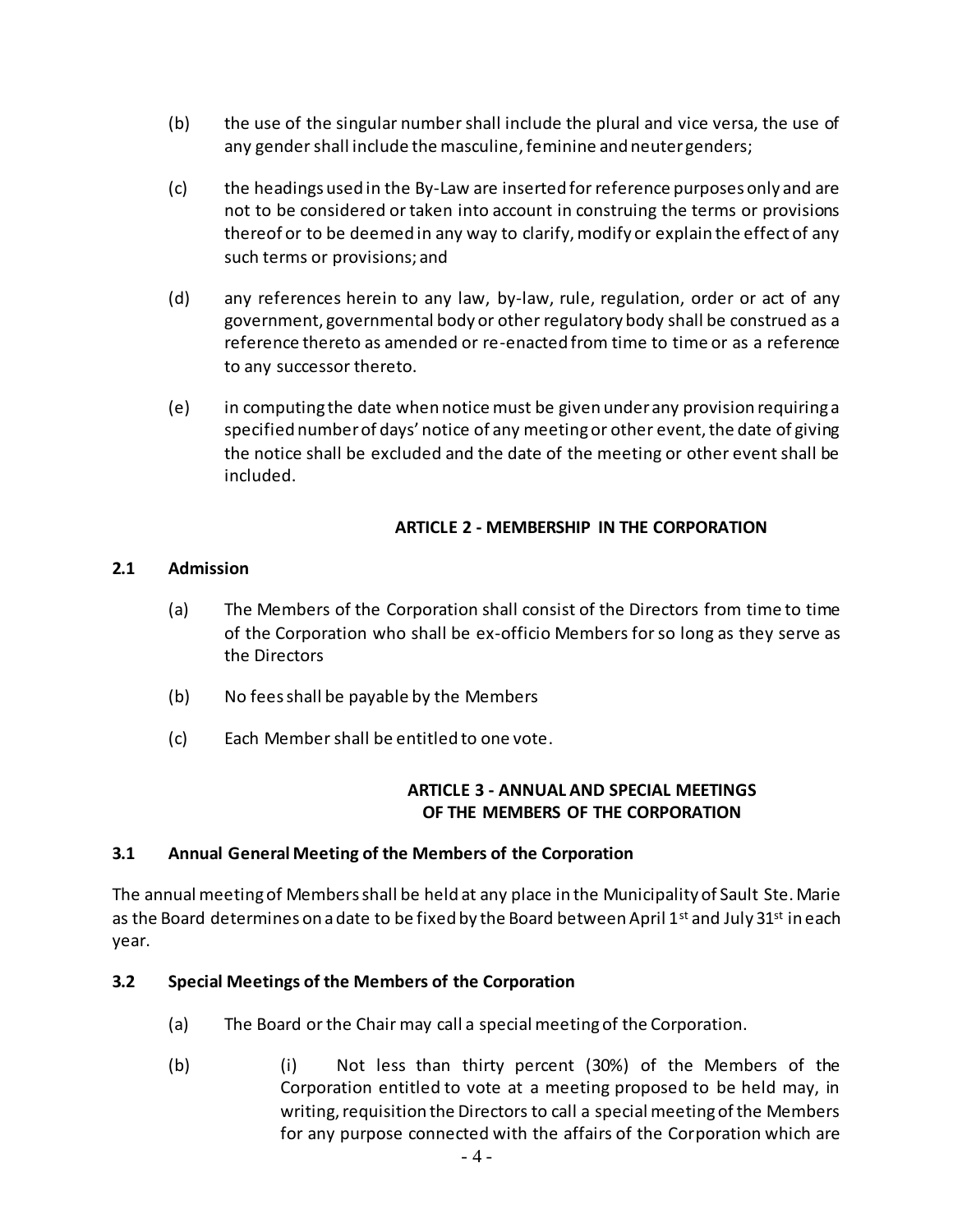(b) the use of the singular number shall include the plural and vice versa, the use of any gender shall include the masculine, feminine and neuter genders;

(c) the headings used in the By-Law are inserted for reference purposes only and are not to be considered or taken into account in construing the terms or provisions thereof or to be deemed in any way to clarify, modify or explain the effect of any such terms or provisions; and

(d) any references herein to any law, by-law, rule, regulation, order or act of any government, governmental body or other regulatory body shall be construed as a reference thereto as amended or re-enacted from time to time or as a reference to any successor thereto.

(e) in computing the date when notice must be given under any provision requiring a specified number of days' notice of any meeting or other event, the date of giving the notice shall be excluded and the date of the meeting or other event shall be included.

## ARTICLE 2 - MEMBERSHIP IN THE CORPORATION

### 2.1 Admission

(a) The Members of the Corporation shall consist of the Directors from time to time of the Corporation who shall be ex-officio Members for so long as they serve as the Directors

(b) No fees shall be payable by the Members

(c) Each Member shall be entitled to one vote.

## ARTICLE 3 - ANNUAL AND SPECIAL MEETINGS OF THE MEMBERS OF THE CORPORATION

### 3.1 Annual General Meeting of the Members of the Corporation

The annual meeting of Members shall be held at any place in the Municipality of Sault Ste. Marie as the Board determines on a date to be fixed by the Board between April 1st and July 31st in each year.

### 3.2 Special Meetings of the Members of the Corporation

(a) The Board or the Chair may call a special meeting of the Corporation.

(b) (i) Not less than thirty percent (30%) of the Members of the Corporation entitled to vote at a meeting proposed to be held may, in writing, requisition the Directors to call a special meeting of the Members for any purpose connected with the affairs of the Corporation which are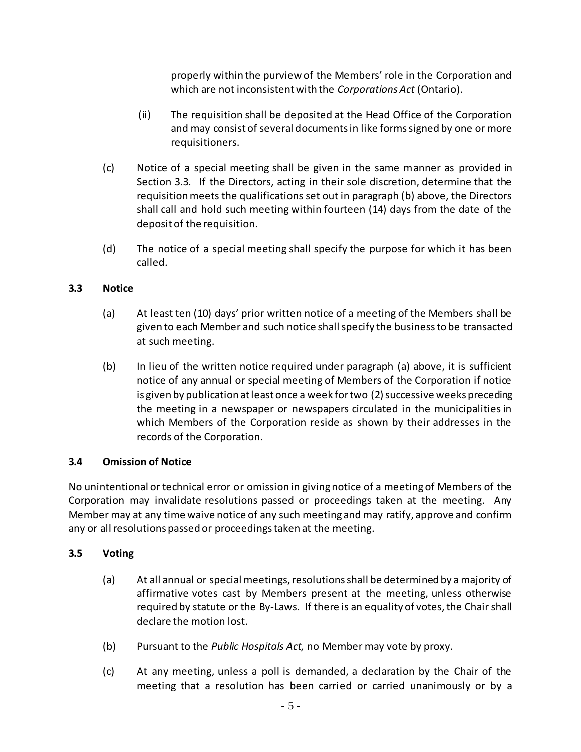properly within the purview of the Members' role in the Corporation and which are not inconsistent with the *Corporations Act* (Ontario).

(ii) The requisition shall be deposited at the Head Office of the Corporation and may consist of several documents in like forms signed by one or more requisitioners.

(c) Notice of a special meeting shall be given in the same manner as provided in Section 3.3. If the Directors, acting in their sole discretion, determine that the requisition meets the qualifications set out in paragraph (b) above, the Directors shall call and hold such meeting within fourteen (14) days from the date of the deposit of the requisition.

(d) The notice of a special meeting shall specify the purpose for which it has been called.

**3.3 Notice**

(a) At least ten (10) days' prior written notice of a meeting of the Members shall be given to each Member and such notice shall specify the business to be transacted at such meeting.

(b) In lieu of the written notice required under paragraph (a) above, it is sufficient notice of any annual or special meeting of Members of the Corporation if notice is given by publication at least once a week for two (2) successive weeks preceding the meeting in a newspaper or newspapers circulated in the municipalities in which Members of the Corporation reside as shown by their addresses in the records of the Corporation.

**3.4 Omission of Notice**

No unintentional or technical error or omission in giving notice of a meeting of Members of the Corporation may invalidate resolutions passed or proceedings taken at the meeting. Any Member may at any time waive notice of any such meeting and may ratify, approve and confirm any or all resolutions passed or proceedings taken at the meeting.

**3.5 Voting**

(a) At all annual or special meetings, resolutions shall be determined by a majority of affirmative votes cast by Members present at the meeting, unless otherwise required by statute or the By-Laws. If there is an equality of votes, the Chair shall declare the motion lost.

(b) Pursuant to the *Public Hospitals Act,* no Member may vote by proxy.

(c) At any meeting, unless a poll is demanded, a declaration by the Chair of the meeting that a resolution has been carried or carried unanimously or by a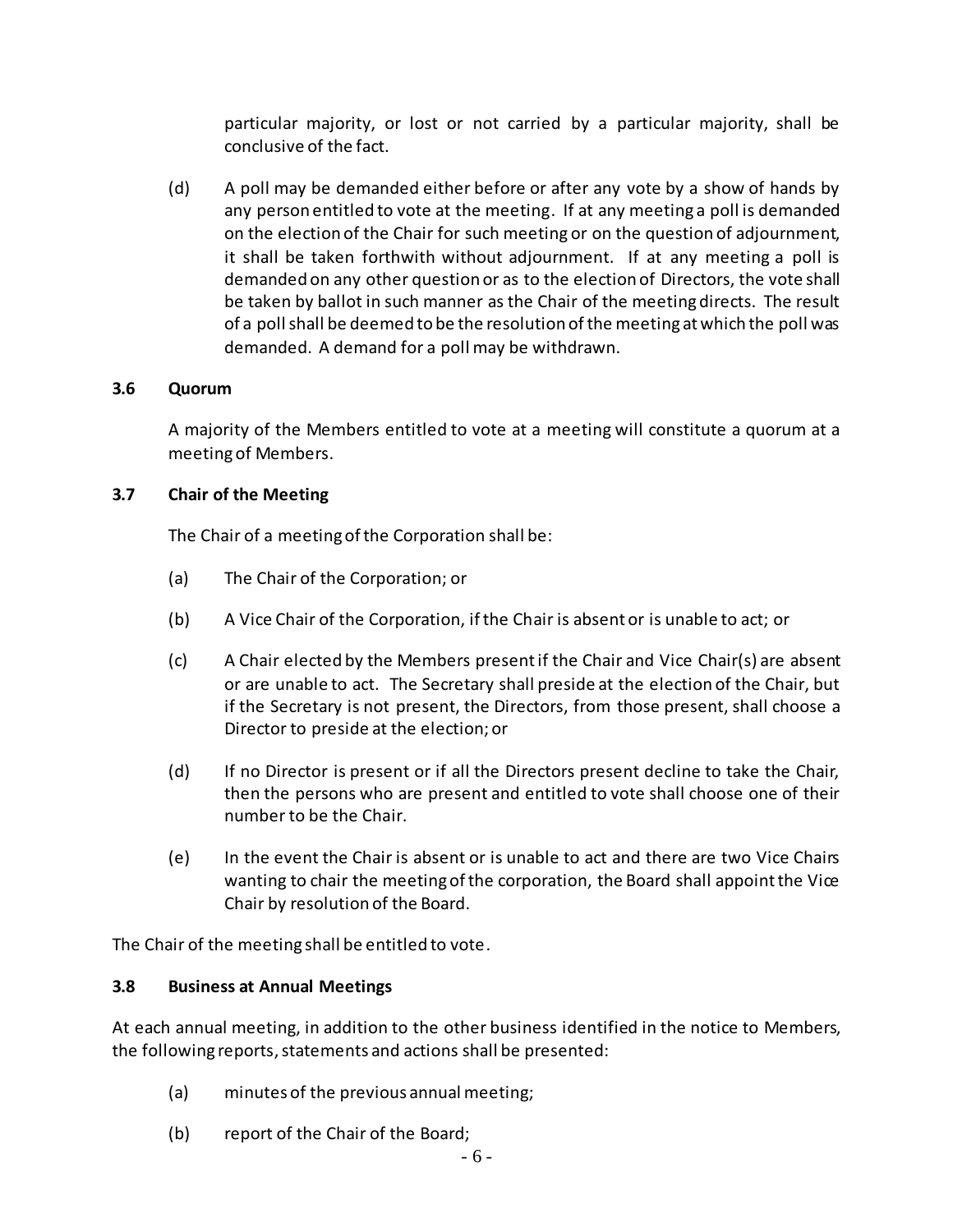particular majority, or lost or not carried by a particular majority, shall be conclusive of the fact.

(d) A poll may be demanded either before or after any vote by a show of hands by any person entitled to vote at the meeting. If at any meeting a poll is demanded on the election of the Chair for such meeting or on the question of adjournment, it shall be taken forthwith without adjournment. If at any meeting a poll is demanded on any other question or as to the election of Directors, the vote shall be taken by ballot in such manner as the Chair of the meeting directs. The result of a poll shall be deemed to be the resolution of the meeting at which the poll was demanded. A demand for a poll may be withdrawn.

### 3.6 Quorum

A majority of the Members entitled to vote at a meeting will constitute a quorum at a meeting of Members.

### 3.7 Chair of the Meeting

The Chair of a meeting of the Corporation shall be:

(a) The Chair of the Corporation; or

(b) A Vice Chair of the Corporation, if the Chair is absent or is unable to act; or

(c) A Chair elected by the Members present if the Chair and Vice Chair(s) are absent or are unable to act. The Secretary shall preside at the election of the Chair, but if the Secretary is not present, the Directors, from those present, shall choose a Director to preside at the election; or

(d) If no Director is present or if all the Directors present decline to take the Chair, then the persons who are present and entitled to vote shall choose one of their number to be the Chair.

(e) In the event the Chair is absent or is unable to act and there are two Vice Chairs wanting to chair the meeting of the corporation, the Board shall appoint the Vice Chair by resolution of the Board.

The Chair of the meeting shall be entitled to vote.

### 3.8 Business at Annual Meetings

At each annual meeting, in addition to the other business identified in the notice to Members, the following reports, statements and actions shall be presented:

(a) minutes of the previous annual meeting;

(b) report of the Chair of the Board;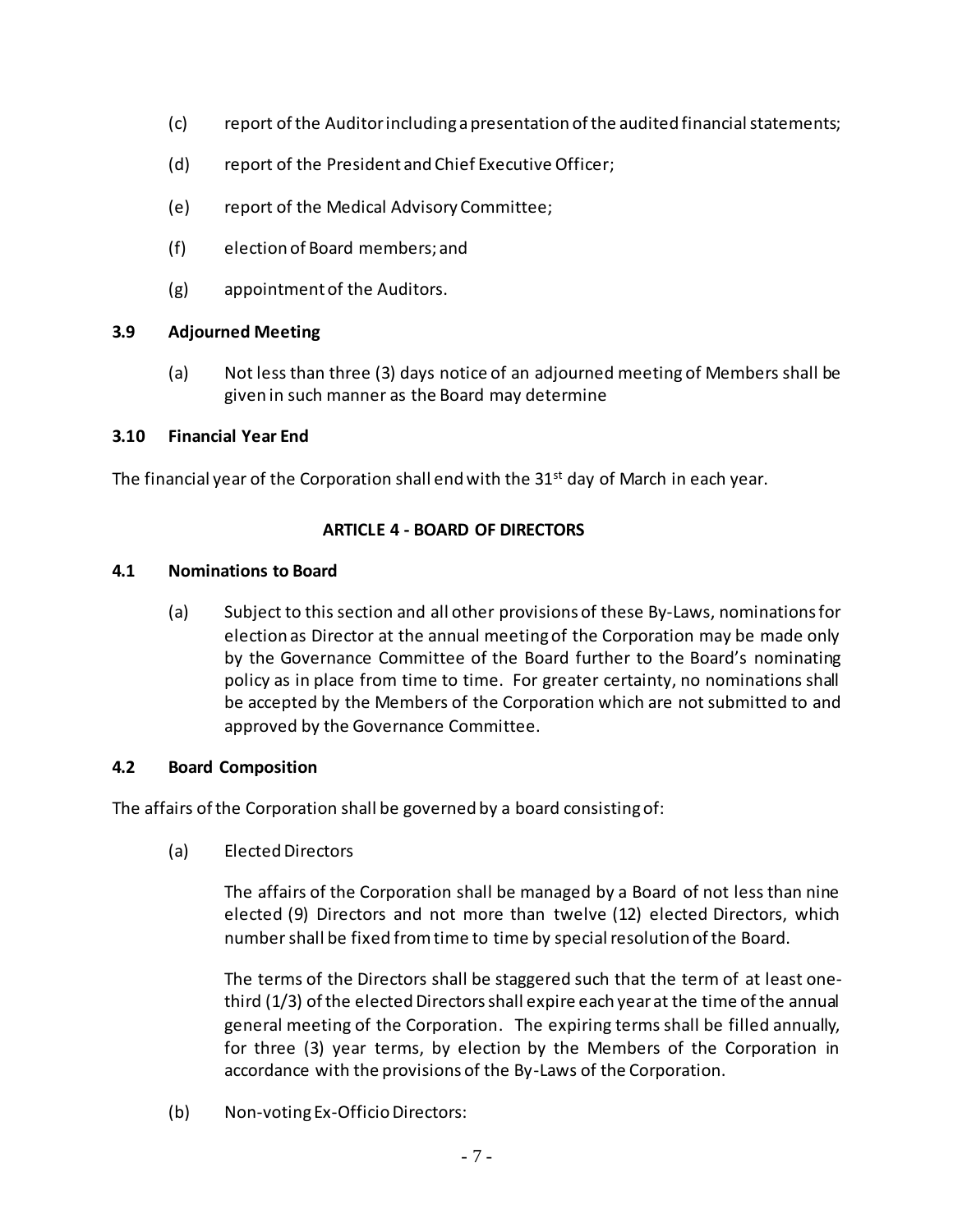(c) report of the Auditor including a presentation of the audited financial statements;

(d) report of the President and Chief Executive Officer;

(e) report of the Medical Advisory Committee;

(f) election of Board members; and

(g) appointment of the Auditors.

### 3.9 Adjourned Meeting

(a) Not less than three (3) days notice of an adjourned meeting of Members shall be given in such manner as the Board may determine

### 3.10 Financial Year End

The financial year of the Corporation shall end with the 31st day of March in each year.

## ARTICLE 4 - BOARD OF DIRECTORS

### 4.1 Nominations to Board

(a) Subject to this section and all other provisions of these By-Laws, nominations for election as Director at the annual meeting of the Corporation may be made only by the Governance Committee of the Board further to the Board's nominating policy as in place from time to time. For greater certainty, no nominations shall be accepted by the Members of the Corporation which are not submitted to and approved by the Governance Committee.

### 4.2 Board Composition

The affairs of the Corporation shall be governed by a board consisting of:

(a) Elected Directors

The affairs of the Corporation shall be managed by a Board of not less than nine elected (9) Directors and not more than twelve (12) elected Directors, which number shall be fixed from time to time by special resolution of the Board.

The terms of the Directors shall be staggered such that the term of at least one-third (1/3) of the elected Directors shall expire each year at the time of the annual general meeting of the Corporation. The expiring terms shall be filled annually, for three (3) year terms, by election by the Members of the Corporation in accordance with the provisions of the By-Laws of the Corporation.

(b) Non-voting Ex-Officio Directors: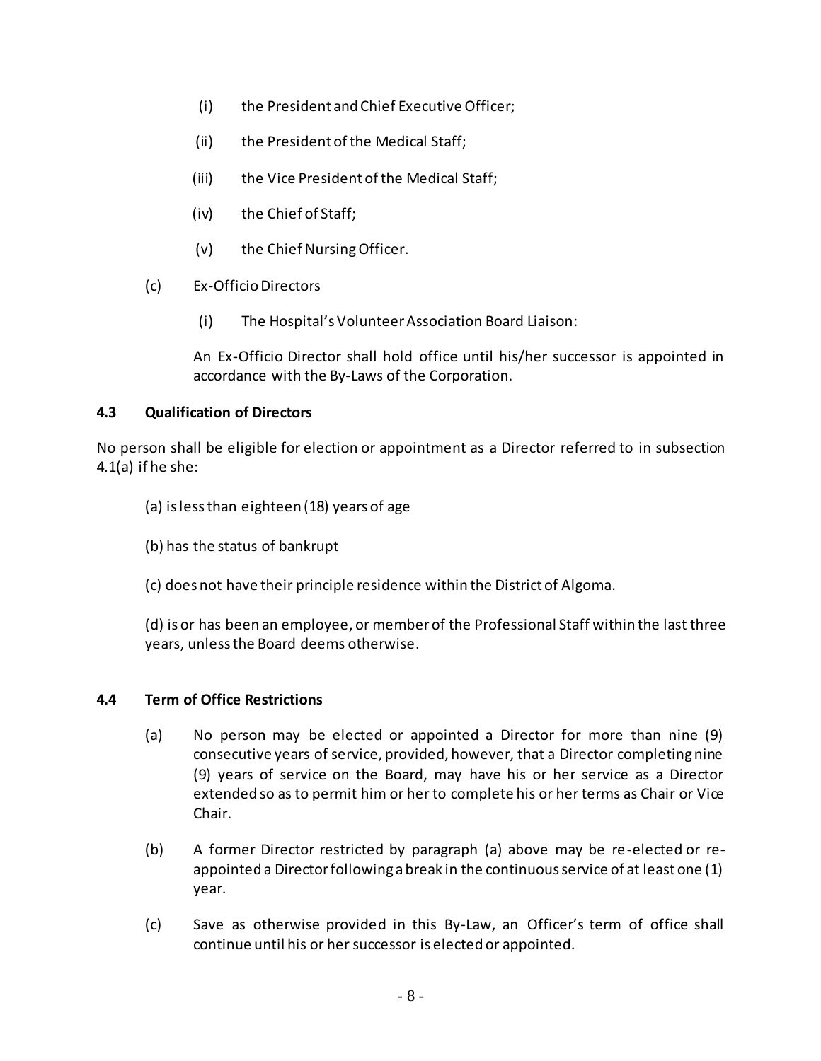(i) the President and Chief Executive Officer;

(ii) the President of the Medical Staff;

(iii) the Vice President of the Medical Staff;

(iv) the Chief of Staff;

(v) the Chief Nursing Officer.

(c) Ex-Officio Directors

(i) The Hospital's Volunteer Association Board Liaison:

An Ex-Officio Director shall hold office until his/her successor is appointed in accordance with the By-Laws of the Corporation.

**4.3 Qualification of Directors**

No person shall be eligible for election or appointment as a Director referred to in subsection 4.1(a) if he she:

(a) is less than eighteen (18) years of age

(b) has the status of bankrupt

(c) does not have their principle residence within the District of Algoma.

(d) is or has been an employee, or member of the Professional Staff within the last three years, unless the Board deems otherwise.

**4.4 Term of Office Restrictions**

(a) No person may be elected or appointed a Director for more than nine (9) consecutive years of service, provided, however, that a Director completing nine (9) years of service on the Board, may have his or her service as a Director extended so as to permit him or her to complete his or her terms as Chair or Vice Chair.

(b) A former Director restricted by paragraph (a) above may be re-elected or re-appointed a Director following a break in the continuous service of at least one (1) year.

(c) Save as otherwise provided in this By-Law, an Officer's term of office shall continue until his or her successor is elected or appointed.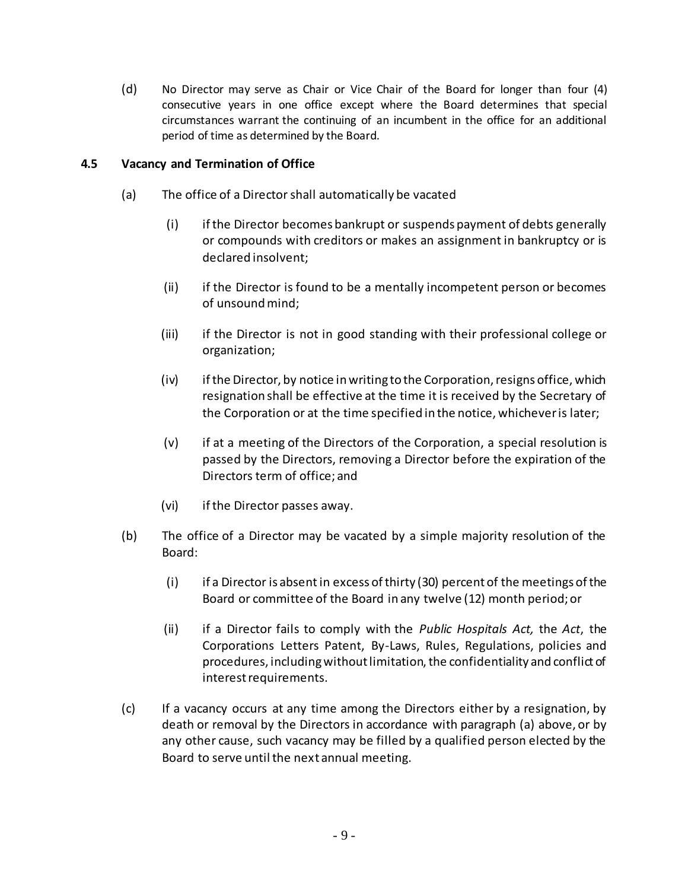(d) No Director may serve as Chair or Vice Chair of the Board for longer than four (4) consecutive years in one office except where the Board determines that special circumstances warrant the continuing of an incumbent in the office for an additional period of time as determined by the Board.

### 4.5 Vacancy and Termination of Office

(a) The office of a Director shall automatically be vacated

(i) if the Director becomes bankrupt or suspends payment of debts generally or compounds with creditors or makes an assignment in bankruptcy or is declared insolvent;

(ii) if the Director is found to be a mentally incompetent person or becomes of unsound mind;

(iii) if the Director is not in good standing with their professional college or organization;

(iv) if the Director, by notice in writing to the Corporation, resigns office, which resignation shall be effective at the time it is received by the Secretary of the Corporation or at the time specified in the notice, whichever is later;

(v) if at a meeting of the Directors of the Corporation, a special resolution is passed by the Directors, removing a Director before the expiration of the Directors term of office; and

(vi) if the Director passes away.

(b) The office of a Director may be vacated by a simple majority resolution of the Board:

(i) if a Director is absent in excess of thirty (30) percent of the meetings of the Board or committee of the Board in any twelve (12) month period; or

(ii) if a Director fails to comply with the *Public Hospitals Act,* the *Act*, the Corporations Letters Patent, By-Laws, Rules, Regulations, policies and procedures, including without limitation, the confidentiality and conflict of interest requirements.

(c) If a vacancy occurs at any time among the Directors either by a resignation, by death or removal by the Directors in accordance with paragraph (a) above, or by any other cause, such vacancy may be filled by a qualified person elected by the Board to serve until the next annual meeting.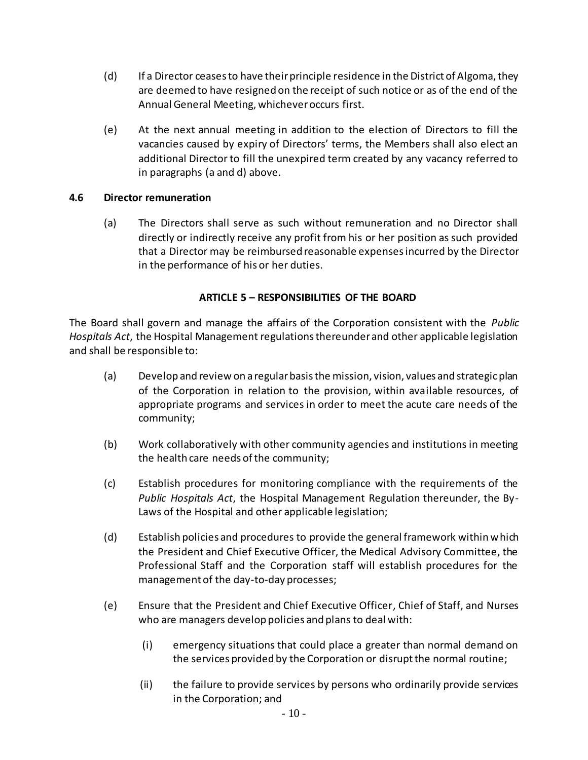(d) If a Director ceases to have their principle residence in the District of Algoma, they are deemed to have resigned on the receipt of such notice or as of the end of the Annual General Meeting, whichever occurs first.

(e) At the next annual meeting in addition to the election of Directors to fill the vacancies caused by expiry of Directors' terms, the Members shall also elect an additional Director to fill the unexpired term created by any vacancy referred to in paragraphs (a and d) above.

### 4.6 Director remuneration

(a) The Directors shall serve as such without remuneration and no Director shall directly or indirectly receive any profit from his or her position as such provided that a Director may be reimbursed reasonable expenses incurred by the Director in the performance of his or her duties.

## ARTICLE 5 – RESPONSIBILITIES OF THE BOARD

The Board shall govern and manage the affairs of the Corporation consistent with the *Public Hospitals Act*, the Hospital Management regulations thereunder and other applicable legislation and shall be responsible to:

(a) Develop and review on a regular basis the mission, vision, values and strategic plan of the Corporation in relation to the provision, within available resources, of appropriate programs and services in order to meet the acute care needs of the community;

(b) Work collaboratively with other community agencies and institutions in meeting the health care needs of the community;

(c) Establish procedures for monitoring compliance with the requirements of the *Public Hospitals Act*, the Hospital Management Regulation thereunder, the By-Laws of the Hospital and other applicable legislation;

(d) Establish policies and procedures to provide the general framework within which the President and Chief Executive Officer, the Medical Advisory Committee, the Professional Staff and the Corporation staff will establish procedures for the management of the day-to-day processes;

(e) Ensure that the President and Chief Executive Officer, Chief of Staff, and Nurses who are managers develop policies and plans to deal with:

   (i) emergency situations that could place a greater than normal demand on the services provided by the Corporation or disrupt the normal routine;

   (ii) the failure to provide services by persons who ordinarily provide services in the Corporation; and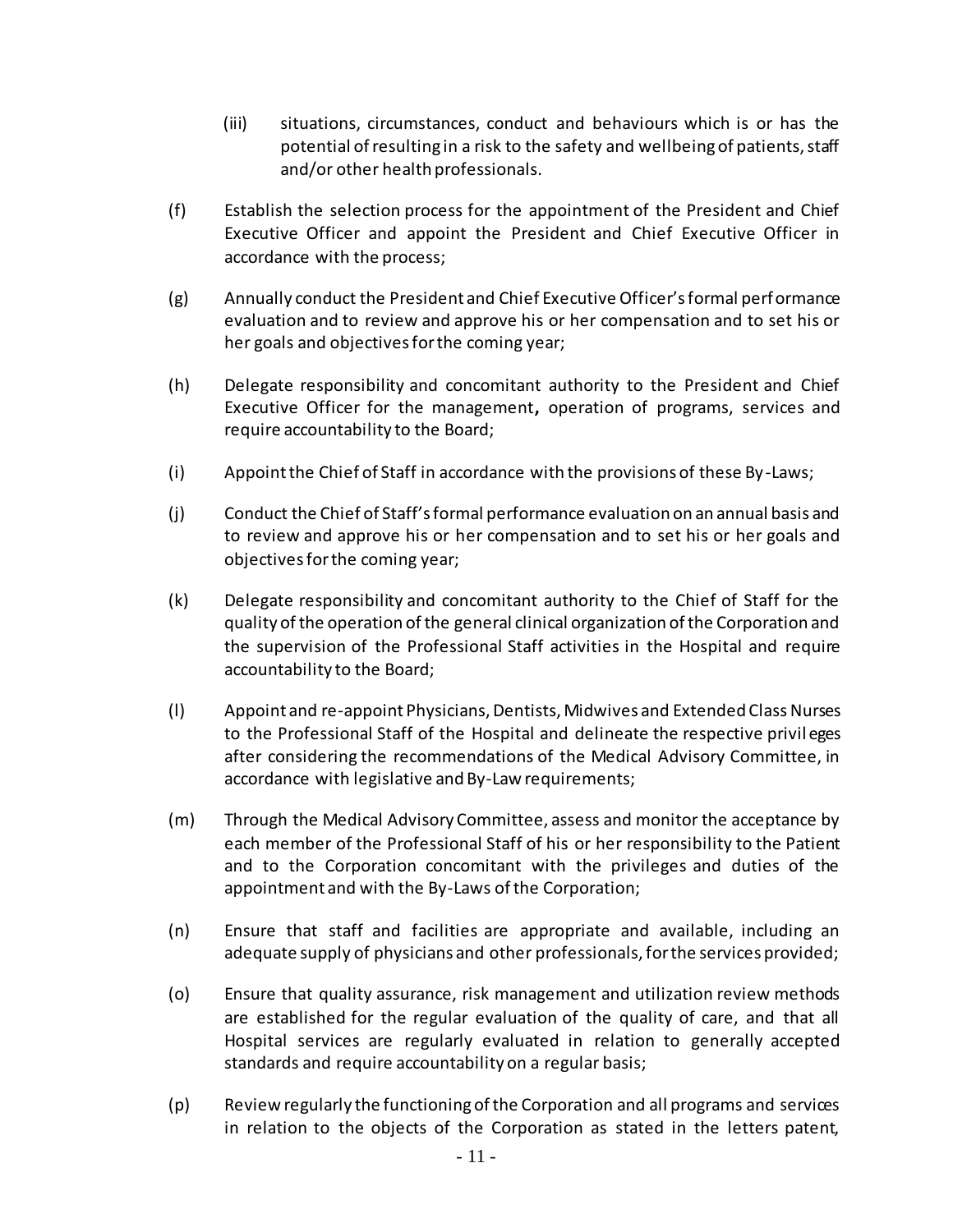(iii) situations, circumstances, conduct and behaviours which is or has the potential of resulting in a risk to the safety and wellbeing of patients, staff and/or other health professionals.

(f) Establish the selection process for the appointment of the President and Chief Executive Officer and appoint the President and Chief Executive Officer in accordance with the process;

(g) Annually conduct the President and Chief Executive Officer's formal performance evaluation and to review and approve his or her compensation and to set his or her goals and objectives for the coming year;

(h) Delegate responsibility and concomitant authority to the President and Chief Executive Officer for the management**,** operation of programs, services and require accountability to the Board;

(i) Appoint the Chief of Staff in accordance with the provisions of these By-Laws;

(j) Conduct the Chief of Staff's formal performance evaluation on an annual basis and to review and approve his or her compensation and to set his or her goals and objectives for the coming year;

(k) Delegate responsibility and concomitant authority to the Chief of Staff for the quality of the operation of the general clinical organization of the Corporation and the supervision of the Professional Staff activities in the Hospital and require accountability to the Board;

(l) Appoint and re-appoint Physicians, Dentists, Midwives and Extended Class Nurses to the Professional Staff of the Hospital and delineate the respective privileges after considering the recommendations of the Medical Advisory Committee, in accordance with legislative and By-Law requirements;

(m) Through the Medical Advisory Committee, assess and monitor the acceptance by each member of the Professional Staff of his or her responsibility to the Patient and to the Corporation concomitant with the privileges and duties of the appointment and with the By-Laws of the Corporation;

(n) Ensure that staff and facilities are appropriate and available, including an adequate supply of physicians and other professionals, for the services provided;

(o) Ensure that quality assurance, risk management and utilization review methods are established for the regular evaluation of the quality of care, and that all Hospital services are regularly evaluated in relation to generally accepted standards and require accountability on a regular basis;

(p) Review regularly the functioning of the Corporation and all programs and services in relation to the objects of the Corporation as stated in the letters patent,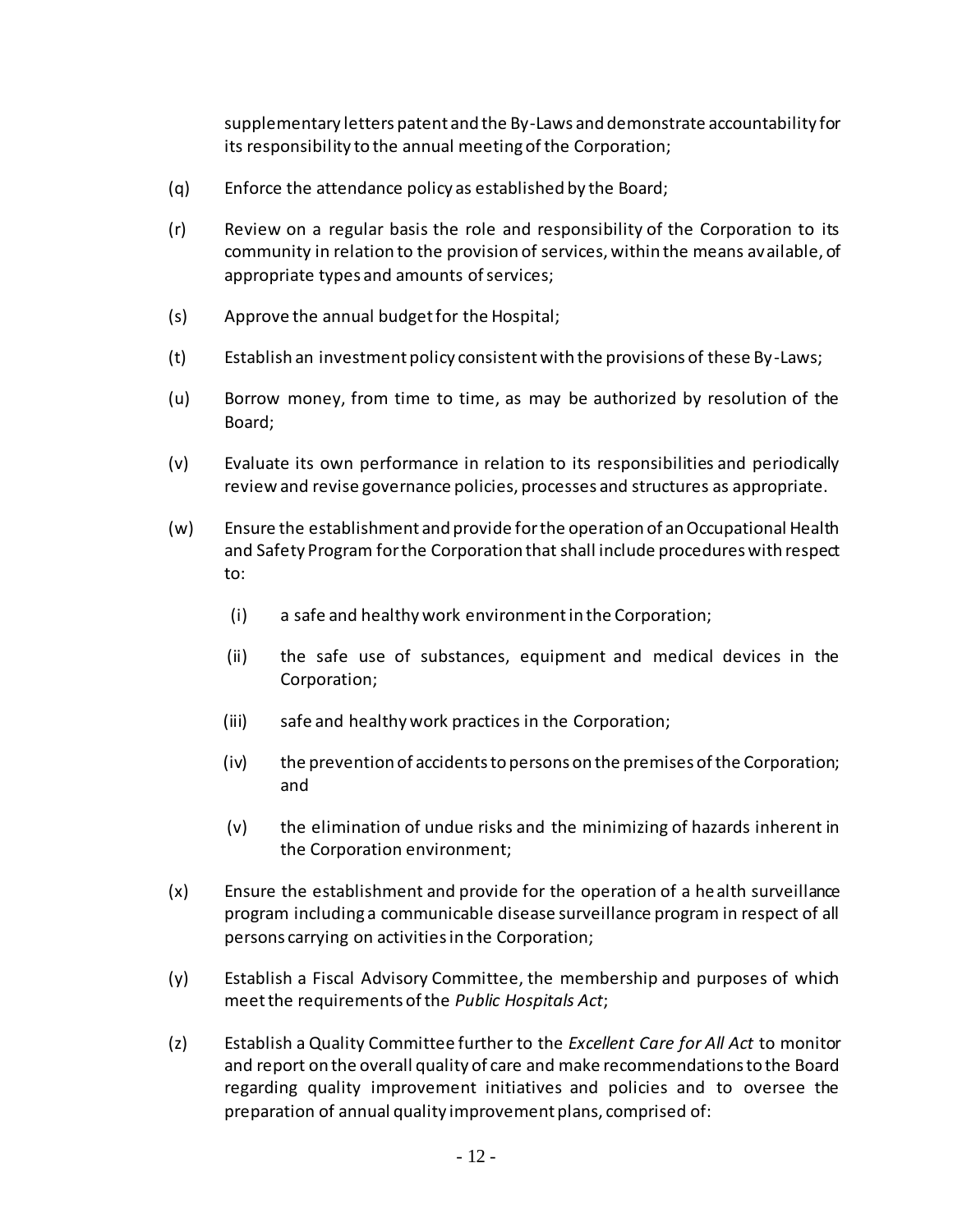supplementary letters patent and the By-Laws and demonstrate accountability for its responsibility to the annual meeting of the Corporation;

(q) Enforce the attendance policy as established by the Board;

(r) Review on a regular basis the role and responsibility of the Corporation to its community in relation to the provision of services, within the means available, of appropriate types and amounts of services;

(s) Approve the annual budget for the Hospital;

(t) Establish an investment policy consistent with the provisions of these By-Laws;

(u) Borrow money, from time to time, as may be authorized by resolution of the Board;

(v) Evaluate its own performance in relation to its responsibilities and periodically review and revise governance policies, processes and structures as appropriate.

(w) Ensure the establishment and provide for the operation of an Occupational Health and Safety Program for the Corporation that shall include procedures with respect to:

  (i) a safe and healthy work environment in the Corporation;

  (ii) the safe use of substances, equipment and medical devices in the Corporation;

  (iii) safe and healthy work practices in the Corporation;

  (iv) the prevention of accidents to persons on the premises of the Corporation; and

  (v) the elimination of undue risks and the minimizing of hazards inherent in the Corporation environment;

(x) Ensure the establishment and provide for the operation of a health surveillance program including a communicable disease surveillance program in respect of all persons carrying on activities in the Corporation;

(y) Establish a Fiscal Advisory Committee, the membership and purposes of which meet the requirements of the *Public Hospitals Act*;

(z) Establish a Quality Committee further to the *Excellent Care for All Act* to monitor and report on the overall quality of care and make recommendations to the Board regarding quality improvement initiatives and policies and to oversee the preparation of annual quality improvement plans, comprised of: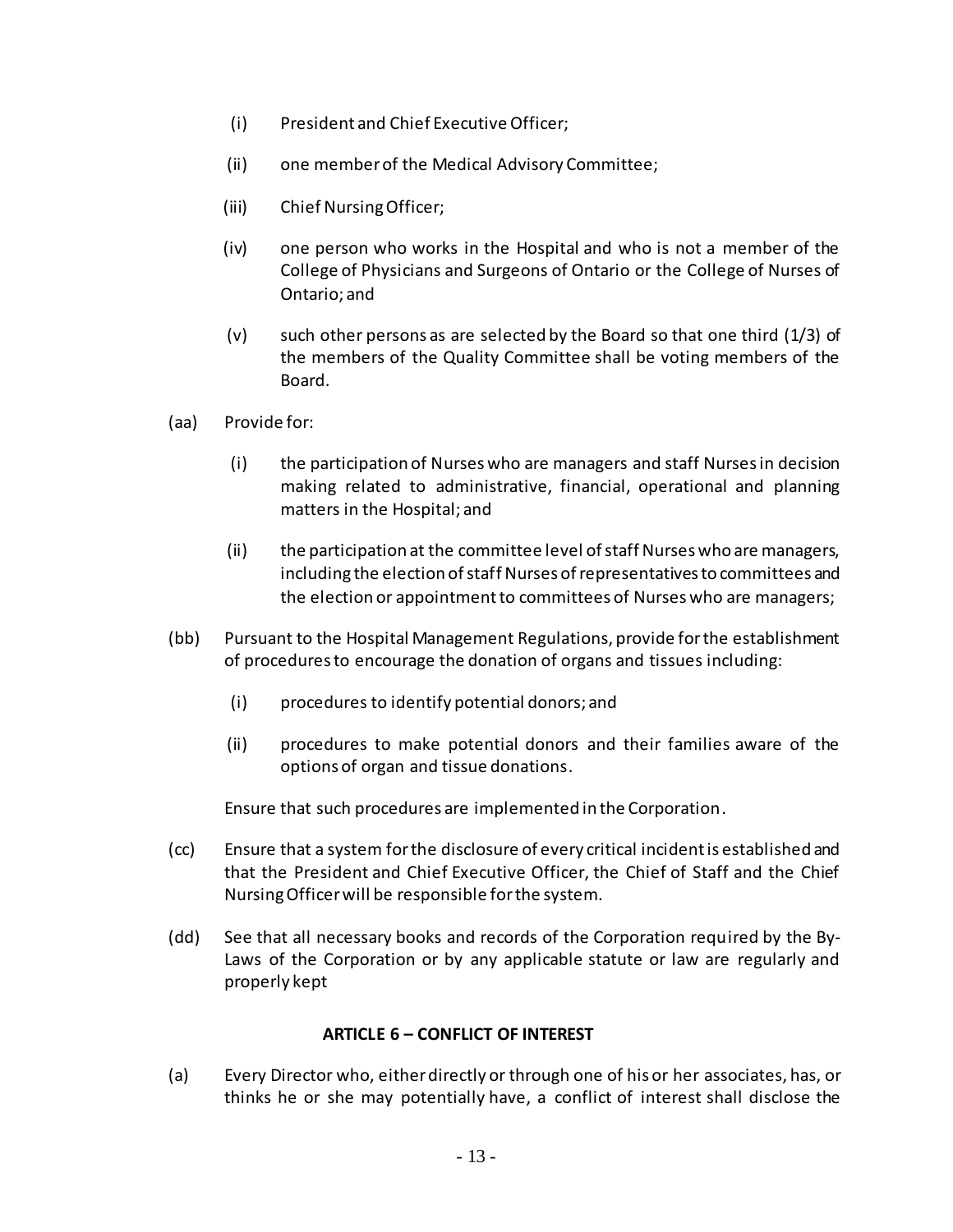(i) President and Chief Executive Officer;

(ii) one member of the Medical Advisory Committee;

(iii) Chief Nursing Officer;

(iv) one person who works in the Hospital and who is not a member of the College of Physicians and Surgeons of Ontario or the College of Nurses of Ontario; and

(v) such other persons as are selected by the Board so that one third (1/3) of the members of the Quality Committee shall be voting members of the Board.

(aa) Provide for:

(i) the participation of Nurses who are managers and staff Nurses in decision making related to administrative, financial, operational and planning matters in the Hospital; and

(ii) the participation at the committee level of staff Nurses who are managers, including the election of staff Nurses of representatives to committees and the election or appointment to committees of Nurses who are managers;

(bb) Pursuant to the Hospital Management Regulations, provide for the establishment of procedures to encourage the donation of organs and tissues including:

(i) procedures to identify potential donors; and

(ii) procedures to make potential donors and their families aware of the options of organ and tissue donations.

Ensure that such procedures are implemented in the Corporation.

(cc) Ensure that a system for the disclosure of every critical incident is established and that the President and Chief Executive Officer, the Chief of Staff and the Chief Nursing Officer will be responsible for the system.

(dd) See that all necessary books and records of the Corporation required by the By-Laws of the Corporation or by any applicable statute or law are regularly and properly kept

## ARTICLE 6 – CONFLICT OF INTEREST

(a) Every Director who, either directly or through one of his or her associates, has, or thinks he or she may potentially have, a conflict of interest shall disclose the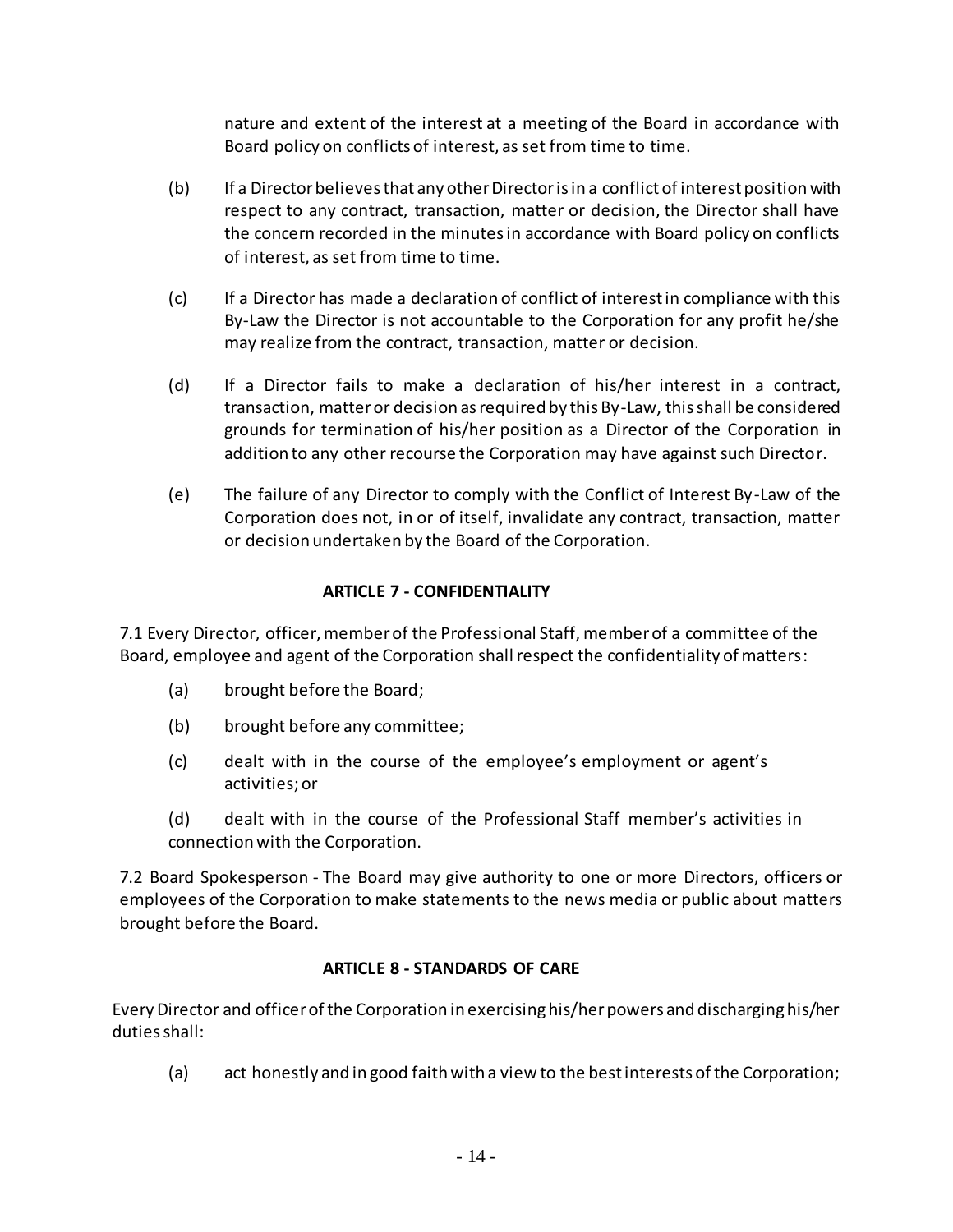nature and extent of the interest at a meeting of the Board in accordance with Board policy on conflicts of interest, as set from time to time.

(b) If a Director believes that any other Director is in a conflict of interest position with respect to any contract, transaction, matter or decision, the Director shall have the concern recorded in the minutes in accordance with Board policy on conflicts of interest, as set from time to time.

(c) If a Director has made a declaration of conflict of interest in compliance with this By-Law the Director is not accountable to the Corporation for any profit he/she may realize from the contract, transaction, matter or decision.

(d) If a Director fails to make a declaration of his/her interest in a contract, transaction, matter or decision as required by this By-Law, this shall be considered grounds for termination of his/her position as a Director of the Corporation in addition to any other recourse the Corporation may have against such Director.

(e) The failure of any Director to comply with the Conflict of Interest By-Law of the Corporation does not, in or of itself, invalidate any contract, transaction, matter or decision undertaken by the Board of the Corporation.

## ARTICLE 7 - CONFIDENTIALITY

7.1 Every Director, officer, member of the Professional Staff, member of a committee of the Board, employee and agent of the Corporation shall respect the confidentiality of matters:

(a) brought before the Board;

(b) brought before any committee;

(c) dealt with in the course of the employee's employment or agent's activities; or

(d) dealt with in the course of the Professional Staff member's activities in connection with the Corporation.

7.2 Board Spokesperson - The Board may give authority to one or more Directors, officers or employees of the Corporation to make statements to the news media or public about matters brought before the Board.

## ARTICLE 8 - STANDARDS OF CARE

Every Director and officer of the Corporation in exercising his/her powers and discharging his/her duties shall:

(a) act honestly and in good faith with a view to the best interests of the Corporation;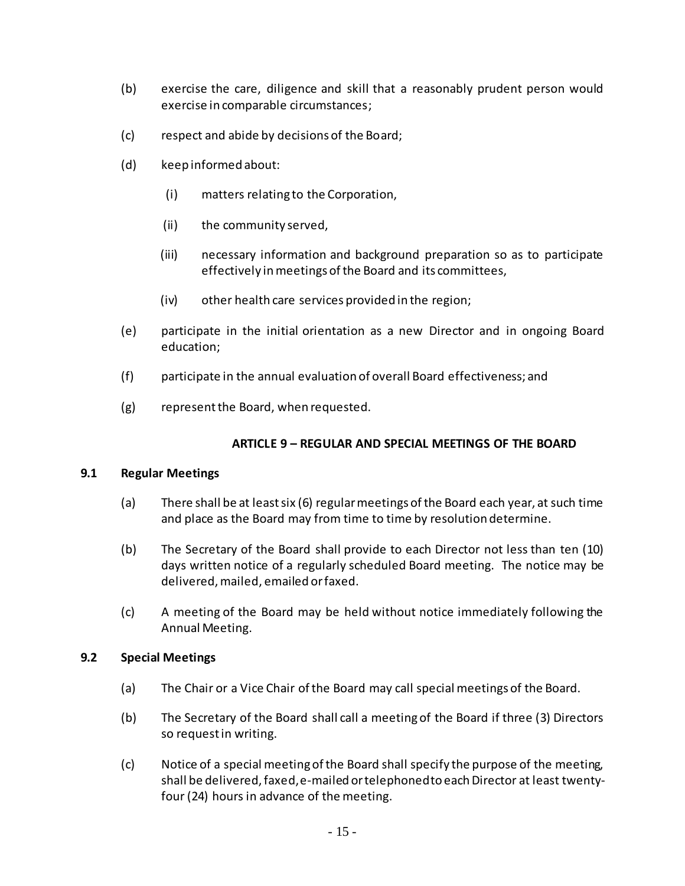(b) exercise the care, diligence and skill that a reasonably prudent person would exercise in comparable circumstances;

(c) respect and abide by decisions of the Board;

(d) keep informed about:

   (i) matters relating to the Corporation,

   (ii) the community served,

   (iii) necessary information and background preparation so as to participate effectively in meetings of the Board and its committees,

   (iv) other health care services provided in the region;

(e) participate in the initial orientation as a new Director and in ongoing Board education;

(f) participate in the annual evaluation of overall Board effectiveness; and

(g) represent the Board, when requested.

## ARTICLE 9 – REGULAR AND SPECIAL MEETINGS OF THE BOARD

### 9.1 Regular Meetings

(a) There shall be at least six (6) regular meetings of the Board each year, at such time and place as the Board may from time to time by resolution determine.

(b) The Secretary of the Board shall provide to each Director not less than ten (10) days written notice of a regularly scheduled Board meeting. The notice may be delivered, mailed, emailed or faxed.

(c) A meeting of the Board may be held without notice immediately following the Annual Meeting.

### 9.2 Special Meetings

(a) The Chair or a Vice Chair of the Board may call special meetings of the Board.

(b) The Secretary of the Board shall call a meeting of the Board if three (3) Directors so request in writing.

(c) Notice of a special meeting of the Board shall specify the purpose of the meeting, shall be delivered, faxed, e-mailed or telephoned to each Director at least twenty-four (24) hours in advance of the meeting.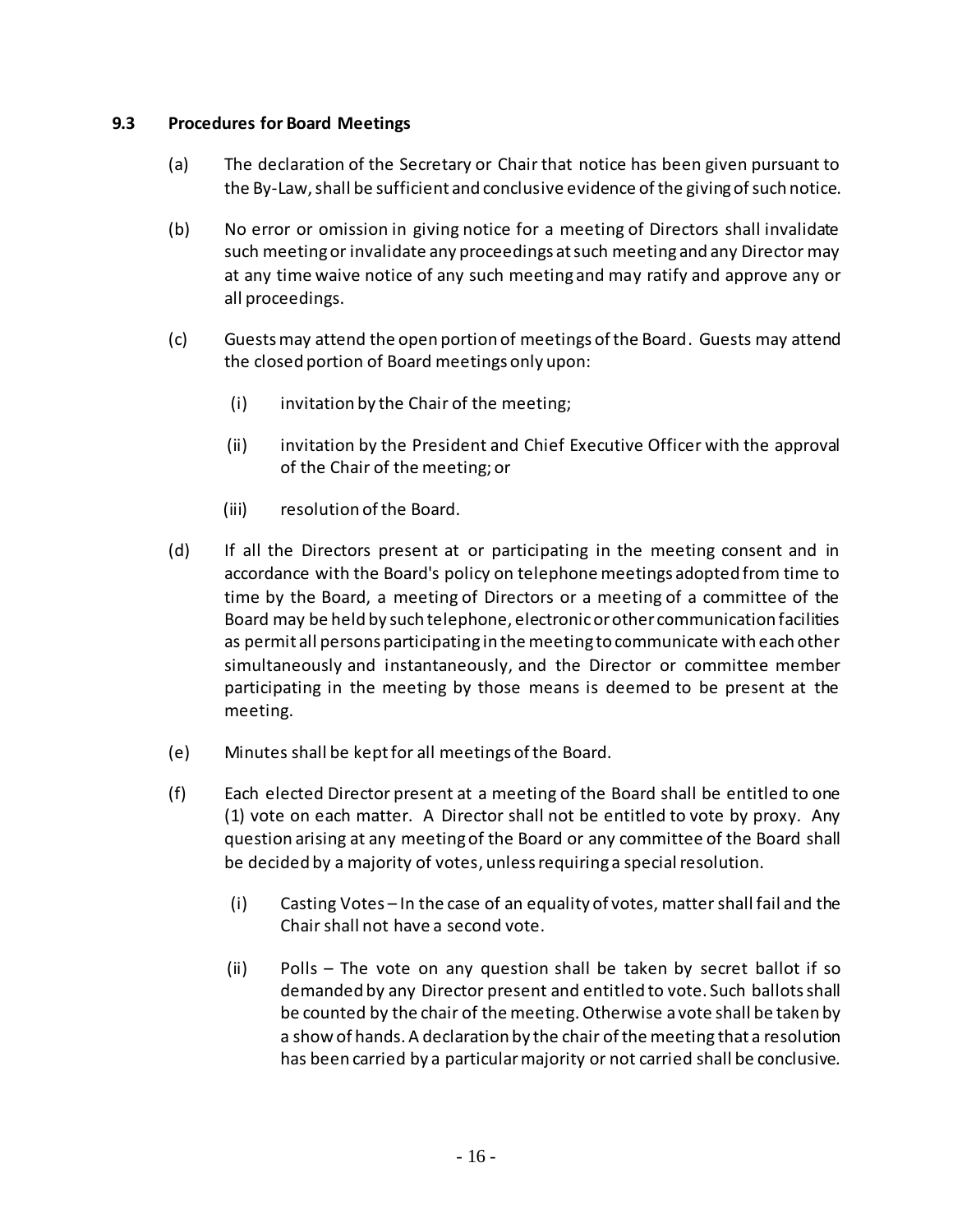### 9.3 Procedures for Board Meetings

(a) The declaration of the Secretary or Chair that notice has been given pursuant to the By-Law, shall be sufficient and conclusive evidence of the giving of such notice.

(b) No error or omission in giving notice for a meeting of Directors shall invalidate such meeting or invalidate any proceedings at such meeting and any Director may at any time waive notice of any such meeting and may ratify and approve any or all proceedings.

(c) Guests may attend the open portion of meetings of the Board. Guests may attend the closed portion of Board meetings only upon:

   (i) invitation by the Chair of the meeting;

   (ii) invitation by the President and Chief Executive Officer with the approval of the Chair of the meeting; or

   (iii) resolution of the Board.

(d) If all the Directors present at or participating in the meeting consent and in accordance with the Board's policy on telephone meetings adopted from time to time by the Board, a meeting of Directors or a meeting of a committee of the Board may be held by such telephone, electronic or other communication facilities as permit all persons participating in the meeting to communicate with each other simultaneously and instantaneously, and the Director or committee member participating in the meeting by those means is deemed to be present at the meeting.

(e) Minutes shall be kept for all meetings of the Board.

(f) Each elected Director present at a meeting of the Board shall be entitled to one (1) vote on each matter. A Director shall not be entitled to vote by proxy. Any question arising at any meeting of the Board or any committee of the Board shall be decided by a majority of votes, unless requiring a special resolution.

   (i) Casting Votes – In the case of an equality of votes, matter shall fail and the Chair shall not have a second vote.

   (ii) Polls – The vote on any question shall be taken by secret ballot if so demanded by any Director present and entitled to vote. Such ballots shall be counted by the chair of the meeting. Otherwise a vote shall be taken by a show of hands. A declaration by the chair of the meeting that a resolution has been carried by a particular majority or not carried shall be conclusive.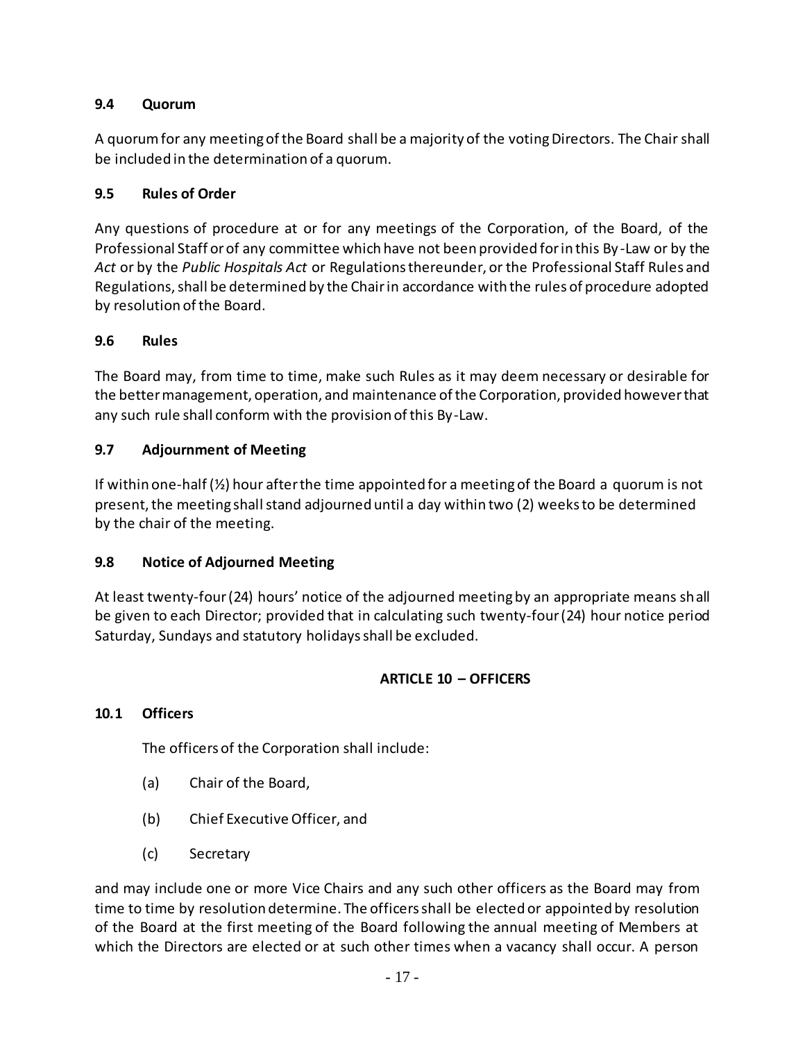### 9.4 Quorum

A quorum for any meeting of the Board shall be a majority of the voting Directors. The Chair shall be included in the determination of a quorum.

### 9.5 Rules of Order

Any questions of procedure at or for any meetings of the Corporation, of the Board, of the Professional Staff or of any committee which have not been provided for in this By-Law or by the *Act* or by the *Public Hospitals Act* or Regulations thereunder, or the Professional Staff Rules and Regulations, shall be determined by the Chair in accordance with the rules of procedure adopted by resolution of the Board.

### 9.6 Rules

The Board may, from time to time, make such Rules as it may deem necessary or desirable for the better management, operation, and maintenance of the Corporation, provided however that any such rule shall conform with the provision of this By-Law.

### 9.7 Adjournment of Meeting

If within one-half (½) hour after the time appointed for a meeting of the Board a quorum is not present, the meeting shall stand adjourned until a day within two (2) weeks to be determined by the chair of the meeting.

### 9.8 Notice of Adjourned Meeting

At least twenty-four (24) hours' notice of the adjourned meeting by an appropriate means shall be given to each Director; provided that in calculating such twenty-four (24) hour notice period Saturday, Sundays and statutory holidays shall be excluded.

## ARTICLE 10 – OFFICERS

### 10.1 Officers

The officers of the Corporation shall include:

(a) Chair of the Board,

(b) Chief Executive Officer, and

(c) Secretary

and may include one or more Vice Chairs and any such other officers as the Board may from time to time by resolution determine. The officers shall be elected or appointed by resolution of the Board at the first meeting of the Board following the annual meeting of Members at which the Directors are elected or at such other times when a vacancy shall occur. A person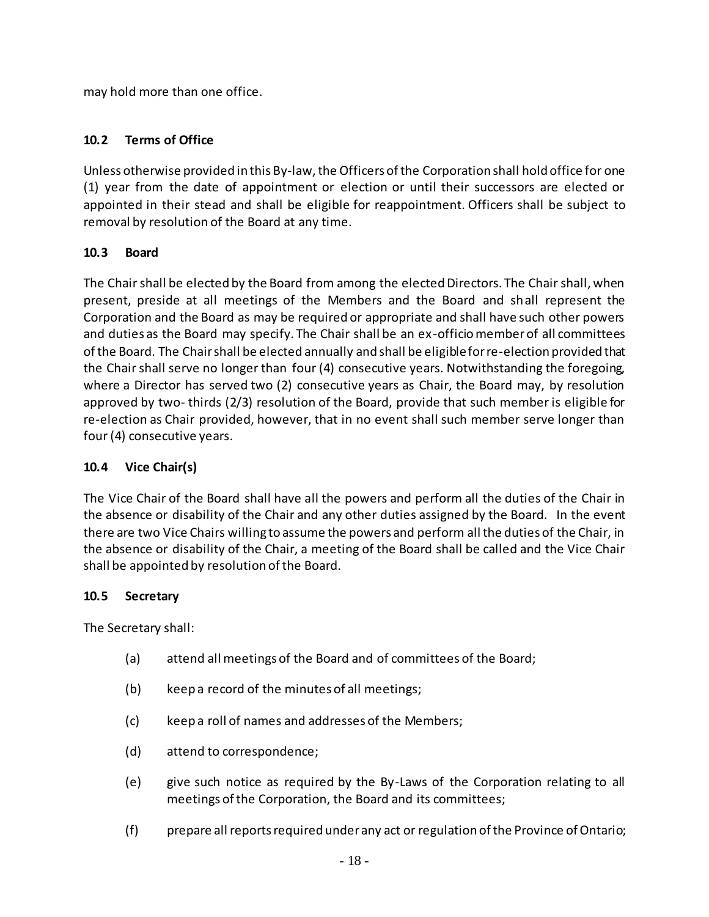may hold more than one office.

### 10.2 Terms of Office

Unless otherwise provided in this By-law, the Officers of the Corporation shall hold office for one (1) year from the date of appointment or election or until their successors are elected or appointed in their stead and shall be eligible for reappointment. Officers shall be subject to removal by resolution of the Board at any time.

### 10.3 Board

The Chair shall be elected by the Board from among the elected Directors. The Chair shall, when present, preside at all meetings of the Members and the Board and shall represent the Corporation and the Board as may be required or appropriate and shall have such other powers and duties as the Board may specify. The Chair shall be an ex-officio member of all committees of the Board. The Chair shall be elected annually and shall be eligible for re-election provided that the Chair shall serve no longer than four (4) consecutive years. Notwithstanding the foregoing, where a Director has served two (2) consecutive years as Chair, the Board may, by resolution approved by two- thirds (2/3) resolution of the Board, provide that such member is eligible for re-election as Chair provided, however, that in no event shall such member serve longer than four (4) consecutive years.

### 10.4 Vice Chair(s)

The Vice Chair of the Board shall have all the powers and perform all the duties of the Chair in the absence or disability of the Chair and any other duties assigned by the Board. In the event there are two Vice Chairs willing to assume the powers and perform all the duties of the Chair, in the absence or disability of the Chair, a meeting of the Board shall be called and the Vice Chair shall be appointed by resolution of the Board.

### 10.5 Secretary

The Secretary shall:

(a) attend all meetings of the Board and of committees of the Board;

(b) keep a record of the minutes of all meetings;

(c) keep a roll of names and addresses of the Members;

(d) attend to correspondence;

(e) give such notice as required by the By-Laws of the Corporation relating to all meetings of the Corporation, the Board and its committees;

(f) prepare all reports required under any act or regulation of the Province of Ontario;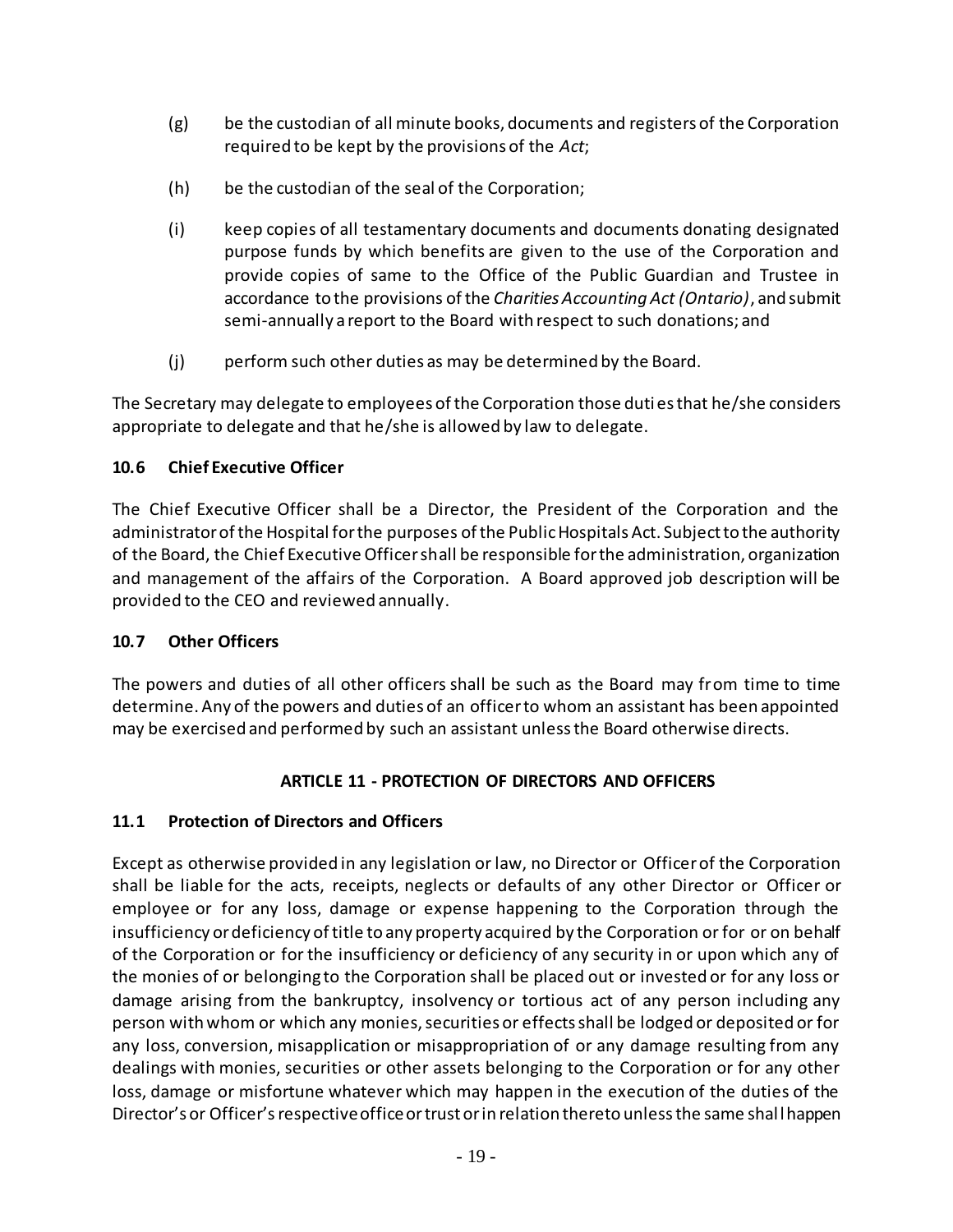(g) be the custodian of all minute books, documents and registers of the Corporation required to be kept by the provisions of the *Act*;

(h) be the custodian of the seal of the Corporation;

(i) keep copies of all testamentary documents and documents donating designated purpose funds by which benefits are given to the use of the Corporation and provide copies of same to the Office of the Public Guardian and Trustee in accordance to the provisions of the *Charities Accounting Act (Ontario)*, and submit semi-annually a report to the Board with respect to such donations; and

(j) perform such other duties as may be determined by the Board.

The Secretary may delegate to employees of the Corporation those duties that he/she considers appropriate to delegate and that he/she is allowed by law to delegate.

### 10.6 Chief Executive Officer

The Chief Executive Officer shall be a Director, the President of the Corporation and the administrator of the Hospital for the purposes of the Public Hospitals Act. Subject to the authority of the Board, the Chief Executive Officer shall be responsible for the administration, organization and management of the affairs of the Corporation. A Board approved job description will be provided to the CEO and reviewed annually.

### 10.7 Other Officers

The powers and duties of all other officers shall be such as the Board may from time to time determine. Any of the powers and duties of an officer to whom an assistant has been appointed may be exercised and performed by such an assistant unless the Board otherwise directs.

## ARTICLE 11 - PROTECTION OF DIRECTORS AND OFFICERS

### 11.1 Protection of Directors and Officers

Except as otherwise provided in any legislation or law, no Director or Officer of the Corporation shall be liable for the acts, receipts, neglects or defaults of any other Director or Officer or employee or for any loss, damage or expense happening to the Corporation through the insufficiency or deficiency of title to any property acquired by the Corporation or for or on behalf of the Corporation or for the insufficiency or deficiency of any security in or upon which any of the monies of or belonging to the Corporation shall be placed out or invested or for any loss or damage arising from the bankruptcy, insolvency or tortious act of any person including any person with whom or which any monies, securities or effects shall be lodged or deposited or for any loss, conversion, misapplication or misappropriation of or any damage resulting from any dealings with monies, securities or other assets belonging to the Corporation or for any other loss, damage or misfortune whatever which may happen in the execution of the duties of the Director's or Officer's respective office or trust or in relation thereto unless the same shall happen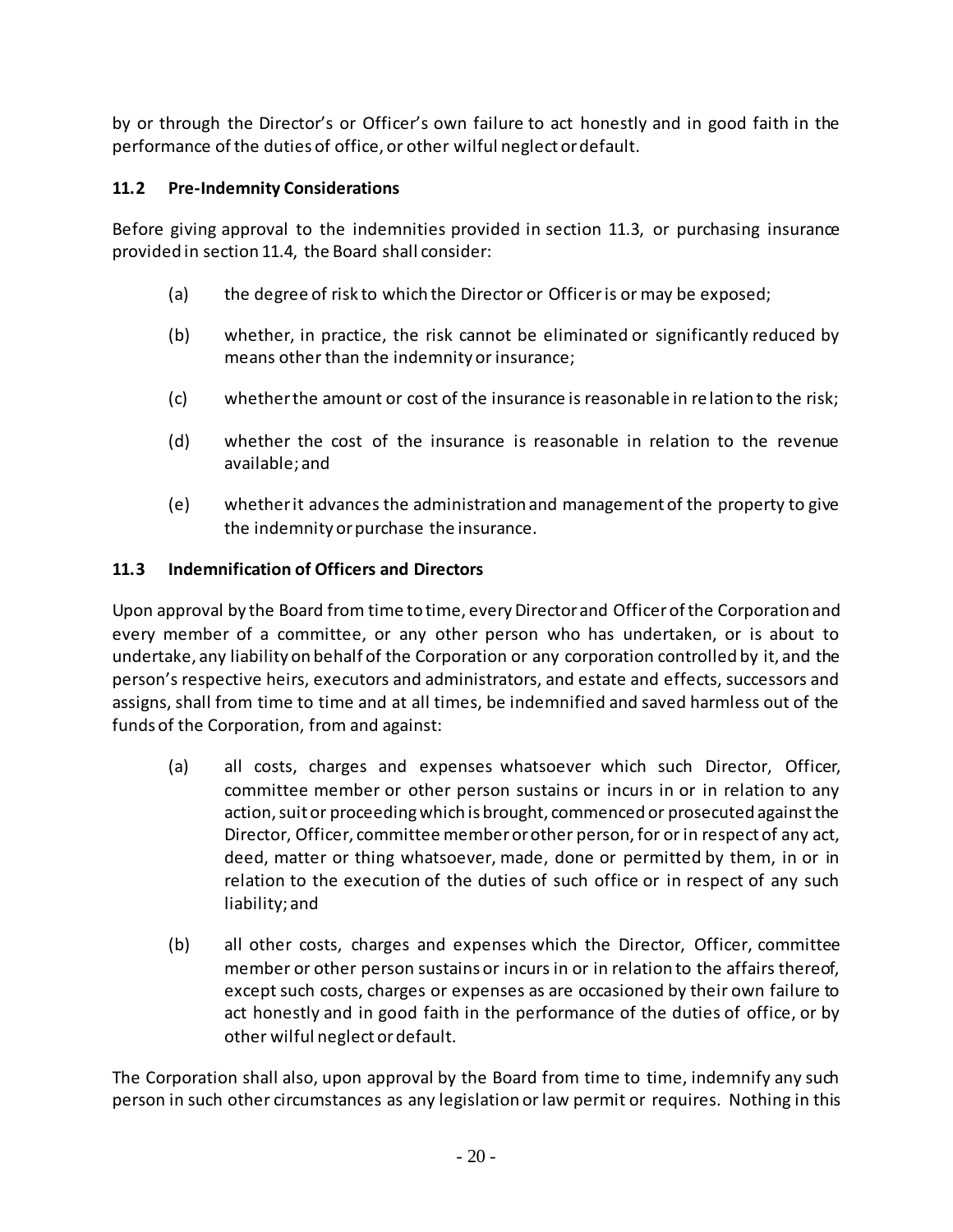by or through the Director's or Officer's own failure to act honestly and in good faith in the performance of the duties of office, or other wilful neglect or default.

### 11.2 Pre-Indemnity Considerations

Before giving approval to the indemnities provided in section 11.3, or purchasing insurance provided in section 11.4, the Board shall consider:

(a) the degree of risk to which the Director or Officer is or may be exposed;

(b) whether, in practice, the risk cannot be eliminated or significantly reduced by means other than the indemnity or insurance;

(c) whether the amount or cost of the insurance is reasonable in relation to the risk;

(d) whether the cost of the insurance is reasonable in relation to the revenue available; and

(e) whether it advances the administration and management of the property to give the indemnity or purchase the insurance.

### 11.3 Indemnification of Officers and Directors

Upon approval by the Board from time to time, every Director and Officer of the Corporation and every member of a committee, or any other person who has undertaken, or is about to undertake, any liability on behalf of the Corporation or any corporation controlled by it, and the person's respective heirs, executors and administrators, and estate and effects, successors and assigns, shall from time to time and at all times, be indemnified and saved harmless out of the funds of the Corporation, from and against:

(a) all costs, charges and expenses whatsoever which such Director, Officer, committee member or other person sustains or incurs in or in relation to any action, suit or proceeding which is brought, commenced or prosecuted against the Director, Officer, committee member or other person, for or in respect of any act, deed, matter or thing whatsoever, made, done or permitted by them, in or in relation to the execution of the duties of such office or in respect of any such liability; and

(b) all other costs, charges and expenses which the Director, Officer, committee member or other person sustains or incurs in or in relation to the affairs thereof, except such costs, charges or expenses as are occasioned by their own failure to act honestly and in good faith in the performance of the duties of office, or by other wilful neglect or default.

The Corporation shall also, upon approval by the Board from time to time, indemnify any such person in such other circumstances as any legislation or law permit or requires. Nothing in this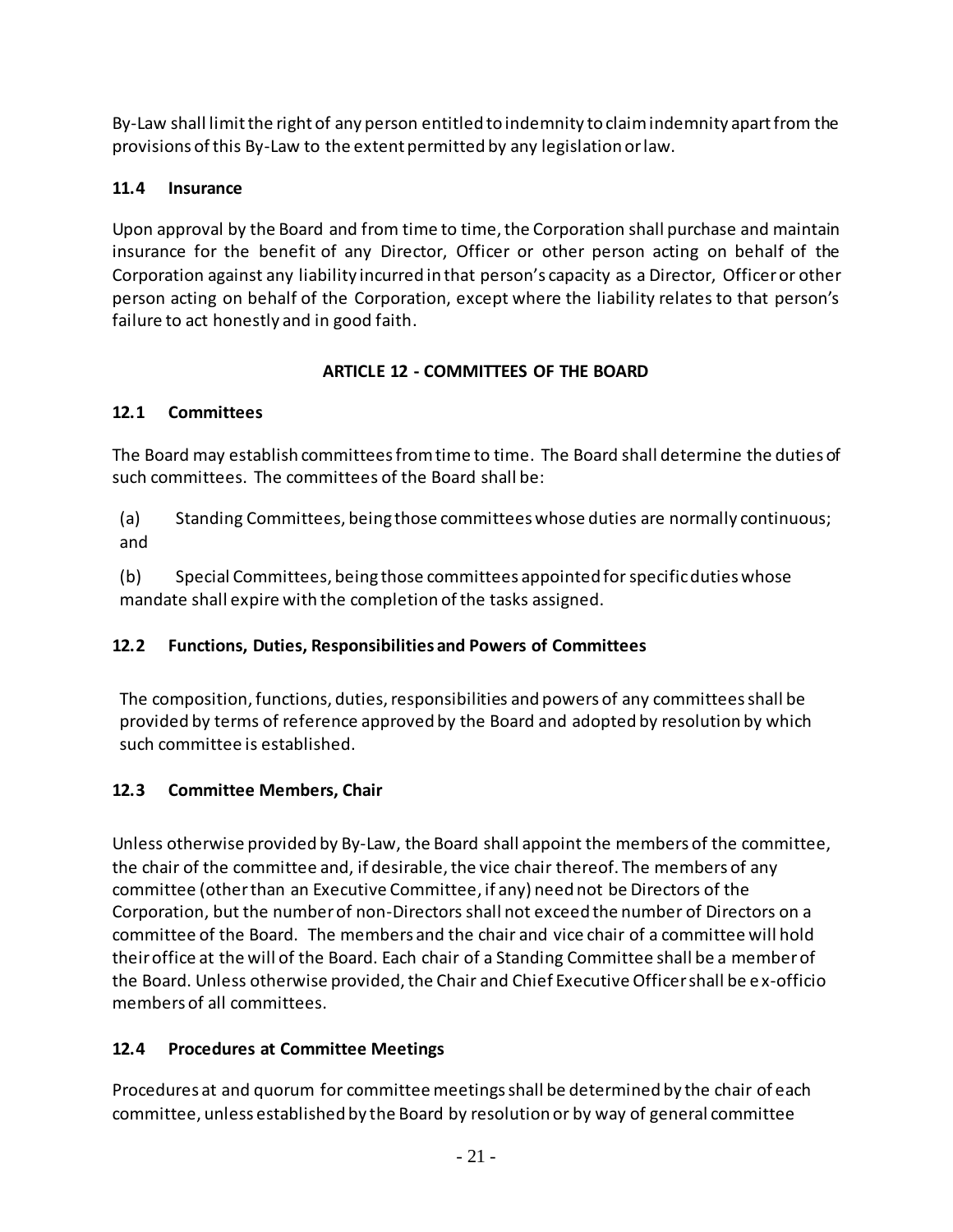By-Law shall limit the right of any person entitled to indemnity to claim indemnity apart from the provisions of this By-Law to the extent permitted by any legislation or law.

### 11.4 Insurance

Upon approval by the Board and from time to time, the Corporation shall purchase and maintain insurance for the benefit of any Director, Officer or other person acting on behalf of the Corporation against any liability incurred in that person's capacity as a Director, Officer or other person acting on behalf of the Corporation, except where the liability relates to that person's failure to act honestly and in good faith.

## ARTICLE 12 - COMMITTEES OF THE BOARD

### 12.1 Committees

The Board may establish committees from time to time. The Board shall determine the duties of such committees. The committees of the Board shall be:

(a) Standing Committees, being those committees whose duties are normally continuous; and

(b) Special Committees, being those committees appointed for specific duties whose mandate shall expire with the completion of the tasks assigned.

### 12.2 Functions, Duties, Responsibilities and Powers of Committees

The composition, functions, duties, responsibilities and powers of any committees shall be provided by terms of reference approved by the Board and adopted by resolution by which such committee is established.

### 12.3 Committee Members, Chair

Unless otherwise provided by By-Law, the Board shall appoint the members of the committee, the chair of the committee and, if desirable, the vice chair thereof. The members of any committee (other than an Executive Committee, if any) need not be Directors of the Corporation, but the number of non-Directors shall not exceed the number of Directors on a committee of the Board. The members and the chair and vice chair of a committee will hold their office at the will of the Board. Each chair of a Standing Committee shall be a member of the Board. Unless otherwise provided, the Chair and Chief Executive Officer shall be ex-officio members of all committees.

### 12.4 Procedures at Committee Meetings

Procedures at and quorum for committee meetings shall be determined by the chair of each committee, unless established by the Board by resolution or by way of general committee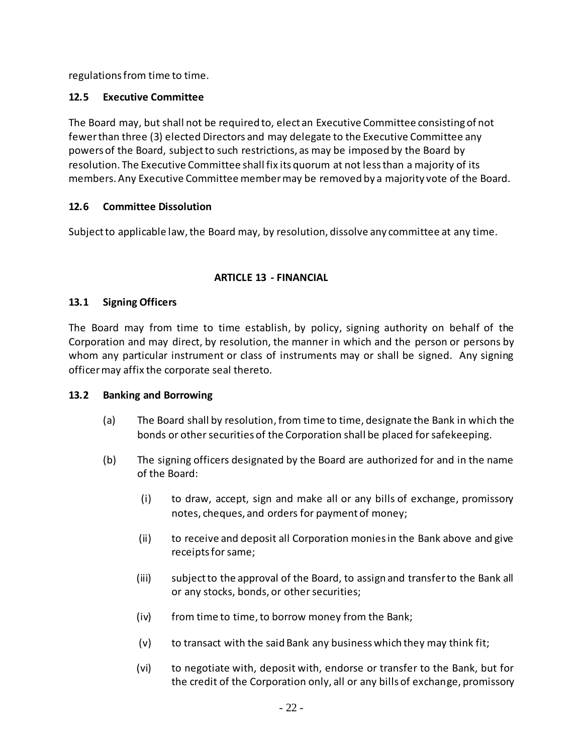regulations from time to time.

### 12.5 Executive Committee

The Board may, but shall not be required to, elect an Executive Committee consisting of not fewer than three (3) elected Directors and may delegate to the Executive Committee any powers of the Board, subject to such restrictions, as may be imposed by the Board by resolution. The Executive Committee shall fix its quorum at not less than a majority of its members. Any Executive Committee member may be removed by a majority vote of the Board.

### 12.6 Committee Dissolution

Subject to applicable law, the Board may, by resolution, dissolve any committee at any time.

## ARTICLE 13 - FINANCIAL

### 13.1 Signing Officers

The Board may from time to time establish, by policy, signing authority on behalf of the Corporation and may direct, by resolution, the manner in which and the person or persons by whom any particular instrument or class of instruments may or shall be signed. Any signing officer may affix the corporate seal thereto.

### 13.2 Banking and Borrowing

(a) The Board shall by resolution, from time to time, designate the Bank in which the bonds or other securities of the Corporation shall be placed for safekeeping.

(b) The signing officers designated by the Board are authorized for and in the name of the Board:

(i) to draw, accept, sign and make all or any bills of exchange, promissory notes, cheques, and orders for payment of money;

(ii) to receive and deposit all Corporation monies in the Bank above and give receipts for same;

(iii) subject to the approval of the Board, to assign and transfer to the Bank all or any stocks, bonds, or other securities;

(iv) from time to time, to borrow money from the Bank;

(v) to transact with the said Bank any business which they may think fit;

(vi) to negotiate with, deposit with, endorse or transfer to the Bank, but for the credit of the Corporation only, all or any bills of exchange, promissory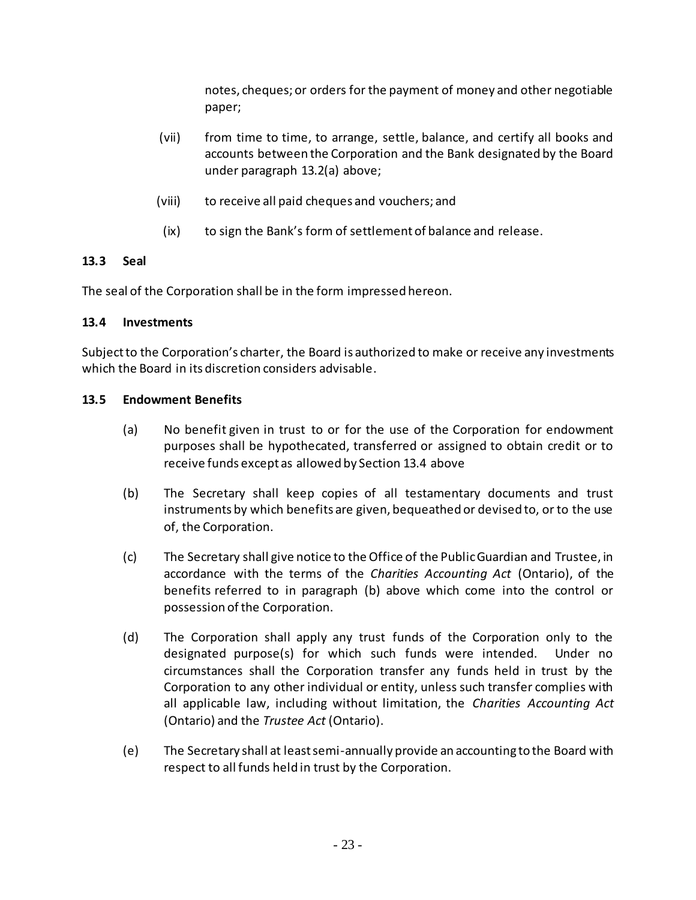notes, cheques; or orders for the payment of money and other negotiable paper;

(vii) from time to time, to arrange, settle, balance, and certify all books and accounts between the Corporation and the Bank designated by the Board under paragraph 13.2(a) above;

(viii) to receive all paid cheques and vouchers; and

(ix) to sign the Bank's form of settlement of balance and release.

**13.3 Seal**

The seal of the Corporation shall be in the form impressed hereon.

**13.4 Investments**

Subject to the Corporation's charter, the Board is authorized to make or receive any investments which the Board in its discretion considers advisable.

**13.5 Endowment Benefits**

(a) No benefit given in trust to or for the use of the Corporation for endowment purposes shall be hypothecated, transferred or assigned to obtain credit or to receive funds except as allowed by Section 13.4 above

(b) The Secretary shall keep copies of all testamentary documents and trust instruments by which benefits are given, bequeathed or devised to, or to the use of, the Corporation.

(c) The Secretary shall give notice to the Office of the Public Guardian and Trustee, in accordance with the terms of the *Charities Accounting Act* (Ontario), of the benefits referred to in paragraph (b) above which come into the control or possession of the Corporation.

(d) The Corporation shall apply any trust funds of the Corporation only to the designated purpose(s) for which such funds were intended. Under no circumstances shall the Corporation transfer any funds held in trust by the Corporation to any other individual or entity, unless such transfer complies with all applicable law, including without limitation, the *Charities Accounting Act* (Ontario) and the *Trustee Act* (Ontario).

(e) The Secretary shall at least semi-annually provide an accounting to the Board with respect to all funds held in trust by the Corporation.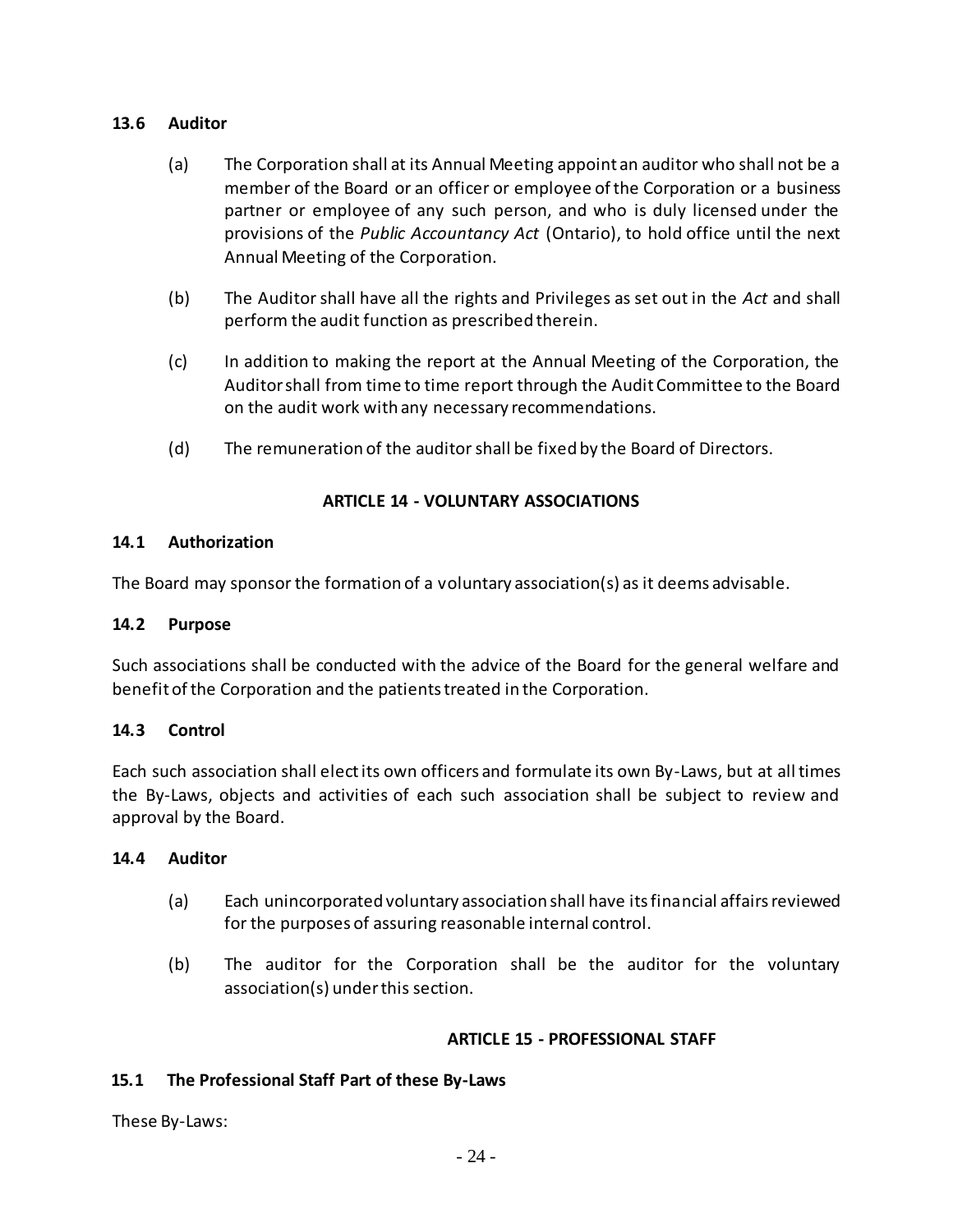### 13.6 Auditor

(a) The Corporation shall at its Annual Meeting appoint an auditor who shall not be a member of the Board or an officer or employee of the Corporation or a business partner or employee of any such person, and who is duly licensed under the provisions of the *Public Accountancy Act* (Ontario), to hold office until the next Annual Meeting of the Corporation.

(b) The Auditor shall have all the rights and Privileges as set out in the *Act* and shall perform the audit function as prescribed therein.

(c) In addition to making the report at the Annual Meeting of the Corporation, the Auditor shall from time to time report through the Audit Committee to the Board on the audit work with any necessary recommendations.

(d) The remuneration of the auditor shall be fixed by the Board of Directors.

## ARTICLE 14 - VOLUNTARY ASSOCIATIONS

### 14.1 Authorization

The Board may sponsor the formation of a voluntary association(s) as it deems advisable.

### 14.2 Purpose

Such associations shall be conducted with the advice of the Board for the general welfare and benefit of the Corporation and the patients treated in the Corporation.

### 14.3 Control

Each such association shall elect its own officers and formulate its own By-Laws, but at all times the By-Laws, objects and activities of each such association shall be subject to review and approval by the Board.

### 14.4 Auditor

(a) Each unincorporated voluntary association shall have its financial affairs reviewed for the purposes of assuring reasonable internal control.

(b) The auditor for the Corporation shall be the auditor for the voluntary association(s) under this section.

## ARTICLE 15 - PROFESSIONAL STAFF

### 15.1 The Professional Staff Part of these By-Laws

These By-Laws: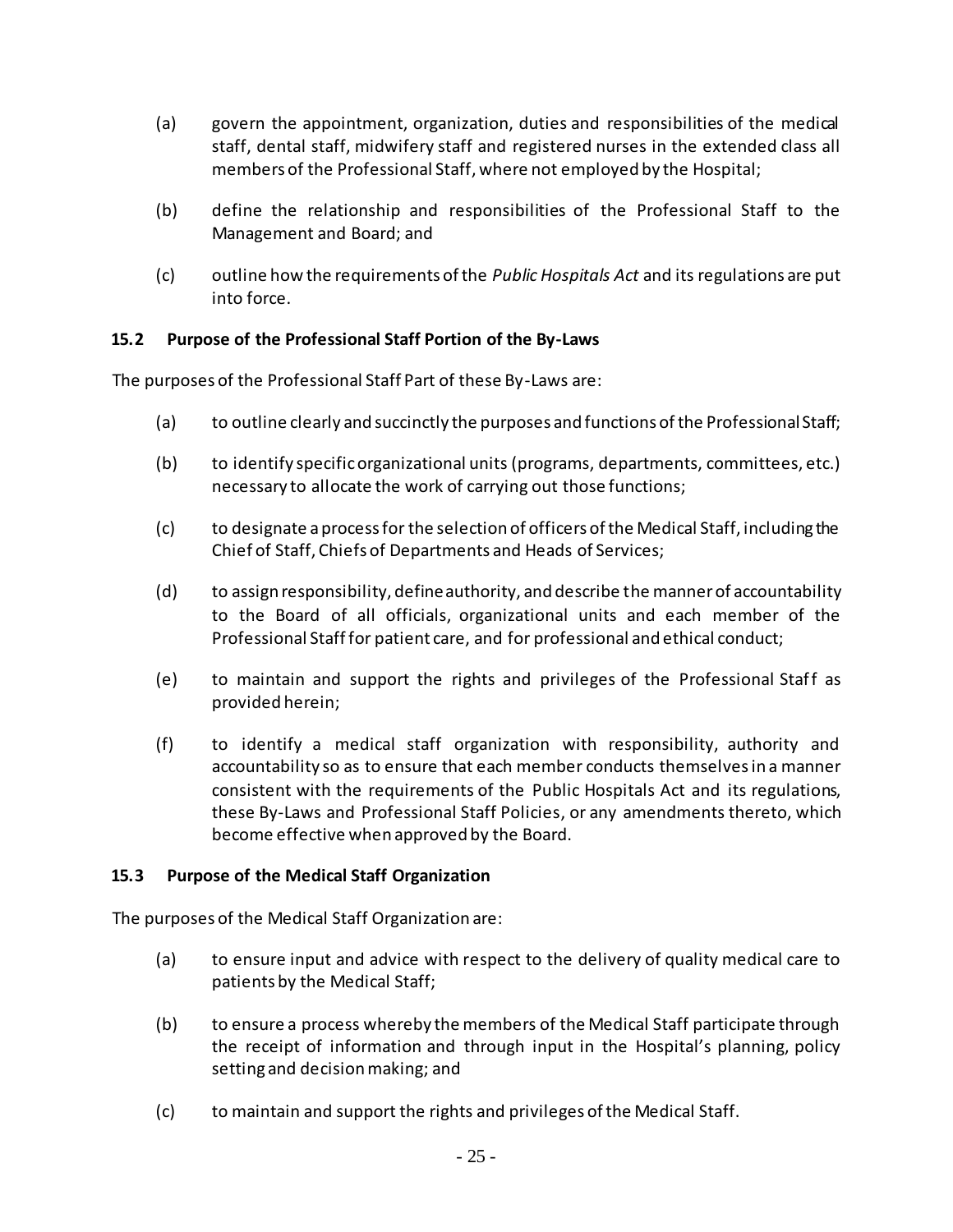(a) govern the appointment, organization, duties and responsibilities of the medical staff, dental staff, midwifery staff and registered nurses in the extended class all members of the Professional Staff, where not employed by the Hospital;

(b) define the relationship and responsibilities of the Professional Staff to the Management and Board; and

(c) outline how the requirements of the *Public Hospitals Act* and its regulations are put into force.

### 15.2 Purpose of the Professional Staff Portion of the By-Laws

The purposes of the Professional Staff Part of these By-Laws are:

(a) to outline clearly and succinctly the purposes and functions of the Professional Staff;

(b) to identify specific organizational units (programs, departments, committees, etc.) necessary to allocate the work of carrying out those functions;

(c) to designate a process for the selection of officers of the Medical Staff, including the Chief of Staff, Chiefs of Departments and Heads of Services;

(d) to assign responsibility, define authority, and describe the manner of accountability to the Board of all officials, organizational units and each member of the Professional Staff for patient care, and for professional and ethical conduct;

(e) to maintain and support the rights and privileges of the Professional Staff as provided herein;

(f) to identify a medical staff organization with responsibility, authority and accountability so as to ensure that each member conducts themselves in a manner consistent with the requirements of the Public Hospitals Act and its regulations, these By-Laws and Professional Staff Policies, or any amendments thereto, which become effective when approved by the Board.

### 15.3 Purpose of the Medical Staff Organization

The purposes of the Medical Staff Organization are:

(a) to ensure input and advice with respect to the delivery of quality medical care to patients by the Medical Staff;

(b) to ensure a process whereby the members of the Medical Staff participate through the receipt of information and through input in the Hospital's planning, policy setting and decision making; and

(c) to maintain and support the rights and privileges of the Medical Staff.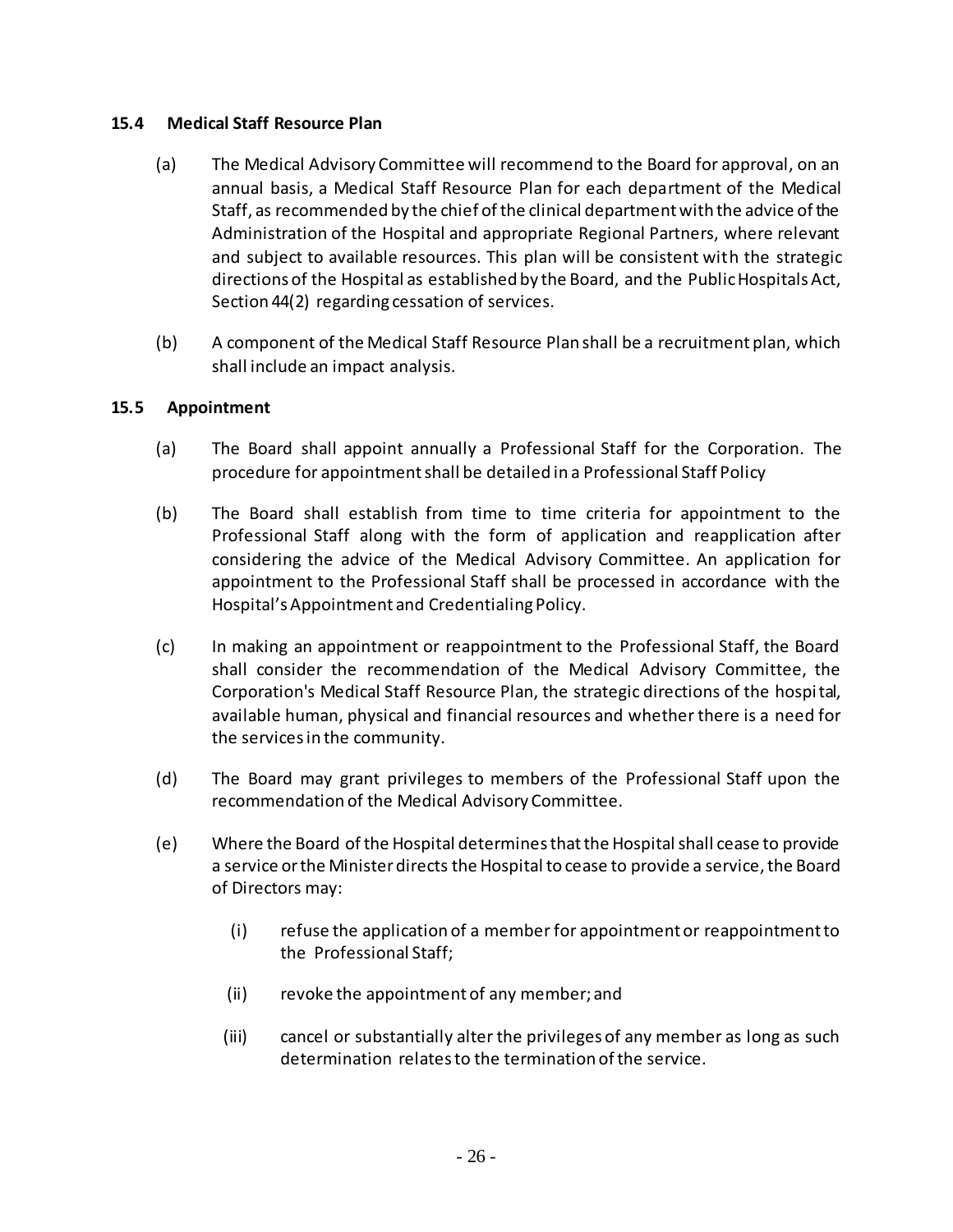### 15.4 Medical Staff Resource Plan

(a) The Medical Advisory Committee will recommend to the Board for approval, on an annual basis, a Medical Staff Resource Plan for each department of the Medical Staff, as recommended by the chief of the clinical department with the advice of the Administration of the Hospital and appropriate Regional Partners, where relevant and subject to available resources. This plan will be consistent with the strategic directions of the Hospital as established by the Board, and the Public Hospitals Act, Section 44(2) regarding cessation of services.

(b) A component of the Medical Staff Resource Plan shall be a recruitment plan, which shall include an impact analysis.

### 15.5 Appointment

(a) The Board shall appoint annually a Professional Staff for the Corporation. The procedure for appointment shall be detailed in a Professional Staff Policy

(b) The Board shall establish from time to time criteria for appointment to the Professional Staff along with the form of application and reapplication after considering the advice of the Medical Advisory Committee. An application for appointment to the Professional Staff shall be processed in accordance with the Hospital's Appointment and Credentialing Policy.

(c) In making an appointment or reappointment to the Professional Staff, the Board shall consider the recommendation of the Medical Advisory Committee, the Corporation's Medical Staff Resource Plan, the strategic directions of the hospital, available human, physical and financial resources and whether there is a need for the services in the community.

(d) The Board may grant privileges to members of the Professional Staff upon the recommendation of the Medical Advisory Committee.

(e) Where the Board of the Hospital determines that the Hospital shall cease to provide a service or the Minister directs the Hospital to cease to provide a service, the Board of Directors may:

  (i) refuse the application of a member for appointment or reappointment to the Professional Staff;

  (ii) revoke the appointment of any member; and

  (iii) cancel or substantially alter the privileges of any member as long as such determination relates to the termination of the service.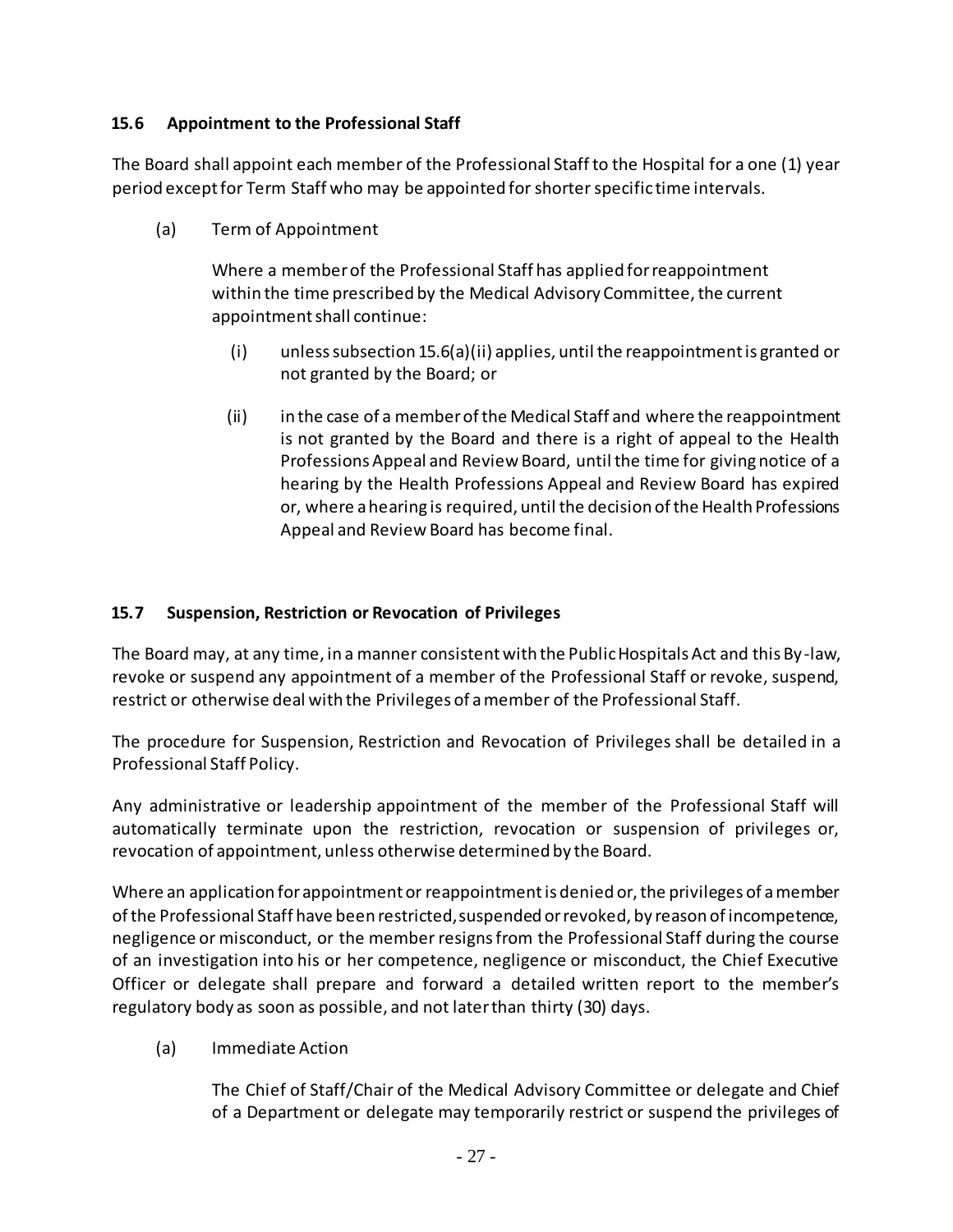### 15.6 Appointment to the Professional Staff

The Board shall appoint each member of the Professional Staff to the Hospital for a one (1) year period except for Term Staff who may be appointed for shorter specific time intervals.

(a) Term of Appointment

Where a member of the Professional Staff has applied for reappointment within the time prescribed by the Medical Advisory Committee, the current appointment shall continue:

(i) unless subsection 15.6(a)(ii) applies, until the reappointment is granted or not granted by the Board; or

(ii) in the case of a member of the Medical Staff and where the reappointment is not granted by the Board and there is a right of appeal to the Health Professions Appeal and Review Board, until the time for giving notice of a hearing by the Health Professions Appeal and Review Board has expired or, where a hearing is required, until the decision of the Health Professions Appeal and Review Board has become final.

### 15.7 Suspension, Restriction or Revocation of Privileges

The Board may, at any time, in a manner consistent with the Public Hospitals Act and this By-law, revoke or suspend any appointment of a member of the Professional Staff or revoke, suspend, restrict or otherwise deal with the Privileges of a member of the Professional Staff.

The procedure for Suspension, Restriction and Revocation of Privileges shall be detailed in a Professional Staff Policy.

Any administrative or leadership appointment of the member of the Professional Staff will automatically terminate upon the restriction, revocation or suspension of privileges or, revocation of appointment, unless otherwise determined by the Board.

Where an application for appointment or reappointment is denied or, the privileges of a member of the Professional Staff have been restricted, suspended or revoked, by reason of incompetence, negligence or misconduct, or the member resigns from the Professional Staff during the course of an investigation into his or her competence, negligence or misconduct, the Chief Executive Officer or delegate shall prepare and forward a detailed written report to the member's regulatory body as soon as possible, and not later than thirty (30) days.

(a) Immediate Action

The Chief of Staff/Chair of the Medical Advisory Committee or delegate and Chief of a Department or delegate may temporarily restrict or suspend the privileges of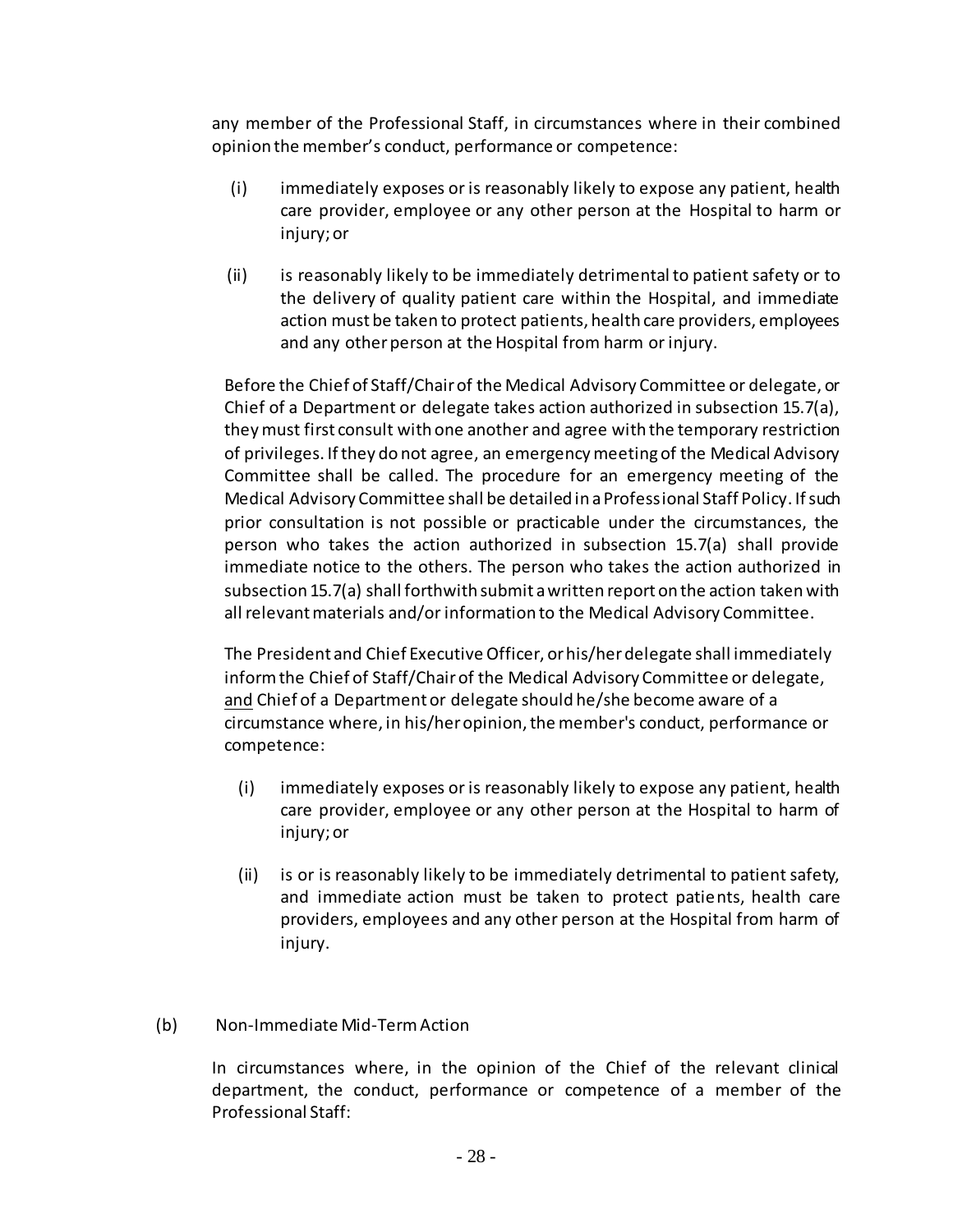any member of the Professional Staff, in circumstances where in their combined opinion the member's conduct, performance or competence:

(i) immediately exposes or is reasonably likely to expose any patient, health care provider, employee or any other person at the Hospital to harm or injury; or

(ii) is reasonably likely to be immediately detrimental to patient safety or to the delivery of quality patient care within the Hospital, and immediate action must be taken to protect patients, health care providers, employees and any other person at the Hospital from harm or injury.

Before the Chief of Staff/Chair of the Medical Advisory Committee or delegate, or Chief of a Department or delegate takes action authorized in subsection 15.7(a), they must first consult with one another and agree with the temporary restriction of privileges. If they do not agree, an emergency meeting of the Medical Advisory Committee shall be called. The procedure for an emergency meeting of the Medical Advisory Committee shall be detailed in a Professional Staff Policy. If such prior consultation is not possible or practicable under the circumstances, the person who takes the action authorized in subsection 15.7(a) shall provide immediate notice to the others. The person who takes the action authorized in subsection 15.7(a) shall forthwith submit a written report on the action taken with all relevant materials and/or information to the Medical Advisory Committee.

The President and Chief Executive Officer, or his/her delegate shall immediately inform the Chief of Staff/Chair of the Medical Advisory Committee or delegate, <u>and</u> Chief of a Department or delegate should he/she become aware of a circumstance where, in his/her opinion, the member's conduct, performance or competence:

(i) immediately exposes or is reasonably likely to expose any patient, health care provider, employee or any other person at the Hospital to harm of injury; or

(ii) is or is reasonably likely to be immediately detrimental to patient safety, and immediate action must be taken to protect patients, health care providers, employees and any other person at the Hospital from harm of injury.

(b) Non-Immediate Mid-Term Action

In circumstances where, in the opinion of the Chief of the relevant clinical department, the conduct, performance or competence of a member of the Professional Staff: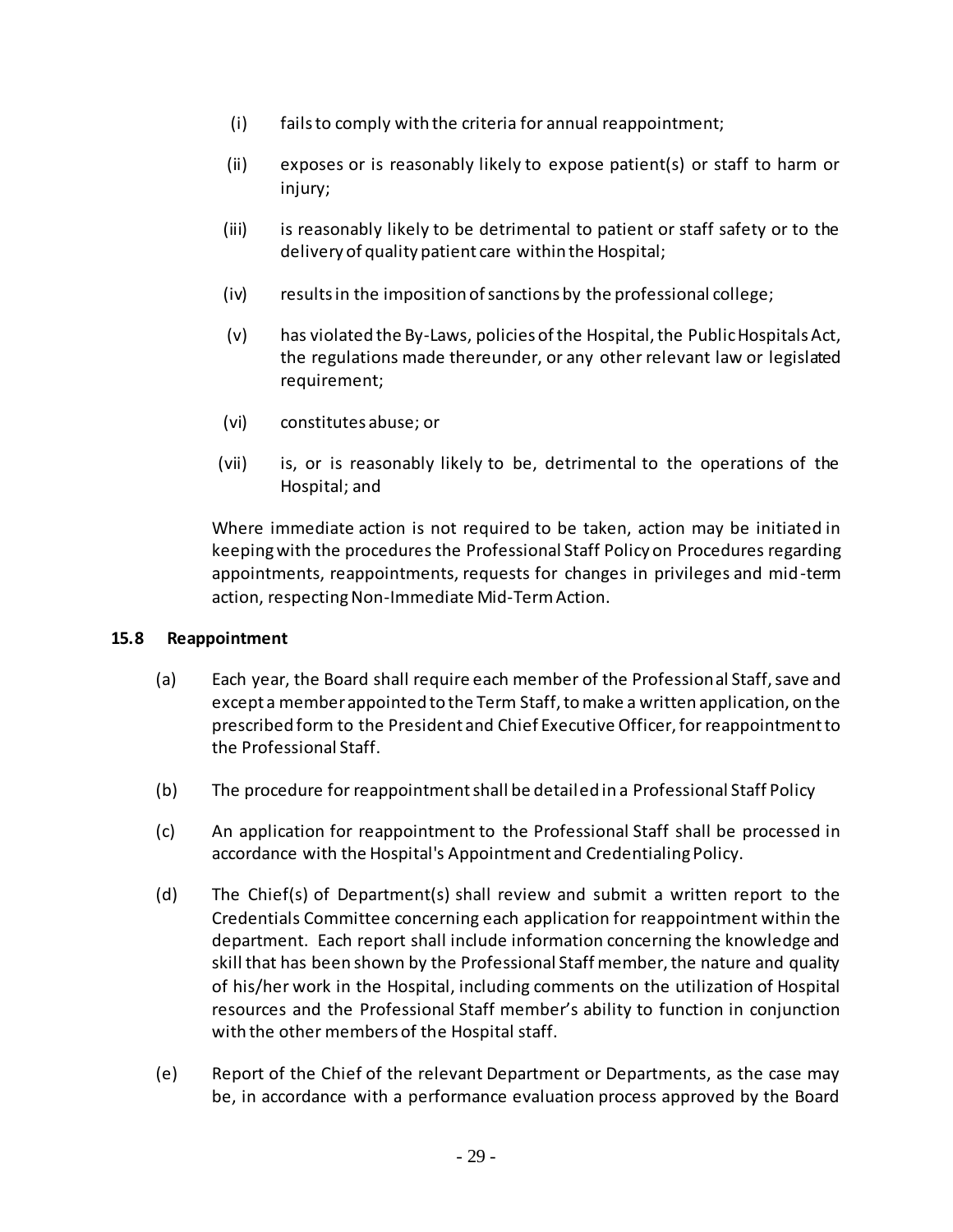(i) fails to comply with the criteria for annual reappointment;

(ii) exposes or is reasonably likely to expose patient(s) or staff to harm or injury;

(iii) is reasonably likely to be detrimental to patient or staff safety or to the delivery of quality patient care within the Hospital;

(iv) results in the imposition of sanctions by the professional college;

(v) has violated the By-Laws, policies of the Hospital, the Public Hospitals Act, the regulations made thereunder, or any other relevant law or legislated requirement;

(vi) constitutes abuse; or

(vii) is, or is reasonably likely to be, detrimental to the operations of the Hospital; and

Where immediate action is not required to be taken, action may be initiated in keeping with the procedures the Professional Staff Policy on Procedures regarding appointments, reappointments, requests for changes in privileges and mid-term action, respecting Non-Immediate Mid-Term Action.

### 15.8 Reappointment

(a) Each year, the Board shall require each member of the Professional Staff, save and except a member appointed to the Term Staff, to make a written application, on the prescribed form to the President and Chief Executive Officer, for reappointment to the Professional Staff.

(b) The procedure for reappointment shall be detailed in a Professional Staff Policy

(c) An application for reappointment to the Professional Staff shall be processed in accordance with the Hospital's Appointment and Credentialing Policy.

(d) The Chief(s) of Department(s) shall review and submit a written report to the Credentials Committee concerning each application for reappointment within the department. Each report shall include information concerning the knowledge and skill that has been shown by the Professional Staff member, the nature and quality of his/her work in the Hospital, including comments on the utilization of Hospital resources and the Professional Staff member's ability to function in conjunction with the other members of the Hospital staff.

(e) Report of the Chief of the relevant Department or Departments, as the case may be, in accordance with a performance evaluation process approved by the Board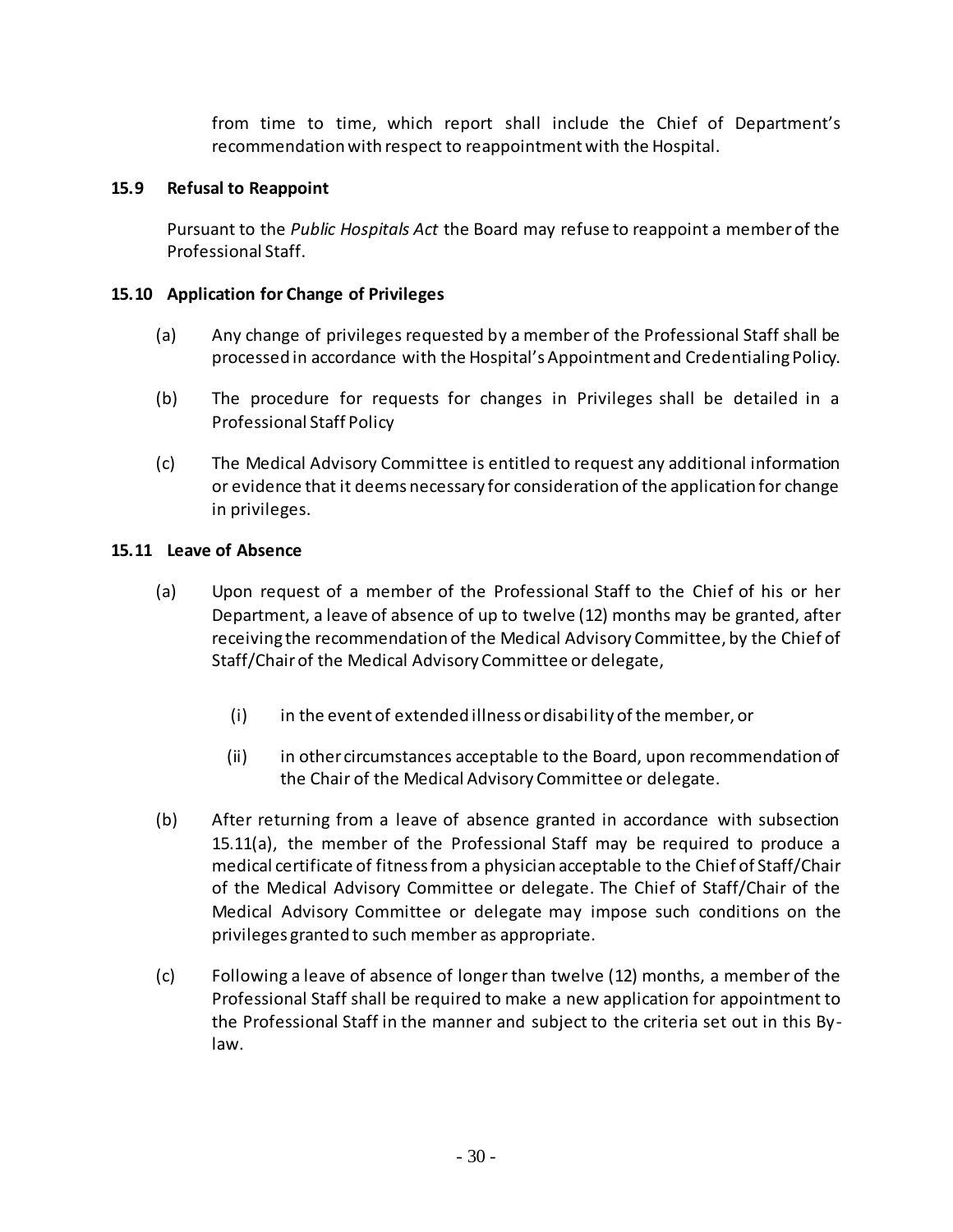from time to time, which report shall include the Chief of Department's recommendation with respect to reappointment with the Hospital.

### 15.9 Refusal to Reappoint

Pursuant to the *Public Hospitals Act* the Board may refuse to reappoint a member of the Professional Staff.

### 15.10 Application for Change of Privileges

(a) Any change of privileges requested by a member of the Professional Staff shall be processed in accordance with the Hospital's Appointment and Credentialing Policy.

(b) The procedure for requests for changes in Privileges shall be detailed in a Professional Staff Policy

(c) The Medical Advisory Committee is entitled to request any additional information or evidence that it deems necessary for consideration of the application for change in privileges.

### 15.11 Leave of Absence

(a) Upon request of a member of the Professional Staff to the Chief of his or her Department, a leave of absence of up to twelve (12) months may be granted, after receiving the recommendation of the Medical Advisory Committee, by the Chief of Staff/Chair of the Medical Advisory Committee or delegate,

  (i) in the event of extended illness or disability of the member, or

  (ii) in other circumstances acceptable to the Board, upon recommendation of the Chair of the Medical Advisory Committee or delegate.

(b) After returning from a leave of absence granted in accordance with subsection 15.11(a), the member of the Professional Staff may be required to produce a medical certificate of fitness from a physician acceptable to the Chief of Staff/Chair of the Medical Advisory Committee or delegate. The Chief of Staff/Chair of the Medical Advisory Committee or delegate may impose such conditions on the privileges granted to such member as appropriate.

(c) Following a leave of absence of longer than twelve (12) months, a member of the Professional Staff shall be required to make a new application for appointment to the Professional Staff in the manner and subject to the criteria set out in this By-law.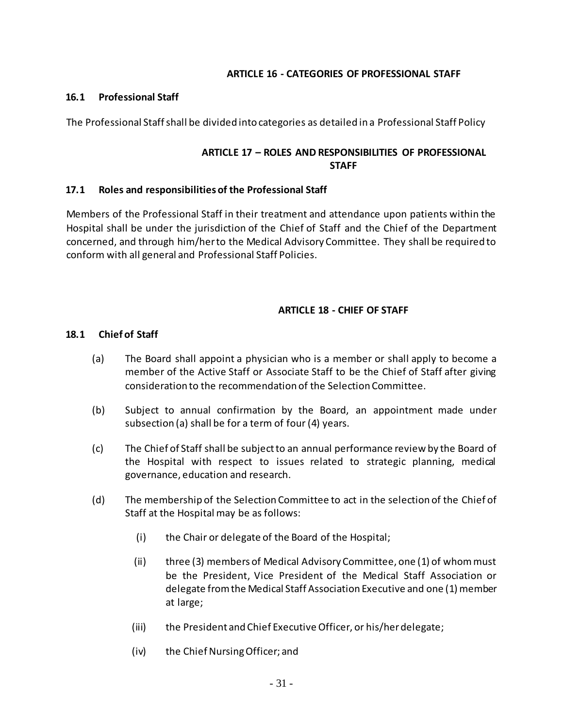## ARTICLE 16 - CATEGORIES OF PROFESSIONAL STAFF

### 16.1 Professional Staff

The Professional Staff shall be divided into categories as detailed in a Professional Staff Policy

## ARTICLE 17 – ROLES AND RESPONSIBILITIES OF PROFESSIONAL STAFF

### 17.1 Roles and responsibilities of the Professional Staff

Members of the Professional Staff in their treatment and attendance upon patients within the Hospital shall be under the jurisdiction of the Chief of Staff and the Chief of the Department concerned, and through him/her to the Medical Advisory Committee. They shall be required to conform with all general and Professional Staff Policies.

## ARTICLE 18 - CHIEF OF STAFF

### 18.1 Chief of Staff

(a) The Board shall appoint a physician who is a member or shall apply to become a member of the Active Staff or Associate Staff to be the Chief of Staff after giving consideration to the recommendation of the Selection Committee.

(b) Subject to annual confirmation by the Board, an appointment made under subsection (a) shall be for a term of four (4) years.

(c) The Chief of Staff shall be subject to an annual performance review by the Board of the Hospital with respect to issues related to strategic planning, medical governance, education and research.

(d) The membership of the Selection Committee to act in the selection of the Chief of Staff at the Hospital may be as follows:

   (i) the Chair or delegate of the Board of the Hospital;

   (ii) three (3) members of Medical Advisory Committee, one (1) of whom must be the President, Vice President of the Medical Staff Association or delegate from the Medical Staff Association Executive and one (1) member at large;

   (iii) the President and Chief Executive Officer, or his/her delegate;

   (iv) the Chief Nursing Officer; and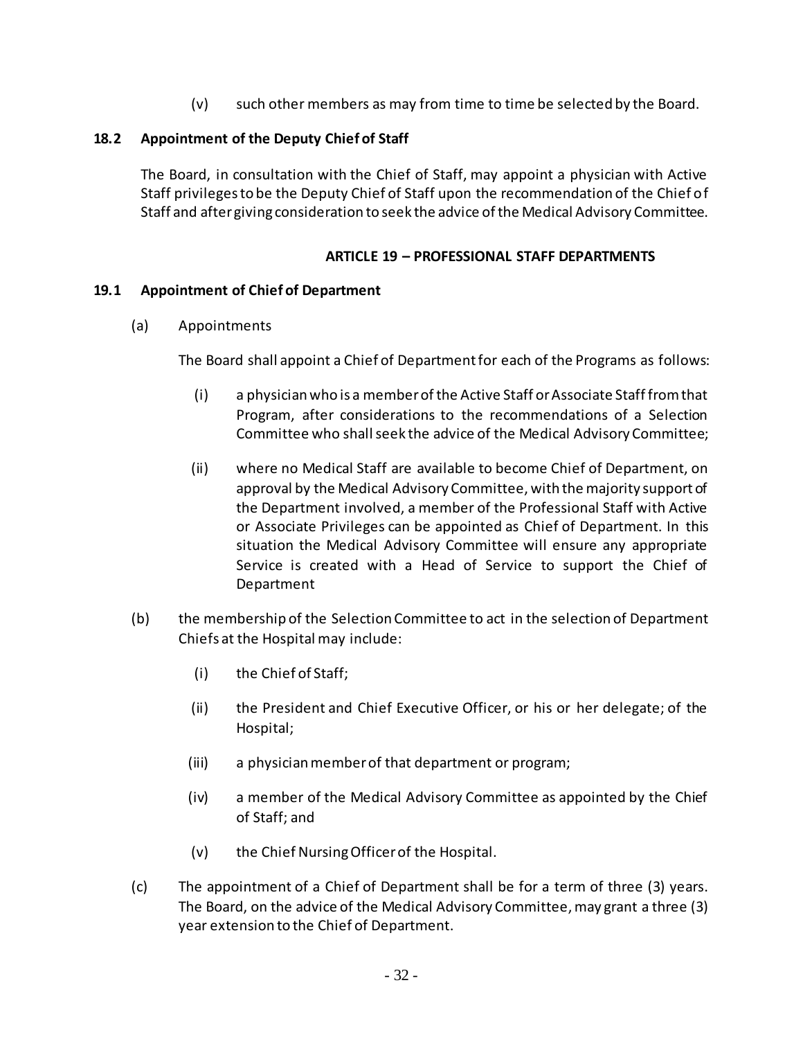(v) such other members as may from time to time be selected by the Board.

### 18.2 Appointment of the Deputy Chief of Staff

The Board, in consultation with the Chief of Staff, may appoint a physician with Active Staff privileges to be the Deputy Chief of Staff upon the recommendation of the Chief of Staff and after giving consideration to seek the advice of the Medical Advisory Committee.

## ARTICLE 19 – PROFESSIONAL STAFF DEPARTMENTS

### 19.1 Appointment of Chief of Department

(a) Appointments

The Board shall appoint a Chief of Department for each of the Programs as follows:

(i) a physician who is a member of the Active Staff or Associate Staff from that Program, after considerations to the recommendations of a Selection Committee who shall seek the advice of the Medical Advisory Committee;

(ii) where no Medical Staff are available to become Chief of Department, on approval by the Medical Advisory Committee, with the majority support of the Department involved, a member of the Professional Staff with Active or Associate Privileges can be appointed as Chief of Department. In this situation the Medical Advisory Committee will ensure any appropriate Service is created with a Head of Service to support the Chief of Department

(b) the membership of the Selection Committee to act in the selection of Department Chiefs at the Hospital may include:

(i) the Chief of Staff;

(ii) the President and Chief Executive Officer, or his or her delegate; of the Hospital;

(iii) a physician member of that department or program;

(iv) a member of the Medical Advisory Committee as appointed by the Chief of Staff; and

(v) the Chief Nursing Officer of the Hospital.

(c) The appointment of a Chief of Department shall be for a term of three (3) years. The Board, on the advice of the Medical Advisory Committee, may grant a three (3) year extension to the Chief of Department.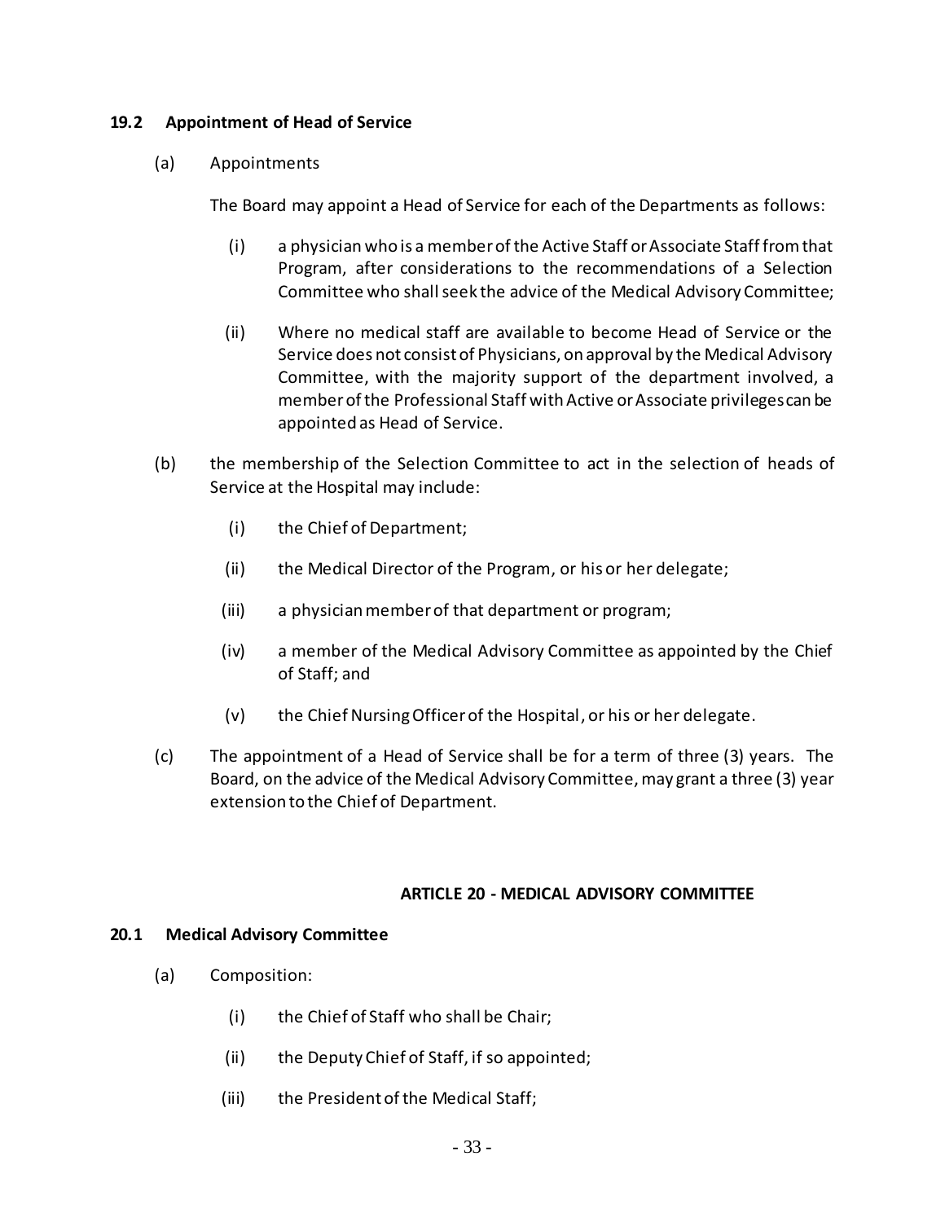### 19.2 Appointment of Head of Service

(a) Appointments

The Board may appoint a Head of Service for each of the Departments as follows:

(i) a physician who is a member of the Active Staff or Associate Staff from that Program, after considerations to the recommendations of a Selection Committee who shall seek the advice of the Medical Advisory Committee;

(ii) Where no medical staff are available to become Head of Service or the Service does not consist of Physicians, on approval by the Medical Advisory Committee, with the majority support of the department involved, a member of the Professional Staff with Active or Associate privileges can be appointed as Head of Service.

(b) the membership of the Selection Committee to act in the selection of heads of Service at the Hospital may include:

(i) the Chief of Department;

(ii) the Medical Director of the Program, or his or her delegate;

(iii) a physician member of that department or program;

(iv) a member of the Medical Advisory Committee as appointed by the Chief of Staff; and

(v) the Chief Nursing Officer of the Hospital, or his or her delegate.

(c) The appointment of a Head of Service shall be for a term of three (3) years. The Board, on the advice of the Medical Advisory Committee, may grant a three (3) year extension to the Chief of Department.

## ARTICLE 20 - MEDICAL ADVISORY COMMITTEE

### 20.1 Medical Advisory Committee

(a) Composition:

(i) the Chief of Staff who shall be Chair;

(ii) the Deputy Chief of Staff, if so appointed;

(iii) the President of the Medical Staff;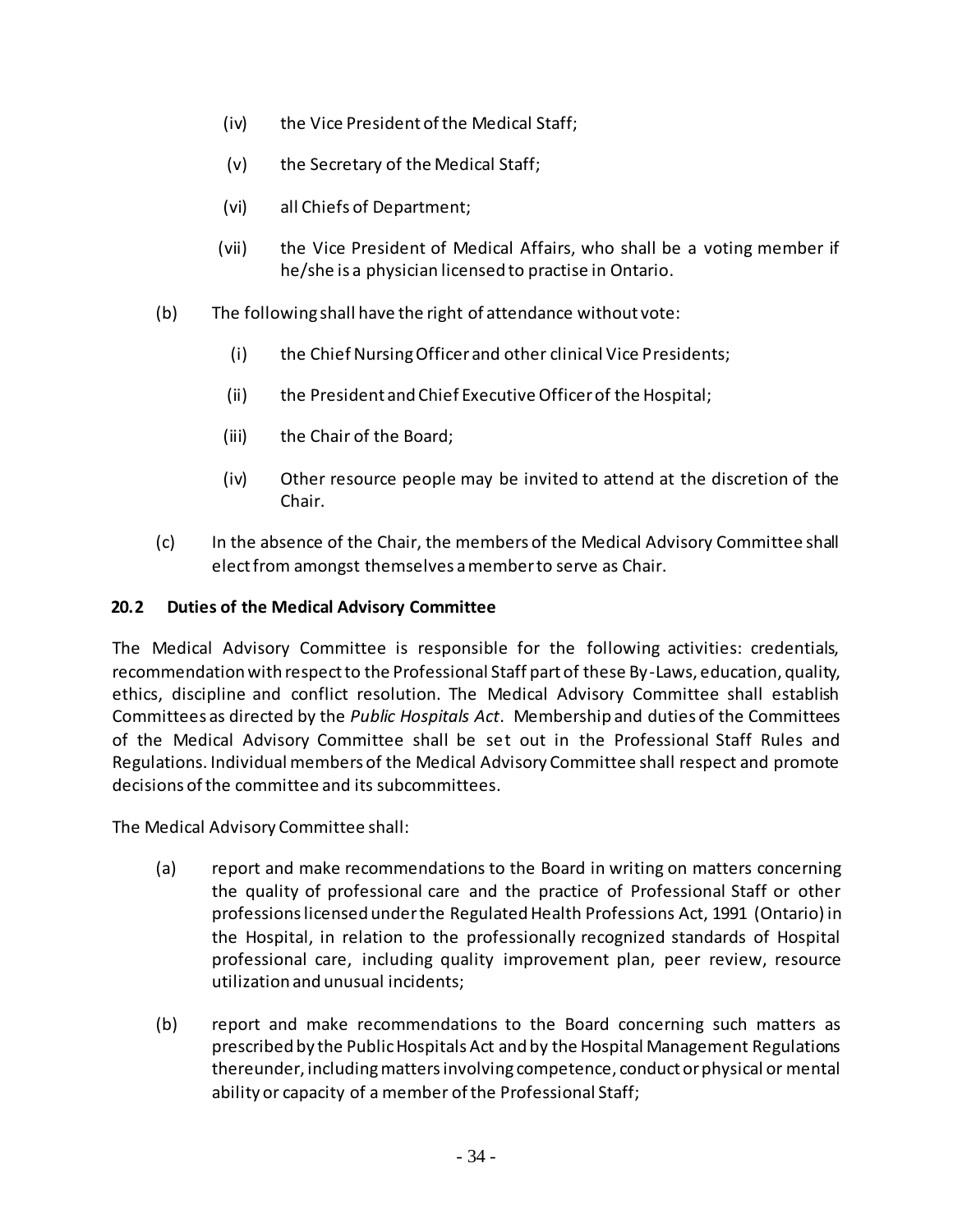(iv) the Vice President of the Medical Staff;

(v) the Secretary of the Medical Staff;

(vi) all Chiefs of Department;

(vii) the Vice President of Medical Affairs, who shall be a voting member if he/she is a physician licensed to practise in Ontario.

(b) The following shall have the right of attendance without vote:

(i) the Chief Nursing Officer and other clinical Vice Presidents;

(ii) the President and Chief Executive Officer of the Hospital;

(iii) the Chair of the Board;

(iv) Other resource people may be invited to attend at the discretion of the Chair.

(c) In the absence of the Chair, the members of the Medical Advisory Committee shall elect from amongst themselves a member to serve as Chair.

### 20.2 Duties of the Medical Advisory Committee

The Medical Advisory Committee is responsible for the following activities: credentials, recommendation with respect to the Professional Staff part of these By-Laws, education, quality, ethics, discipline and conflict resolution. The Medical Advisory Committee shall establish Committees as directed by the *Public Hospitals Act*. Membership and duties of the Committees of the Medical Advisory Committee shall be set out in the Professional Staff Rules and Regulations. Individual members of the Medical Advisory Committee shall respect and promote decisions of the committee and its subcommittees.

The Medical Advisory Committee shall:

(a) report and make recommendations to the Board in writing on matters concerning the quality of professional care and the practice of Professional Staff or other professions licensed under the Regulated Health Professions Act, 1991 (Ontario) in the Hospital, in relation to the professionally recognized standards of Hospital professional care, including quality improvement plan, peer review, resource utilization and unusual incidents;

(b) report and make recommendations to the Board concerning such matters as prescribed by the Public Hospitals Act and by the Hospital Management Regulations thereunder, including matters involving competence, conduct or physical or mental ability or capacity of a member of the Professional Staff;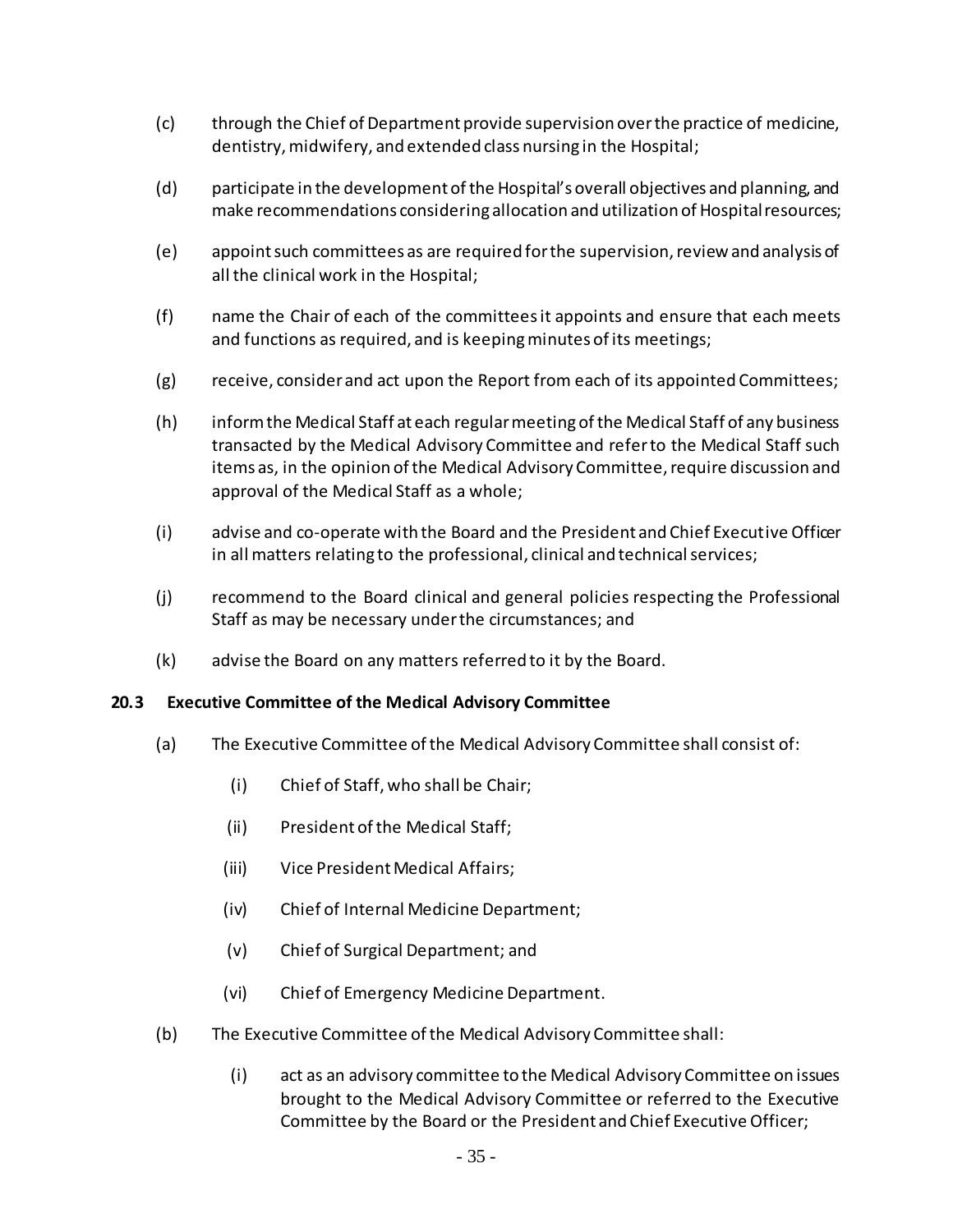(c) through the Chief of Department provide supervision over the practice of medicine, dentistry, midwifery, and extended class nursing in the Hospital;

(d) participate in the development of the Hospital's overall objectives and planning, and make recommendations considering allocation and utilization of Hospital resources;

(e) appoint such committees as are required for the supervision, review and analysis of all the clinical work in the Hospital;

(f) name the Chair of each of the committees it appoints and ensure that each meets and functions as required, and is keeping minutes of its meetings;

(g) receive, consider and act upon the Report from each of its appointed Committees;

(h) inform the Medical Staff at each regular meeting of the Medical Staff of any business transacted by the Medical Advisory Committee and refer to the Medical Staff such items as, in the opinion of the Medical Advisory Committee, require discussion and approval of the Medical Staff as a whole;

(i) advise and co-operate with the Board and the President and Chief Executive Officer in all matters relating to the professional, clinical and technical services;

(j) recommend to the Board clinical and general policies respecting the Professional Staff as may be necessary under the circumstances; and

(k) advise the Board on any matters referred to it by the Board.

### 20.3 Executive Committee of the Medical Advisory Committee

(a) The Executive Committee of the Medical Advisory Committee shall consist of:

  (i) Chief of Staff, who shall be Chair;

  (ii) President of the Medical Staff;

  (iii) Vice President Medical Affairs;

  (iv) Chief of Internal Medicine Department;

  (v) Chief of Surgical Department; and

  (vi) Chief of Emergency Medicine Department.

(b) The Executive Committee of the Medical Advisory Committee shall:

  (i) act as an advisory committee to the Medical Advisory Committee on issues brought to the Medical Advisory Committee or referred to the Executive Committee by the Board or the President and Chief Executive Officer;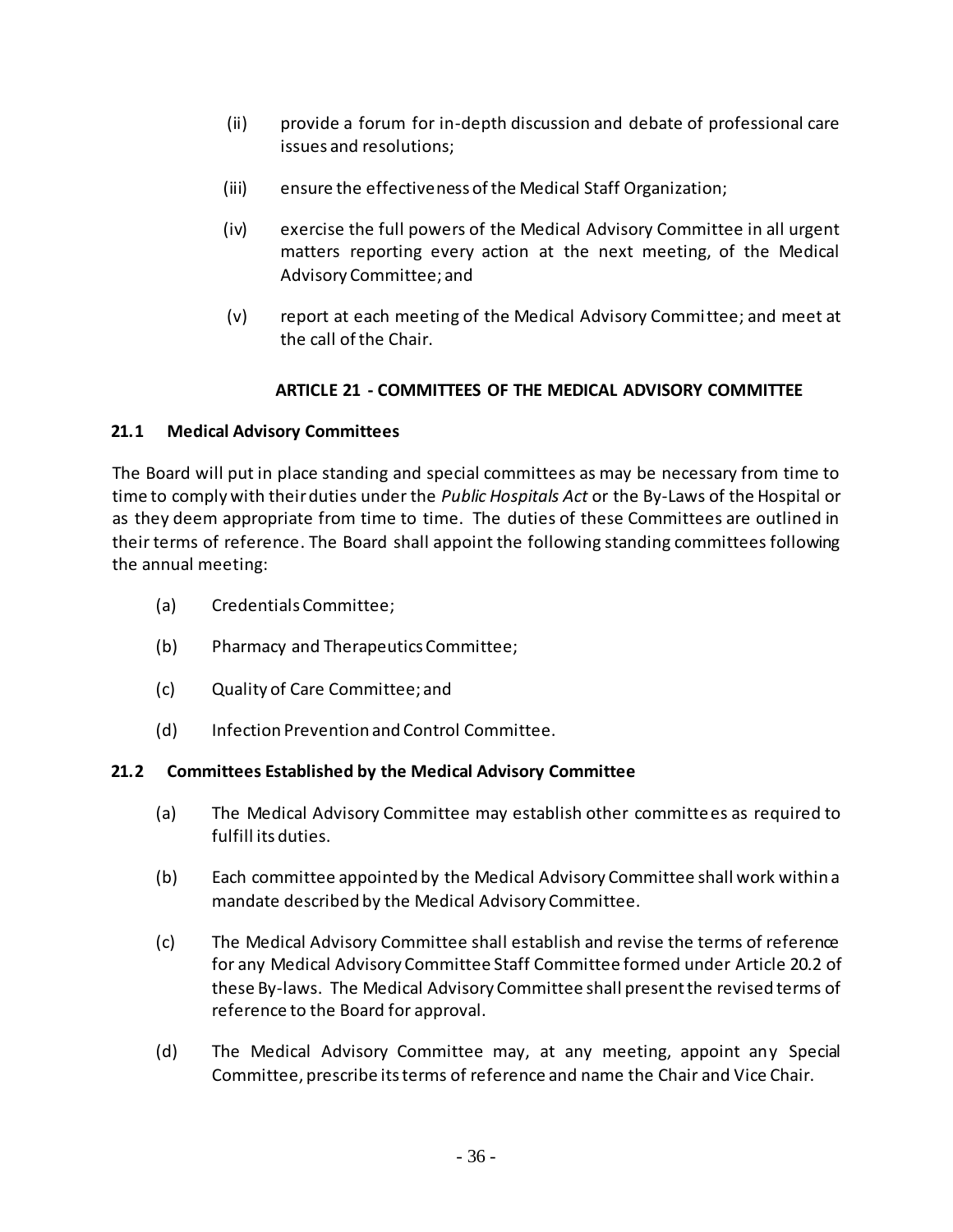(ii) provide a forum for in-depth discussion and debate of professional care issues and resolutions;

(iii) ensure the effectiveness of the Medical Staff Organization;

(iv) exercise the full powers of the Medical Advisory Committee in all urgent matters reporting every action at the next meeting, of the Medical Advisory Committee; and

(v) report at each meeting of the Medical Advisory Committee; and meet at the call of the Chair.

## ARTICLE 21 - COMMITTEES OF THE MEDICAL ADVISORY COMMITTEE

### 21.1 Medical Advisory Committees

The Board will put in place standing and special committees as may be necessary from time to time to comply with their duties under the *Public Hospitals Act* or the By-Laws of the Hospital or as they deem appropriate from time to time. The duties of these Committees are outlined in their terms of reference. The Board shall appoint the following standing committees following the annual meeting:

(a) Credentials Committee;

(b) Pharmacy and Therapeutics Committee;

(c) Quality of Care Committee; and

(d) Infection Prevention and Control Committee.

### 21.2 Committees Established by the Medical Advisory Committee

(a) The Medical Advisory Committee may establish other committees as required to fulfill its duties.

(b) Each committee appointed by the Medical Advisory Committee shall work within a mandate described by the Medical Advisory Committee.

(c) The Medical Advisory Committee shall establish and revise the terms of reference for any Medical Advisory Committee Staff Committee formed under Article 20.2 of these By-laws. The Medical Advisory Committee shall present the revised terms of reference to the Board for approval.

(d) The Medical Advisory Committee may, at any meeting, appoint any Special Committee, prescribe its terms of reference and name the Chair and Vice Chair.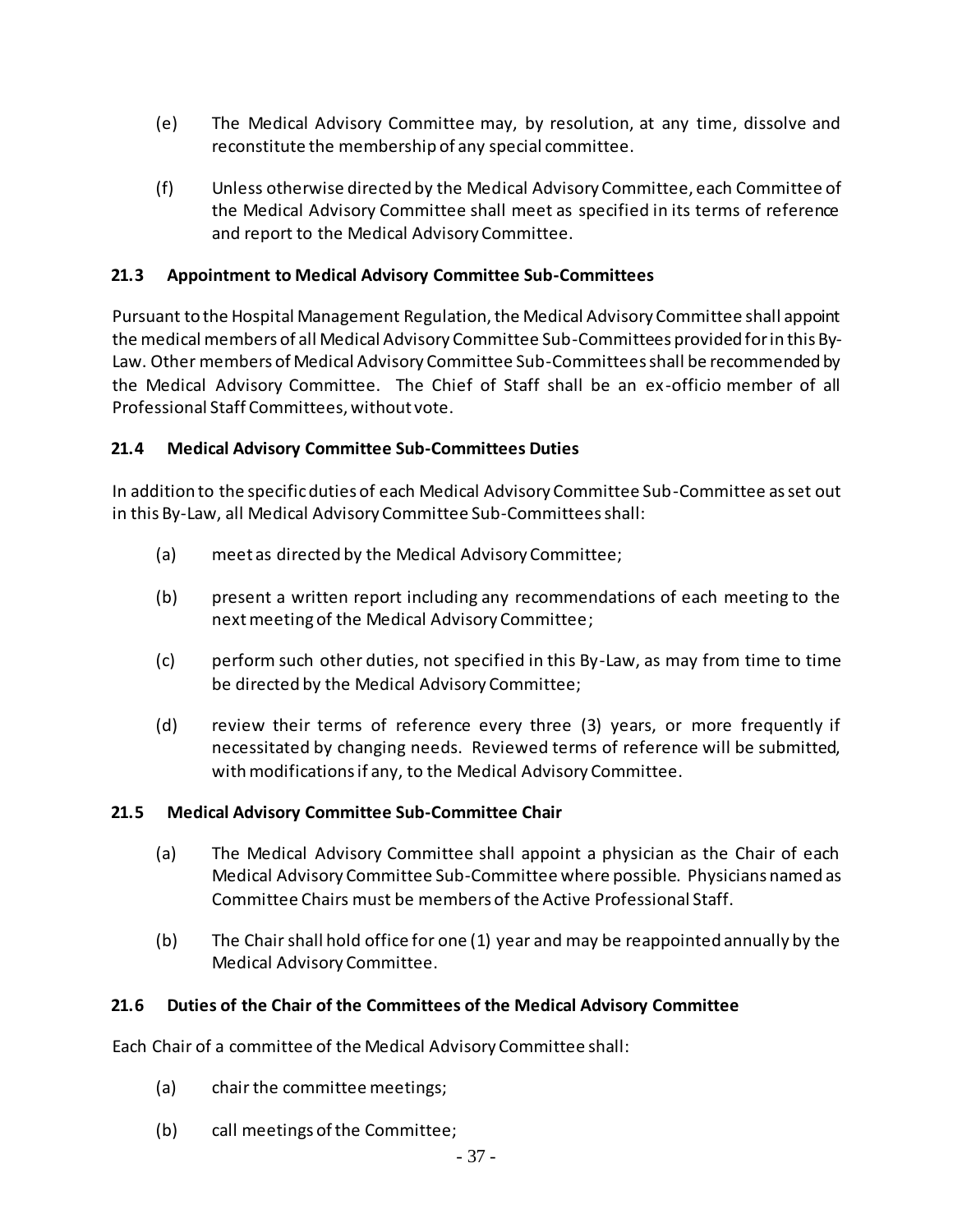(e) The Medical Advisory Committee may, by resolution, at any time, dissolve and reconstitute the membership of any special committee.

(f) Unless otherwise directed by the Medical Advisory Committee, each Committee of the Medical Advisory Committee shall meet as specified in its terms of reference and report to the Medical Advisory Committee.

### 21.3 Appointment to Medical Advisory Committee Sub-Committees

Pursuant to the Hospital Management Regulation, the Medical Advisory Committee shall appoint the medical members of all Medical Advisory Committee Sub-Committees provided for in this By-Law. Other members of Medical Advisory Committee Sub-Committees shall be recommended by the Medical Advisory Committee. The Chief of Staff shall be an ex-officio member of all Professional Staff Committees, without vote.

### 21.4 Medical Advisory Committee Sub-Committees Duties

In addition to the specific duties of each Medical Advisory Committee Sub-Committee as set out in this By-Law, all Medical Advisory Committee Sub-Committees shall:

(a) meet as directed by the Medical Advisory Committee;

(b) present a written report including any recommendations of each meeting to the next meeting of the Medical Advisory Committee;

(c) perform such other duties, not specified in this By-Law, as may from time to time be directed by the Medical Advisory Committee;

(d) review their terms of reference every three (3) years, or more frequently if necessitated by changing needs. Reviewed terms of reference will be submitted, with modifications if any, to the Medical Advisory Committee.

### 21.5 Medical Advisory Committee Sub-Committee Chair

(a) The Medical Advisory Committee shall appoint a physician as the Chair of each Medical Advisory Committee Sub-Committee where possible. Physicians named as Committee Chairs must be members of the Active Professional Staff.

(b) The Chair shall hold office for one (1) year and may be reappointed annually by the Medical Advisory Committee.

### 21.6 Duties of the Chair of the Committees of the Medical Advisory Committee

Each Chair of a committee of the Medical Advisory Committee shall:

(a) chair the committee meetings;

(b) call meetings of the Committee;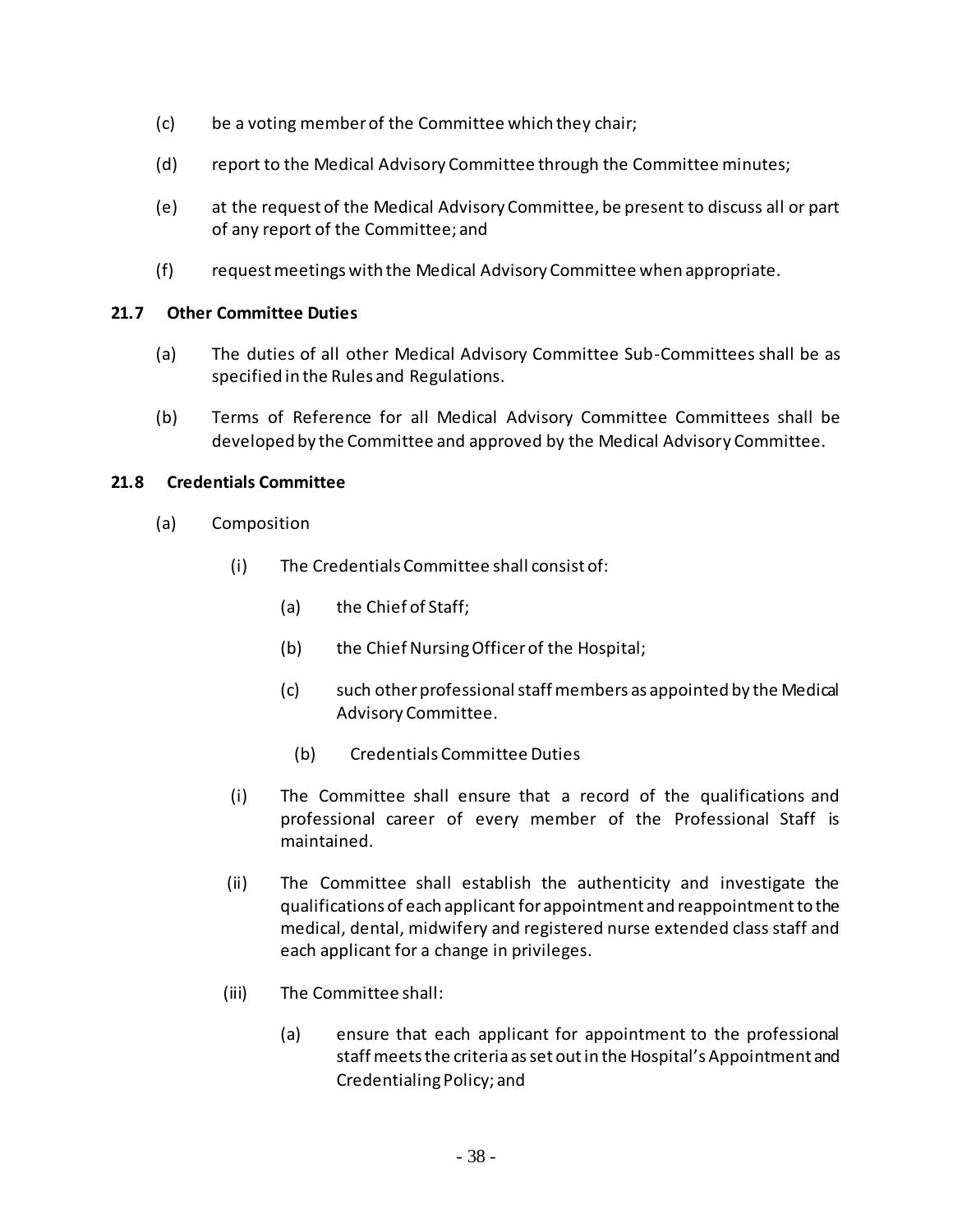(c) be a voting member of the Committee which they chair;

(d) report to the Medical Advisory Committee through the Committee minutes;

(e) at the request of the Medical Advisory Committee, be present to discuss all or part of any report of the Committee; and

(f) request meetings with the Medical Advisory Committee when appropriate.

### 21.7 Other Committee Duties

(a) The duties of all other Medical Advisory Committee Sub-Committees shall be as specified in the Rules and Regulations.

(b) Terms of Reference for all Medical Advisory Committee Committees shall be developed by the Committee and approved by the Medical Advisory Committee.

### 21.8 Credentials Committee

(a) Composition

(i) The Credentials Committee shall consist of:

(a) the Chief of Staff;

(b) the Chief Nursing Officer of the Hospital;

(c) such other professional staff members as appointed by the Medical Advisory Committee.

(b) Credentials Committee Duties

(i) The Committee shall ensure that a record of the qualifications and professional career of every member of the Professional Staff is maintained.

(ii) The Committee shall establish the authenticity and investigate the qualifications of each applicant for appointment and reappointment to the medical, dental, midwifery and registered nurse extended class staff and each applicant for a change in privileges.

(iii) The Committee shall:

(a) ensure that each applicant for appointment to the professional staff meets the criteria as set out in the Hospital's Appointment and Credentialing Policy; and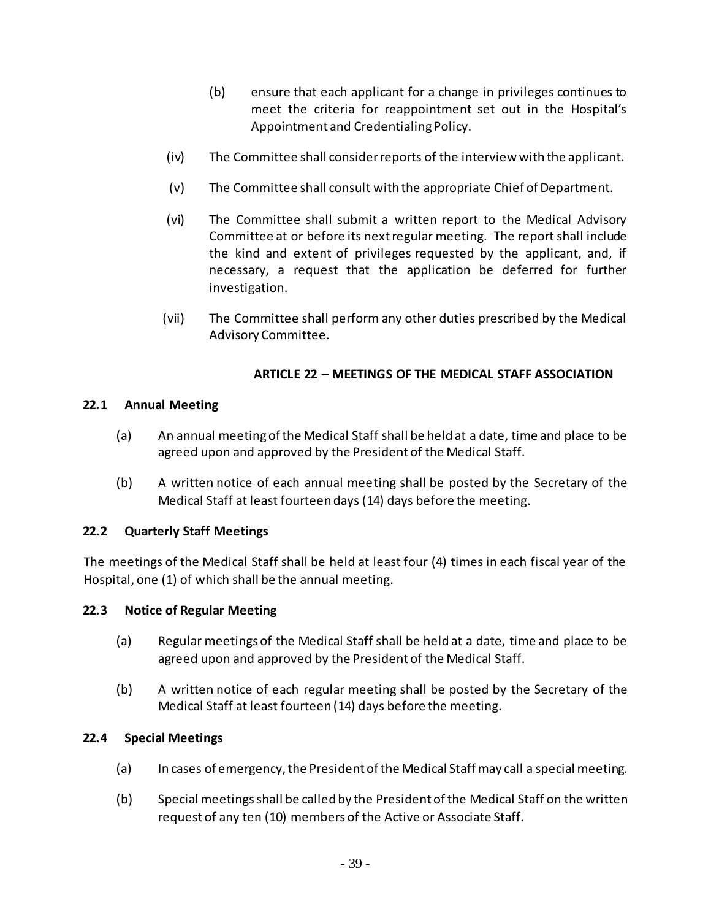(b) ensure that each applicant for a change in privileges continues to meet the criteria for reappointment set out in the Hospital's Appointment and Credentialing Policy.

(iv) The Committee shall consider reports of the interview with the applicant.

(v) The Committee shall consult with the appropriate Chief of Department.

(vi) The Committee shall submit a written report to the Medical Advisory Committee at or before its next regular meeting. The report shall include the kind and extent of privileges requested by the applicant, and, if necessary, a request that the application be deferred for further investigation.

(vii) The Committee shall perform any other duties prescribed by the Medical Advisory Committee.

## ARTICLE 22 – MEETINGS OF THE MEDICAL STAFF ASSOCIATION

### 22.1 Annual Meeting

(a) An annual meeting of the Medical Staff shall be held at a date, time and place to be agreed upon and approved by the President of the Medical Staff.

(b) A written notice of each annual meeting shall be posted by the Secretary of the Medical Staff at least fourteen days (14) days before the meeting.

### 22.2 Quarterly Staff Meetings

The meetings of the Medical Staff shall be held at least four (4) times in each fiscal year of the Hospital, one (1) of which shall be the annual meeting.

### 22.3 Notice of Regular Meeting

(a) Regular meetings of the Medical Staff shall be held at a date, time and place to be agreed upon and approved by the President of the Medical Staff.

(b) A written notice of each regular meeting shall be posted by the Secretary of the Medical Staff at least fourteen (14) days before the meeting.

### 22.4 Special Meetings

(a) In cases of emergency, the President of the Medical Staff may call a special meeting.

(b) Special meetings shall be called by the President of the Medical Staff on the written request of any ten (10) members of the Active or Associate Staff.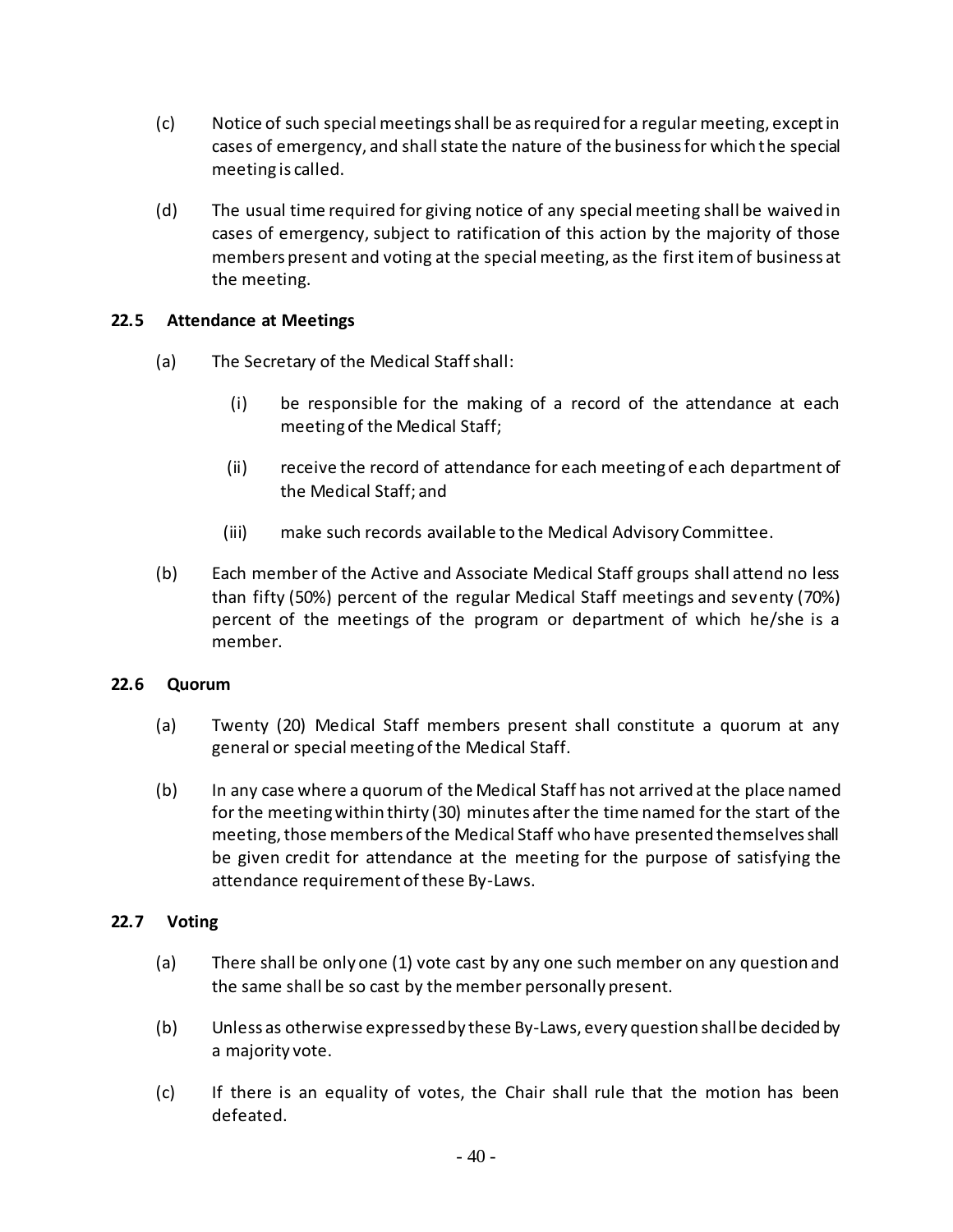(c) Notice of such special meetings shall be as required for a regular meeting, except in cases of emergency, and shall state the nature of the business for which the special meeting is called.

(d) The usual time required for giving notice of any special meeting shall be waived in cases of emergency, subject to ratification of this action by the majority of those members present and voting at the special meeting, as the first item of business at the meeting.

### 22.5 Attendance at Meetings

(a) The Secretary of the Medical Staff shall:

(i) be responsible for the making of a record of the attendance at each meeting of the Medical Staff;

(ii) receive the record of attendance for each meeting of each department of the Medical Staff; and

(iii) make such records available to the Medical Advisory Committee.

(b) Each member of the Active and Associate Medical Staff groups shall attend no less than fifty (50%) percent of the regular Medical Staff meetings and seventy (70%) percent of the meetings of the program or department of which he/she is a member.

### 22.6 Quorum

(a) Twenty (20) Medical Staff members present shall constitute a quorum at any general or special meeting of the Medical Staff.

(b) In any case where a quorum of the Medical Staff has not arrived at the place named for the meeting within thirty (30) minutes after the time named for the start of the meeting, those members of the Medical Staff who have presented themselves shall be given credit for attendance at the meeting for the purpose of satisfying the attendance requirement of these By-Laws.

### 22.7 Voting

(a) There shall be only one (1) vote cast by any one such member on any question and the same shall be so cast by the member personally present.

(b) Unless as otherwise expressed by these By-Laws, every question shall be decided by a majority vote.

(c) If there is an equality of votes, the Chair shall rule that the motion has been defeated.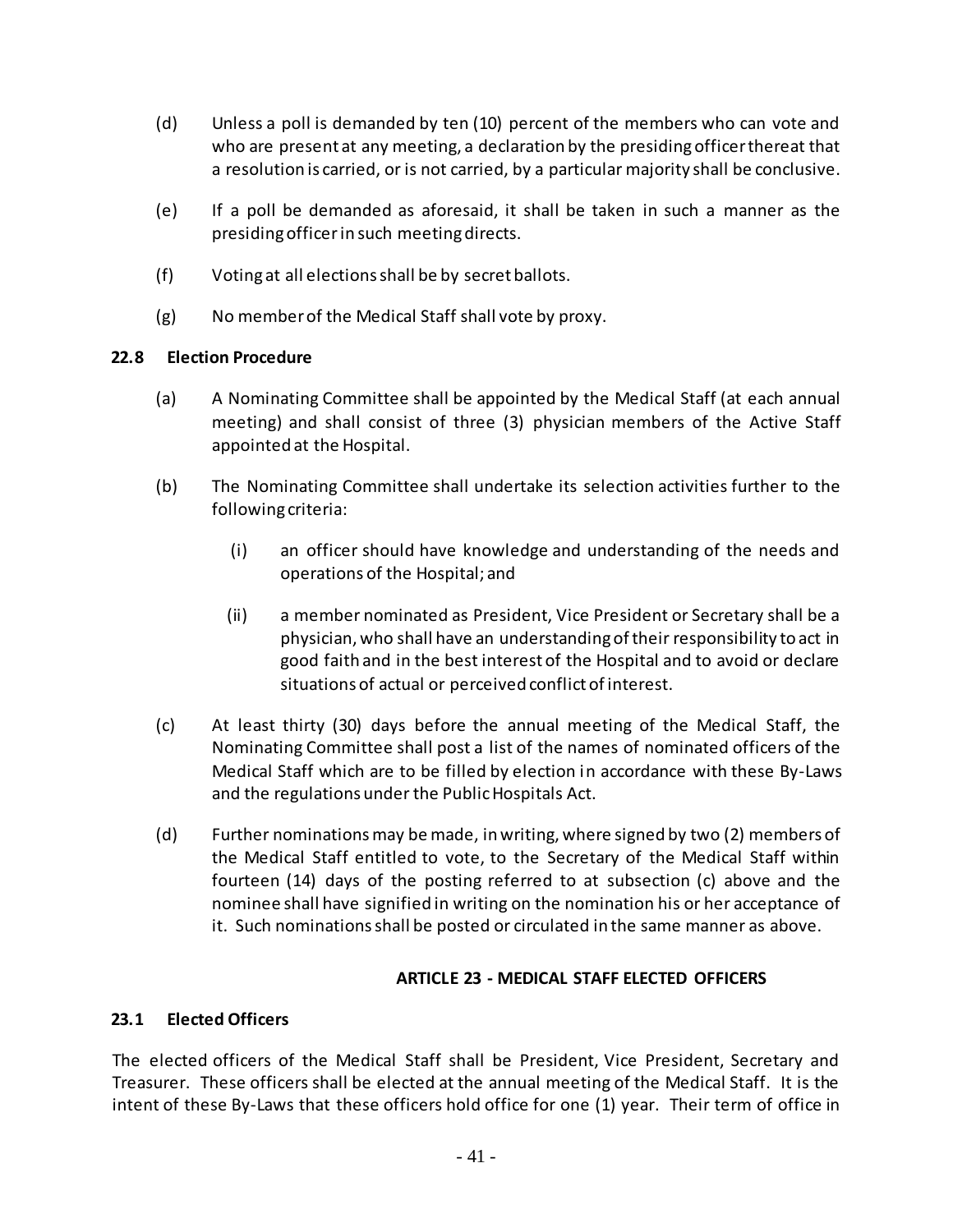(d) Unless a poll is demanded by ten (10) percent of the members who can vote and who are present at any meeting, a declaration by the presiding officer thereat that a resolution is carried, or is not carried, by a particular majority shall be conclusive.

(e) If a poll be demanded as aforesaid, it shall be taken in such a manner as the presiding officer in such meeting directs.

(f) Voting at all elections shall be by secret ballots.

(g) No member of the Medical Staff shall vote by proxy.

### 22.8 Election Procedure

(a) A Nominating Committee shall be appointed by the Medical Staff (at each annual meeting) and shall consist of three (3) physician members of the Active Staff appointed at the Hospital.

(b) The Nominating Committee shall undertake its selection activities further to the following criteria:

  (i) an officer should have knowledge and understanding of the needs and operations of the Hospital; and

  (ii) a member nominated as President, Vice President or Secretary shall be a physician, who shall have an understanding of their responsibility to act in good faith and in the best interest of the Hospital and to avoid or declare situations of actual or perceived conflict of interest.

(c) At least thirty (30) days before the annual meeting of the Medical Staff, the Nominating Committee shall post a list of the names of nominated officers of the Medical Staff which are to be filled by election in accordance with these By-Laws and the regulations under the Public Hospitals Act.

(d) Further nominations may be made, in writing, where signed by two (2) members of the Medical Staff entitled to vote, to the Secretary of the Medical Staff within fourteen (14) days of the posting referred to at subsection (c) above and the nominee shall have signified in writing on the nomination his or her acceptance of it. Such nominations shall be posted or circulated in the same manner as above.

## ARTICLE 23 - MEDICAL STAFF ELECTED OFFICERS

### 23.1 Elected Officers

The elected officers of the Medical Staff shall be President, Vice President, Secretary and Treasurer. These officers shall be elected at the annual meeting of the Medical Staff. It is the intent of these By-Laws that these officers hold office for one (1) year. Their term of office in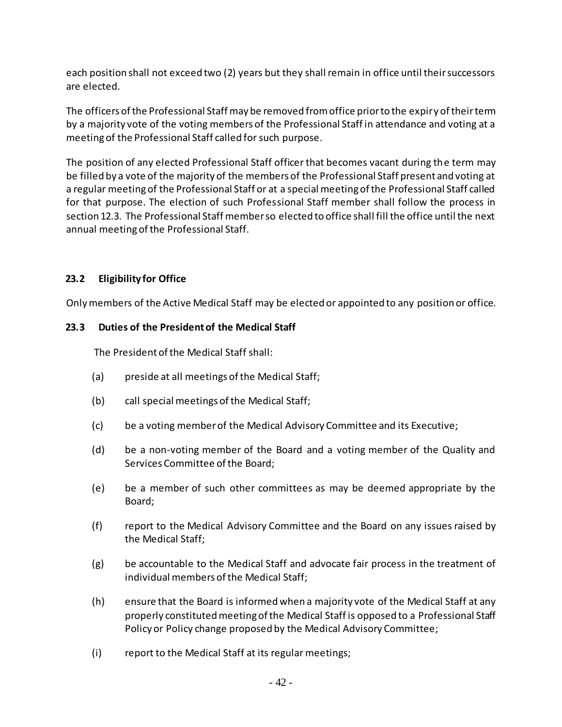each position shall not exceed two (2) years but they shall remain in office until their successors are elected.

The officers of the Professional Staff may be removed from office prior to the expiry of their term by a majority vote of the voting members of the Professional Staff in attendance and voting at a meeting of the Professional Staff called for such purpose.

The position of any elected Professional Staff officer that becomes vacant during the term may be filled by a vote of the majority of the members of the Professional Staff present and voting at a regular meeting of the Professional Staff or at a special meeting of the Professional Staff called for that purpose. The election of such Professional Staff member shall follow the process in section 12.3. The Professional Staff member so elected to office shall fill the office until the next annual meeting of the Professional Staff.

### 23.2 Eligibility for Office

Only members of the Active Medical Staff may be elected or appointed to any position or office.

### 23.3 Duties of the President of the Medical Staff

The President of the Medical Staff shall:

(a) preside at all meetings of the Medical Staff;

(b) call special meetings of the Medical Staff;

(c) be a voting member of the Medical Advisory Committee and its Executive;

(d) be a non-voting member of the Board and a voting member of the Quality and Services Committee of the Board;

(e) be a member of such other committees as may be deemed appropriate by the Board;

(f) report to the Medical Advisory Committee and the Board on any issues raised by the Medical Staff;

(g) be accountable to the Medical Staff and advocate fair process in the treatment of individual members of the Medical Staff;

(h) ensure that the Board is informed when a majority vote of the Medical Staff at any properly constituted meeting of the Medical Staff is opposed to a Professional Staff Policy or Policy change proposed by the Medical Advisory Committee;

(i) report to the Medical Staff at its regular meetings;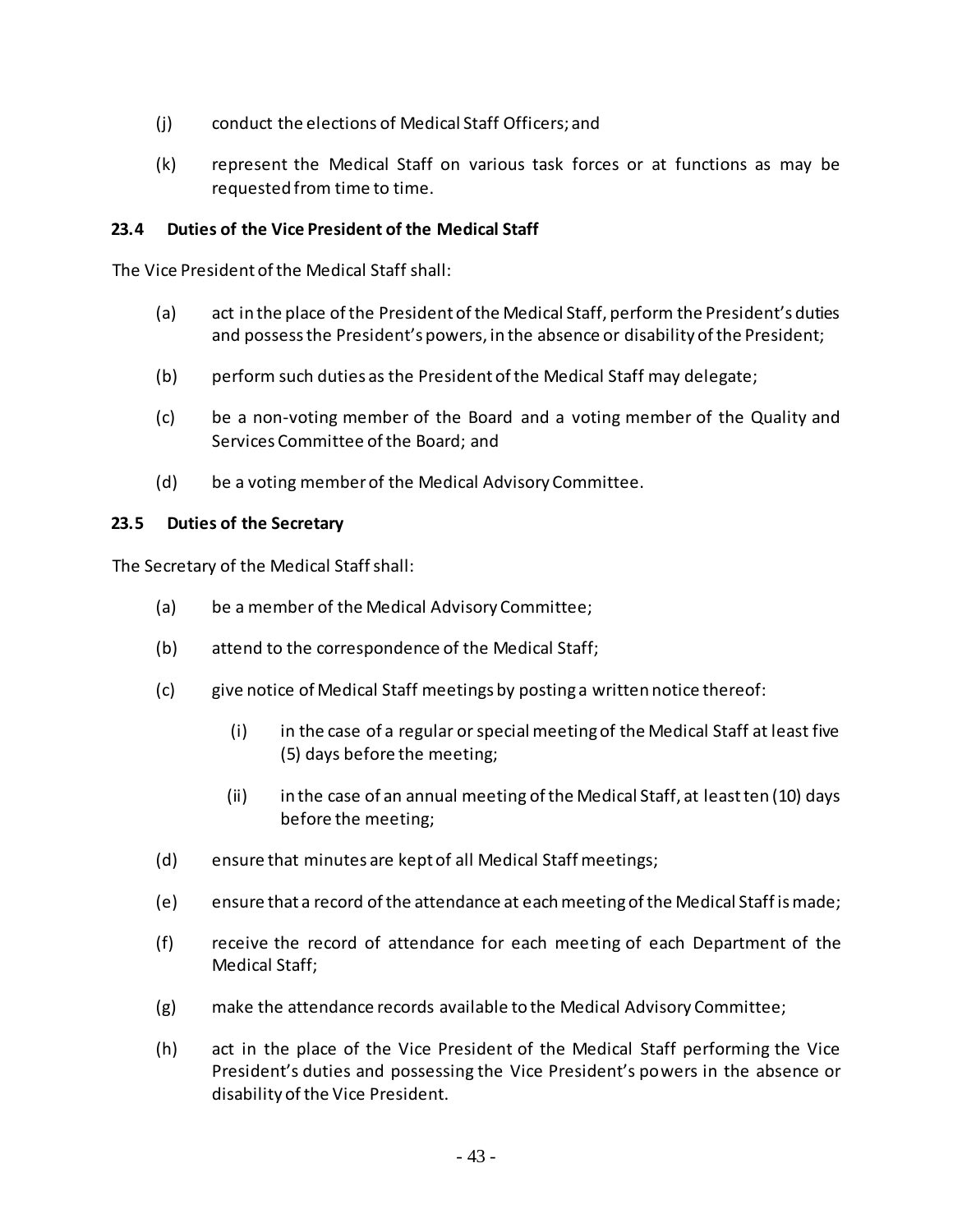(j) conduct the elections of Medical Staff Officers; and

(k) represent the Medical Staff on various task forces or at functions as may be requested from time to time.

### 23.4 Duties of the Vice President of the Medical Staff

The Vice President of the Medical Staff shall:

(a) act in the place of the President of the Medical Staff, perform the President's duties and possess the President's powers, in the absence or disability of the President;

(b) perform such duties as the President of the Medical Staff may delegate;

(c) be a non-voting member of the Board and a voting member of the Quality and Services Committee of the Board; and

(d) be a voting member of the Medical Advisory Committee.

### 23.5 Duties of the Secretary

The Secretary of the Medical Staff shall:

(a) be a member of the Medical Advisory Committee;

(b) attend to the correspondence of the Medical Staff;

(c) give notice of Medical Staff meetings by posting a written notice thereof:

  (i) in the case of a regular or special meeting of the Medical Staff at least five (5) days before the meeting;

  (ii) in the case of an annual meeting of the Medical Staff, at least ten (10) days before the meeting;

(d) ensure that minutes are kept of all Medical Staff meetings;

(e) ensure that a record of the attendance at each meeting of the Medical Staff is made;

(f) receive the record of attendance for each meeting of each Department of the Medical Staff;

(g) make the attendance records available to the Medical Advisory Committee;

(h) act in the place of the Vice President of the Medical Staff performing the Vice President's duties and possessing the Vice President's powers in the absence or disability of the Vice President.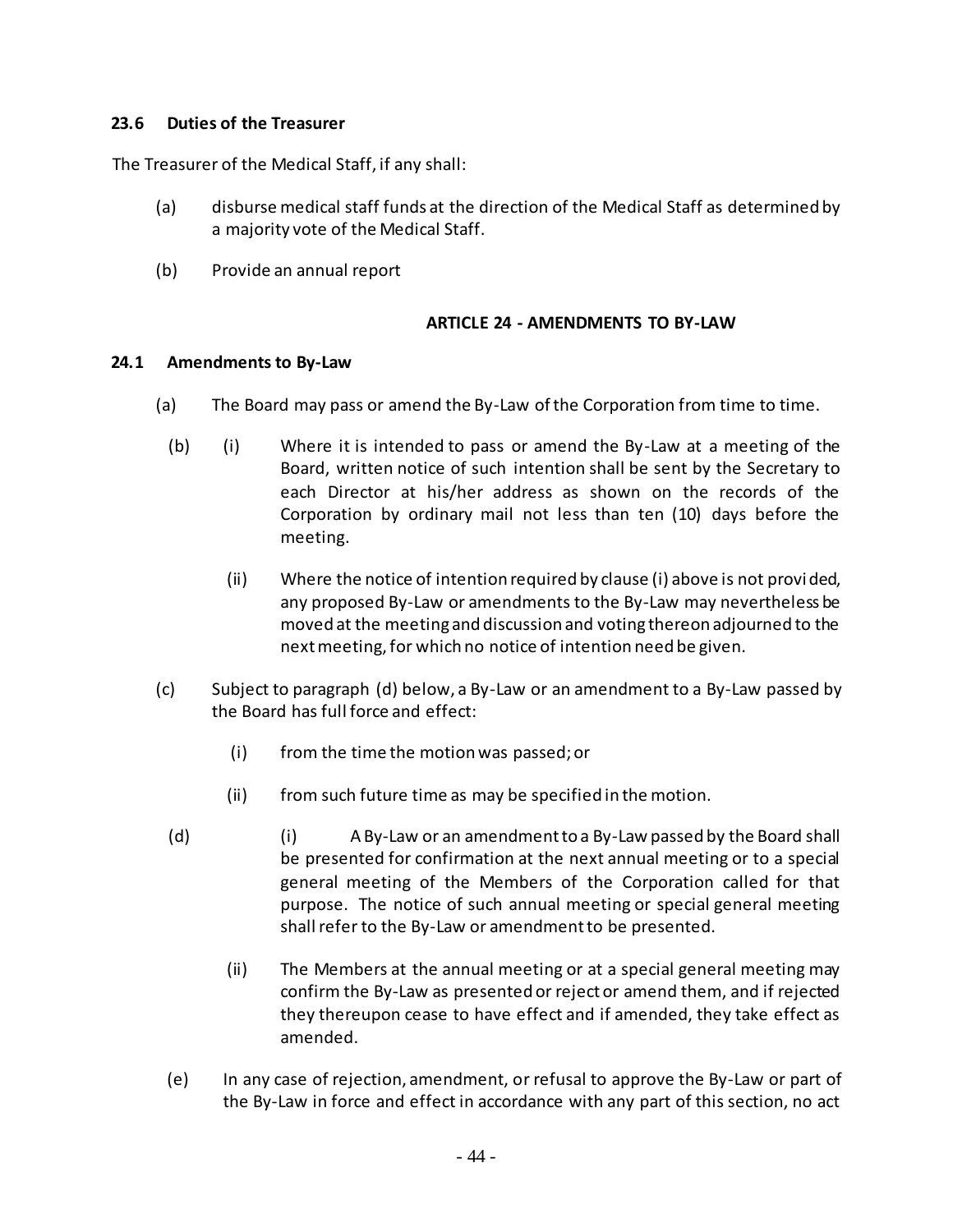### 23.6 Duties of the Treasurer

The Treasurer of the Medical Staff, if any shall:

(a) disburse medical staff funds at the direction of the Medical Staff as determined by a majority vote of the Medical Staff.

(b) Provide an annual report

## ARTICLE 24 - AMENDMENTS TO BY-LAW

### 24.1 Amendments to By-Law

(a) The Board may pass or amend the By-Law of the Corporation from time to time.

(b) (i) Where it is intended to pass or amend the By-Law at a meeting of the Board, written notice of such intention shall be sent by the Secretary to each Director at his/her address as shown on the records of the Corporation by ordinary mail not less than ten (10) days before the meeting.

(ii) Where the notice of intention required by clause (i) above is not provided, any proposed By-Law or amendments to the By-Law may nevertheless be moved at the meeting and discussion and voting thereon adjourned to the next meeting, for which no notice of intention need be given.

(c) Subject to paragraph (d) below, a By-Law or an amendment to a By-Law passed by the Board has full force and effect:

(i) from the time the motion was passed; or

(ii) from such future time as may be specified in the motion.

(d) (i) A By-Law or an amendment to a By-Law passed by the Board shall be presented for confirmation at the next annual meeting or to a special general meeting of the Members of the Corporation called for that purpose. The notice of such annual meeting or special general meeting shall refer to the By-Law or amendment to be presented.

(ii) The Members at the annual meeting or at a special general meeting may confirm the By-Law as presented or reject or amend them, and if rejected they thereupon cease to have effect and if amended, they take effect as amended.

(e) In any case of rejection, amendment, or refusal to approve the By-Law or part of the By-Law in force and effect in accordance with any part of this section, no act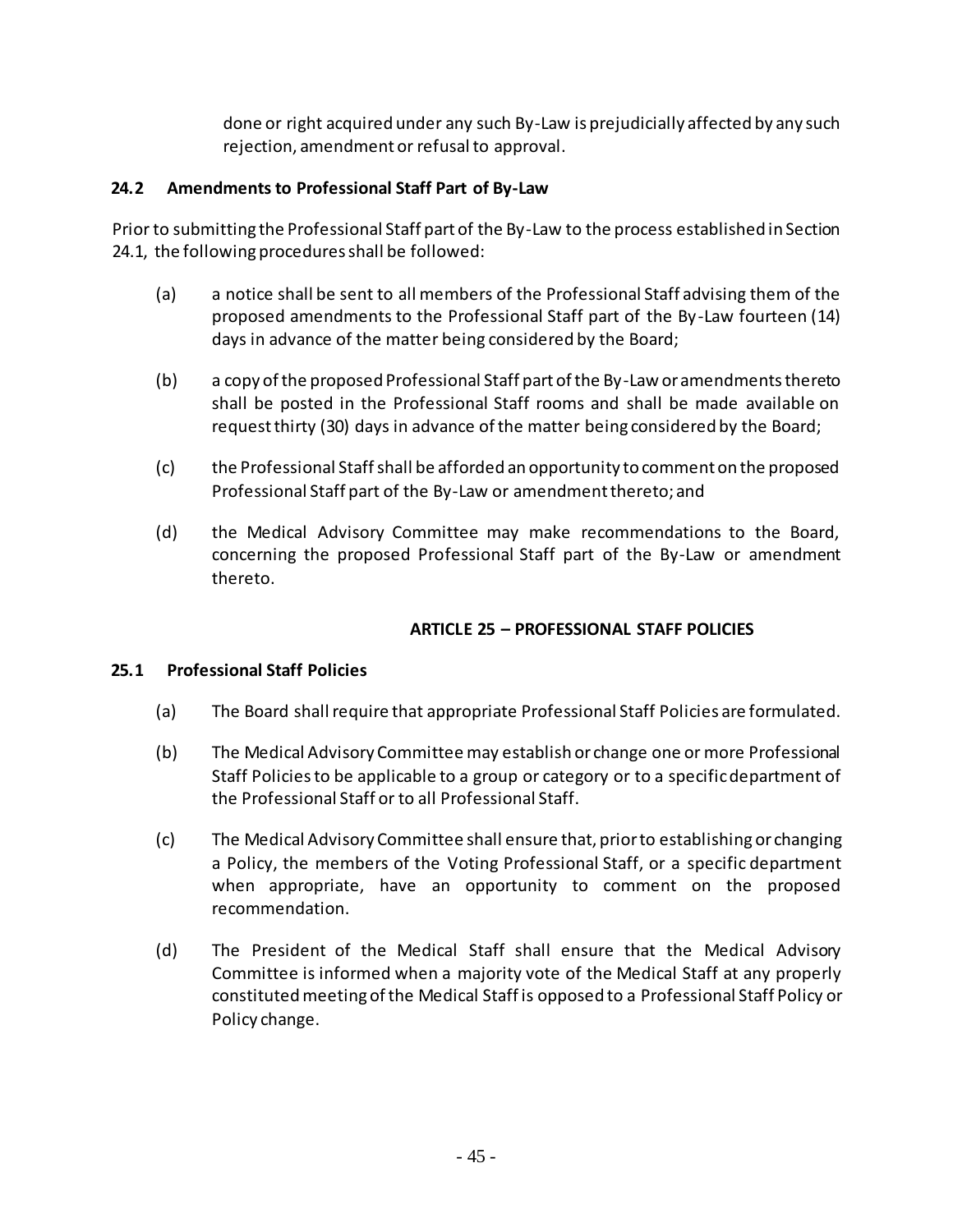done or right acquired under any such By-Law is prejudicially affected by any such rejection, amendment or refusal to approval.

### 24.2 Amendments to Professional Staff Part of By-Law

Prior to submitting the Professional Staff part of the By-Law to the process established in Section 24.1, the following procedures shall be followed:

(a) a notice shall be sent to all members of the Professional Staff advising them of the proposed amendments to the Professional Staff part of the By-Law fourteen (14) days in advance of the matter being considered by the Board;

(b) a copy of the proposed Professional Staff part of the By-Law or amendments thereto shall be posted in the Professional Staff rooms and shall be made available on request thirty (30) days in advance of the matter being considered by the Board;

(c) the Professional Staff shall be afforded an opportunity to comment on the proposed Professional Staff part of the By-Law or amendment thereto; and

(d) the Medical Advisory Committee may make recommendations to the Board, concerning the proposed Professional Staff part of the By-Law or amendment thereto.

## ARTICLE 25 – PROFESSIONAL STAFF POLICIES

### 25.1 Professional Staff Policies

(a) The Board shall require that appropriate Professional Staff Policies are formulated.

(b) The Medical Advisory Committee may establish or change one or more Professional Staff Policies to be applicable to a group or category or to a specific department of the Professional Staff or to all Professional Staff.

(c) The Medical Advisory Committee shall ensure that, prior to establishing or changing a Policy, the members of the Voting Professional Staff, or a specific department when appropriate, have an opportunity to comment on the proposed recommendation.

(d) The President of the Medical Staff shall ensure that the Medical Advisory Committee is informed when a majority vote of the Medical Staff at any properly constituted meeting of the Medical Staff is opposed to a Professional Staff Policy or Policy change.